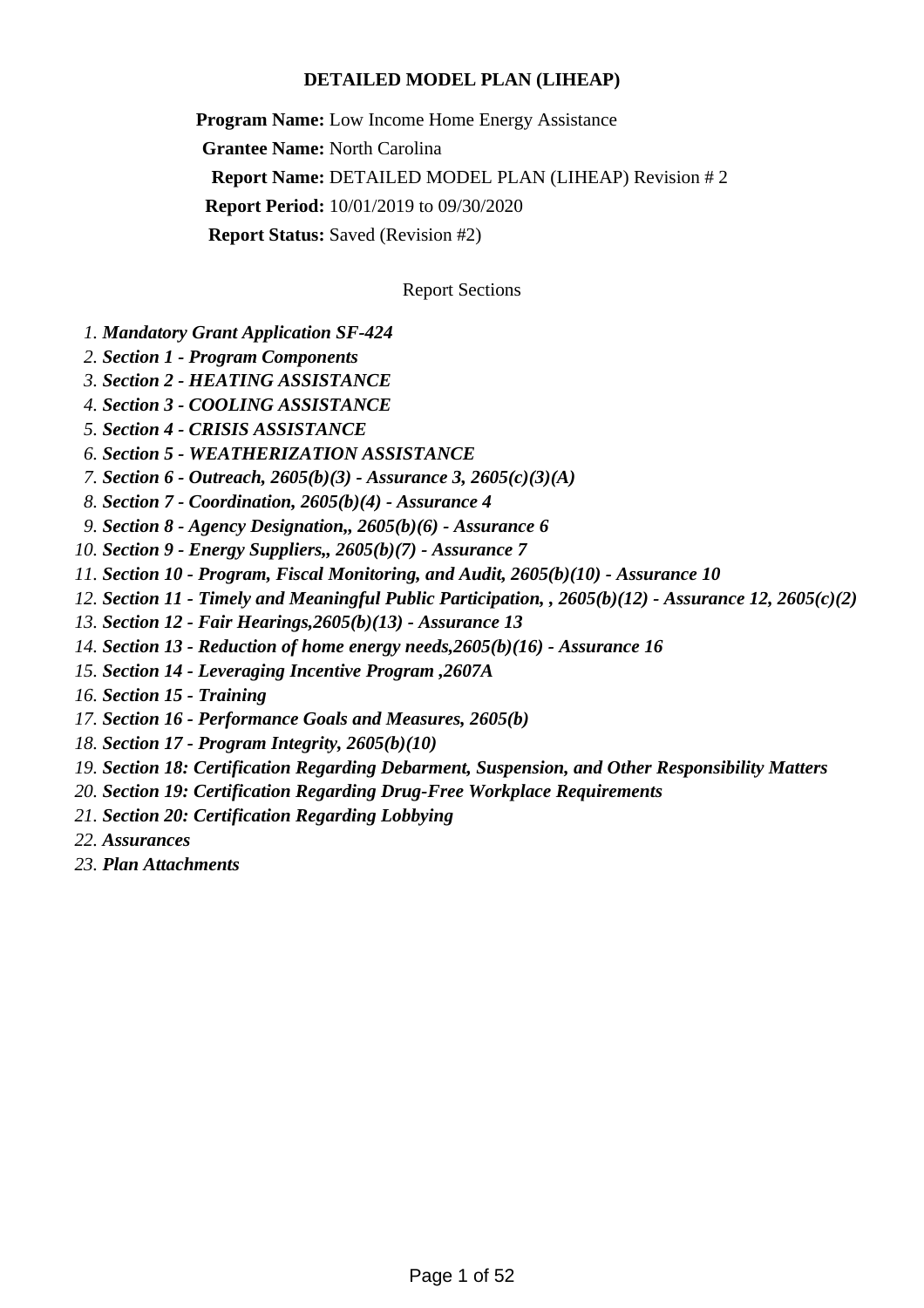# DETAILED MODEL PLAN (LIHEAP)

**Program Name:** Low Income Home Energy Assistance

**Grantee Name:** North Carolina

**Report Name:** DETAILED MODEL PLAN (LIHEAP) Revision # 2

**Report Period:** 10/01/2019 to 09/30/2020

**Report Status:** Saved (Revision #2)

Report Sections

1. ***Mandatory Grant Application SF-424***
2. ***Section 1 - Program Components***
3. ***Section 2 - HEATING ASSISTANCE***
4. ***Section 3 - COOLING ASSISTANCE***
5. ***Section 4 - CRISIS ASSISTANCE***
6. ***Section 5 - WEATHERIZATION ASSISTANCE***
7. ***Section 6 - Outreach, 2605(b)(3) - Assurance 3, 2605(c)(3)(A)***
8. ***Section 7 - Coordination, 2605(b)(4) - Assurance 4***
9. ***Section 8 - Agency Designation,, 2605(b)(6) - Assurance 6***
10. ***Section 9 - Energy Suppliers,, 2605(b)(7) - Assurance 7***
11. ***Section 10 - Program, Fiscal Monitoring, and Audit, 2605(b)(10) - Assurance 10***
12. ***Section 11 - Timely and Meaningful Public Participation, , 2605(b)(12) - Assurance 12, 2605(c)(2)***
13. ***Section 12 - Fair Hearings,2605(b)(13) - Assurance 13***
14. ***Section 13 - Reduction of home energy needs,2605(b)(16) - Assurance 16***
15. ***Section 14 - Leveraging Incentive Program ,2607A***
16. ***Section 15 - Training***
17. ***Section 16 - Performance Goals and Measures, 2605(b)***
18. ***Section 17 - Program Integrity, 2605(b)(10)***
19. ***Section 18: Certification Regarding Debarment, Suspension, and Other Responsibility Matters***
20. ***Section 19: Certification Regarding Drug-Free Workplace Requirements***
21. ***Section 20: Certification Regarding Lobbying***
22. ***Assurances***
23. ***Plan Attachments***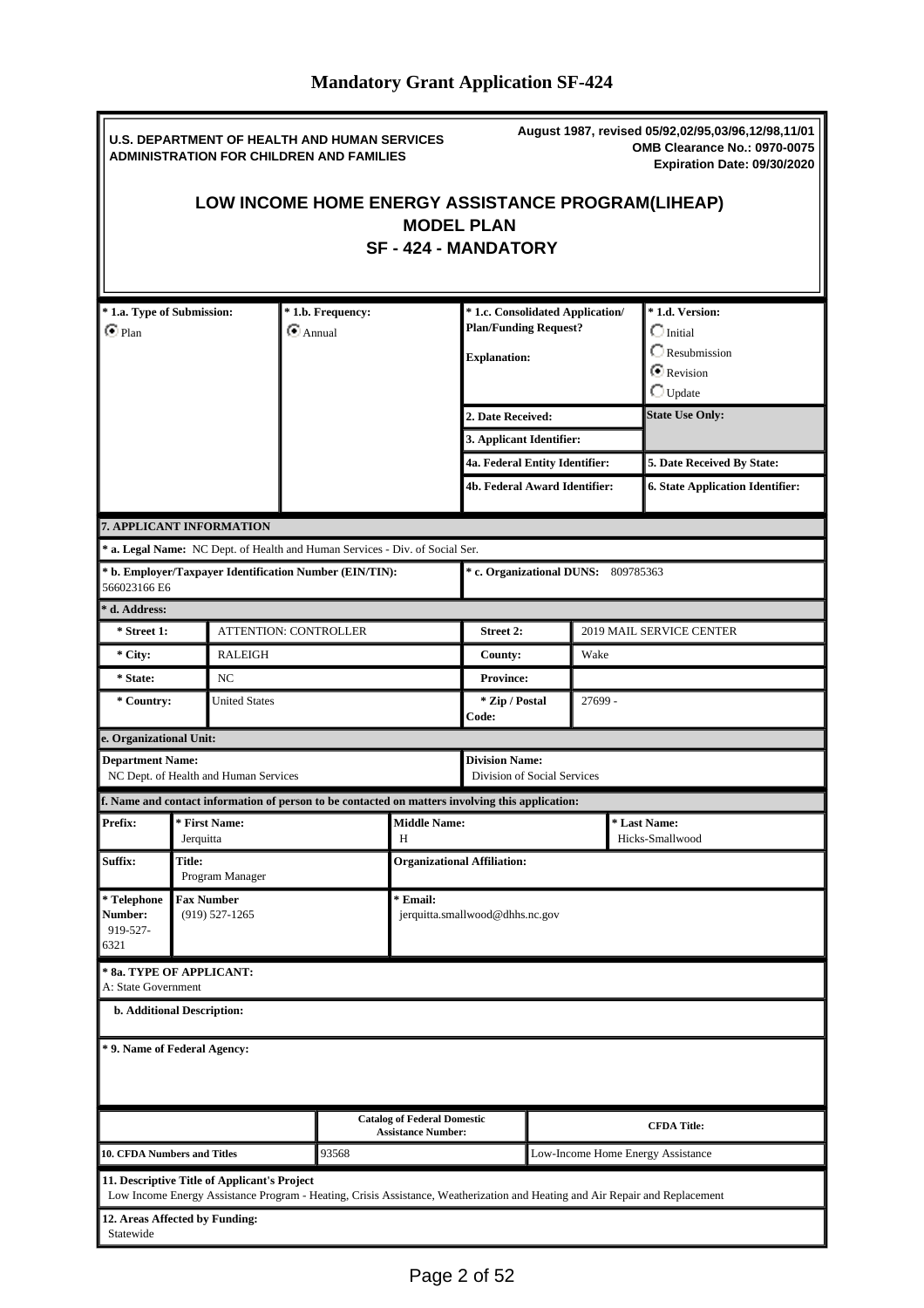# Mandatory Grant Application SF-424

**U.S. DEPARTMENT OF HEALTH AND HUMAN SERVICES**
**ADMINISTRATION FOR CHILDREN AND FAMILIES**

**August 1987, revised 05/92,02/95,03/96,12/98,11/01**
**OMB Clearance No.: 0970-0075**
**Expiration Date: 09/30/2020**

## LOW INCOME HOME ENERGY ASSISTANCE PROGRAM(LIHEAP)
## MODEL PLAN
## SF - 424 - MANDATORY

| * 1.a. Type of Submission: | * 1.b. Frequency: | * 1.c. Consolidated Application/ Plan/Funding Request? | * 1.d. Version: |
|---|---|---|---|
| ◉ Plan | ◉ Annual | Explanation: | ○ Initial ○ Resubmission ◉ Revision ○ Update |
| | | 2. Date Received: | State Use Only: |
| | | 3. Applicant Identifier: | |
| | | 4a. Federal Entity Identifier: | 5. Date Received By State: |
| | | 4b. Federal Award Identifier: | 6. State Application Identifier: |

**7. APPLICANT INFORMATION**

**\* a. Legal Name:** NC Dept. of Health and Human Services - Div. of Social Ser.

| * b. Employer/Taxpayer Identification Number (EIN/TIN): | * c. Organizational DUNS: |
|---|---|
| 566023166 E6 | 809785363 |

**\* d. Address:**

| | | | |
|---|---|---|---|
| * Street 1: | ATTENTION: CONTROLLER | Street 2: | 2019 MAIL SERVICE CENTER |
| * City: | RALEIGH | County: | Wake |
| * State: | NC | Province: | |
| * Country: | United States | * Zip / Postal Code: | 27699 - |

**e. Organizational Unit:**

| Department Name: | Division Name: |
|---|---|
| NC Dept. of Health and Human Services | Division of Social Services |

**f. Name and contact information of person to be contacted on matters involving this application:**

| Prefix: | * First Name: | Middle Name: | * Last Name: |
|---|---|---|---|
| | Jerquitta | H | Hicks-Smallwood |

| Suffix: | Title: | Organizational Affiliation: |
|---|---|---|
| | Program Manager | |

| * Telephone Number: | Fax Number | * Email: |
|---|---|---|
| 919-527-6321 | (919) 527-1265 | jerquitta.smallwood@dhhs.nc.gov |

**\* 8a. TYPE OF APPLICANT:**
A: State Government

**b. Additional Description:**

**\* 9. Name of Federal Agency:**

| | Catalog of Federal Domestic Assistance Number: | CFDA Title: |
|---|---|---|
| 10. CFDA Numbers and Titles | 93568 | Low-Income Home Energy Assistance |

**11. Descriptive Title of Applicant's Project**
Low Income Energy Assistance Program - Heating, Crisis Assistance, Weatherization and Heating and Air Repair and Replacement

**12. Areas Affected by Funding:**
Statewide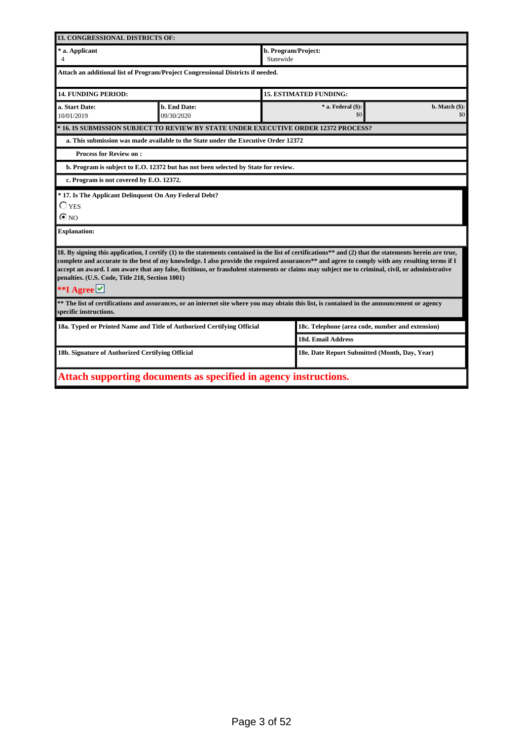**13. CONGRESSIONAL DISTRICTS OF:**

| * a. Applicant | b. Program/Project: |
|---|---|
| 4 | Statewide |

**Attach an additional list of Program/Project Congressional Districts if needed.**

| 14. FUNDING PERIOD: | | 15. ESTIMATED FUNDING: | |
|---|---|---|---|
| a. Start Date: | b. End Date: | * a. Federal ($): | b. Match ($): |
| 10/01/2019 | 09/30/2020 | $0 | $0 |

**\* 16. IS SUBMISSION SUBJECT TO REVIEW BY STATE UNDER EXECUTIVE ORDER 12372 PROCESS?**

**a. This submission was made available to the State under the Executive Order 12372**

**Process for Review on :**

**b. Program is subject to E.O. 12372 but has not been selected by State for review.**

**c. Program is not covered by E.O. 12372.**

**\* 17. Is The Applicant Delinquent On Any Federal Debt?**

○ YES

◉ NO

**Explanation:**

**18. By signing this application, I certify (1) to the statements contained in the list of certifications\*\* and (2) that the statements herein are true, complete and accurate to the best of my knowledge. I also provide the required assurances\*\* and agree to comply with any resulting terms if I accept an award. I am aware that any false, fictitious, or fraudulent statements or claims may subject me to criminal, civil, or administrative penalties. (U.S. Code, Title 218, Section 1001)**

**\*\*I Agree** ☑

**\*\* The list of certifications and assurances, or an internet site where you may obtain this list, is contained in the announcement or agency specific instructions.**

| 18a. Typed or Printed Name and Title of Authorized Certifying Official | 18c. Telephone (area code, number and extension) |
|---|---|
| | 18d. Email Address |
| 18b. Signature of Authorized Certifying Official | 18e. Date Report Submitted (Month, Day, Year) |

**Attach supporting documents as specified in agency instructions.**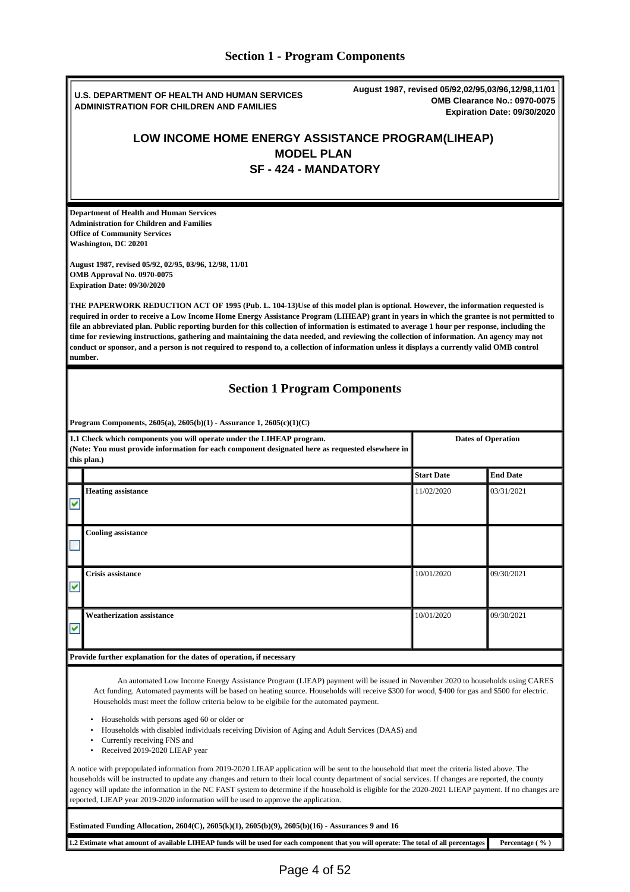## Section 1 - Program Components

**U.S. DEPARTMENT OF HEALTH AND HUMAN SERVICES**
**ADMINISTRATION FOR CHILDREN AND FAMILIES**

**August 1987, revised 05/92,02/95,03/96,12/98,11/01**
**OMB Clearance No.: 0970-0075**
**Expiration Date: 09/30/2020**

# LOW INCOME HOME ENERGY ASSISTANCE PROGRAM(LIHEAP) MODEL PLAN SF - 424 - MANDATORY

**Department of Health and Human Services**
**Administration for Children and Families**
**Office of Community Services**
**Washington, DC 20201**

**August 1987, revised 05/92, 02/95, 03/96, 12/98, 11/01**
**OMB Approval No. 0970-0075**
**Expiration Date: 09/30/2020**

**THE PAPERWORK REDUCTION ACT OF 1995 (Pub. L. 104-13)Use of this model plan is optional. However, the information requested is required in order to receive a Low Income Home Energy Assistance Program (LIHEAP) grant in years in which the grantee is not permitted to file an abbreviated plan. Public reporting burden for this collection of information is estimated to average 1 hour per response, including the time for reviewing instructions, gathering and maintaining the data needed, and reviewing the collection of information. An agency may not conduct or sponsor, and a person is not required to respond to, a collection of information unless it displays a currently valid OMB control number.**

## Section 1 Program Components

**Program Components, 2605(a), 2605(b)(1) - Assurance 1, 2605(c)(1)(C)**

| **1.1 Check which components you will operate under the LIHEAP program. (Note: You must provide information for each component designated here as requested elsewhere in this plan.)** | | **Dates of Operation** | |
|---|---|---|---|
| | | **Start Date** | **End Date** |
| ☑ | **Heating assistance** | 11/02/2020 | 03/31/2021 |
| ☐ | **Cooling assistance** | | |
| ☑ | **Crisis assistance** | 10/01/2020 | 09/30/2021 |
| ☑ | **Weatherization assistance** | 10/01/2020 | 09/30/2021 |

**Provide further explanation for the dates of operation, if necessary**

An automated Low Income Energy Assistance Program (LIEAP) payment will be issued in November 2020 to households using CARES Act funding. Automated payments will be based on heating source. Households will receive $300 for wood, $400 for gas and $500 for electric. Households must meet the follow criteria below to be elgibile for the automated payment.

- Households with persons aged 60 or older or
- Households with disabled individuals receiving Division of Aging and Adult Services (DAAS) and
- Currently receiving FNS and
- Received 2019-2020 LIEAP year

A notice with prepopulated information from 2019-2020 LIEAP application will be sent to the household that meet the criteria listed above. The households will be instructed to update any changes and return to their local county department of social services. If changes are reported, the county agency will update the information in the NC FAST system to determine if the household is eligible for the 2020-2021 LIEAP payment. If no changes are reported, LIEAP year 2019-2020 information will be used to approve the application.

**Estimated Funding Allocation, 2604(C), 2605(k)(1), 2605(b)(9), 2605(b)(16) - Assurances 9 and 16**

| **1.2 Estimate what amount of available LIHEAP funds will be used for each component that you will operate: The total of all percentages** | **Percentage ( % )** |
|---|---|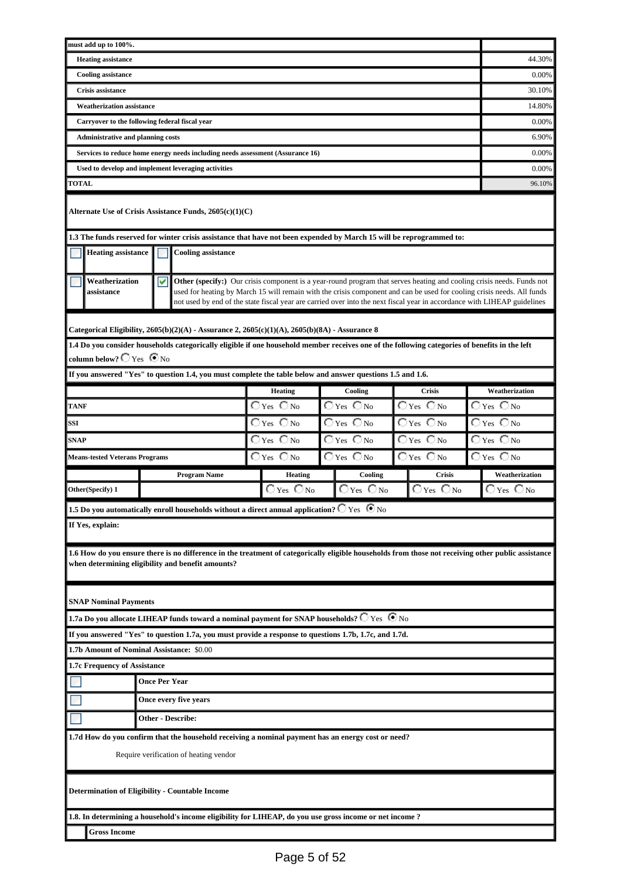| must add up to 100%. | |
|---|---|
| Heating assistance | 44.30% |
| Cooling assistance | 0.00% |
| Crisis assistance | 30.10% |
| Weatherization assistance | 14.80% |
| Carryover to the following federal fiscal year | 0.00% |
| Administrative and planning costs | 6.90% |
| Services to reduce home energy needs including needs assessment (Assurance 16) | 0.00% |
| Used to develop and implement leveraging activities | 0.00% |
| **TOTAL** | 96.10% |

**Alternate Use of Crisis Assistance Funds, 2605(c)(1)(C)**

**1.3 The funds reserved for winter crisis assistance that have not been expended by March 15 will be reprogrammed to:**

- ☐ Heating assistance
- ☐ Cooling assistance
- ☐ Weatherization assistance
- ☑ Other (specify:) Our crisis component is a year-round program that serves heating and cooling crisis needs. Funds not used for heating by March 15 will remain with the crisis component and can be used for cooling crisis needs. All funds not used by end of the state fiscal year are carried over into the next fiscal year in accordance with LIHEAP guidelines

**Categorical Eligibility, 2605(b)(2)(A) - Assurance 2, 2605(c)(1)(A), 2605(b)(8A) - Assurance 8**

**1.4 Do you consider households categorically eligible if one household member receives one of the following categories of benefits in the left column below?** ○ Yes ◉ No

**If you answered "Yes" to question 1.4, you must complete the table below and answer questions 1.5 and 1.6.**

| | Program Name | Heating | Cooling | Crisis | Weatherization |
|---|---|---|---|---|---|
| TANF | | ○ Yes ○ No | ○ Yes ○ No | ○ Yes ○ No | ○ Yes ○ No |
| SSI | | ○ Yes ○ No | ○ Yes ○ No | ○ Yes ○ No | ○ Yes ○ No |
| SNAP | | ○ Yes ○ No | ○ Yes ○ No | ○ Yes ○ No | ○ Yes ○ No |
| Means-tested Veterans Programs | | ○ Yes ○ No | ○ Yes ○ No | ○ Yes ○ No | ○ Yes ○ No |
| Other(Specify) 1 | | ○ Yes ○ No | ○ Yes ○ No | ○ Yes ○ No | ○ Yes ○ No |

**1.5 Do you automatically enroll households without a direct annual application?** ○ Yes ◉ No

**If Yes, explain:**

**1.6 How do you ensure there is no difference in the treatment of categorically eligible households from those not receiving other public assistance when determining eligibility and benefit amounts?**

**SNAP Nominal Payments**

**1.7a Do you allocate LIHEAP funds toward a nominal payment for SNAP households?** ○ Yes ◉ No

**If you answered "Yes" to question 1.7a, you must provide a response to questions 1.7b, 1.7c, and 1.7d.**

**1.7b Amount of Nominal Assistance:** $0.00

**1.7c Frequency of Assistance**

- ☐ Once Per Year
- ☐ Once every five years
- ☐ Other - Describe:

**1.7d How do you confirm that the household receiving a nominal payment has an energy cost or need?**

Require verification of heating vendor

**Determination of Eligibility - Countable Income**

**1.8. In determining a household's income eligibility for LIHEAP, do you use gross income or net income ?**

- ☐ Gross Income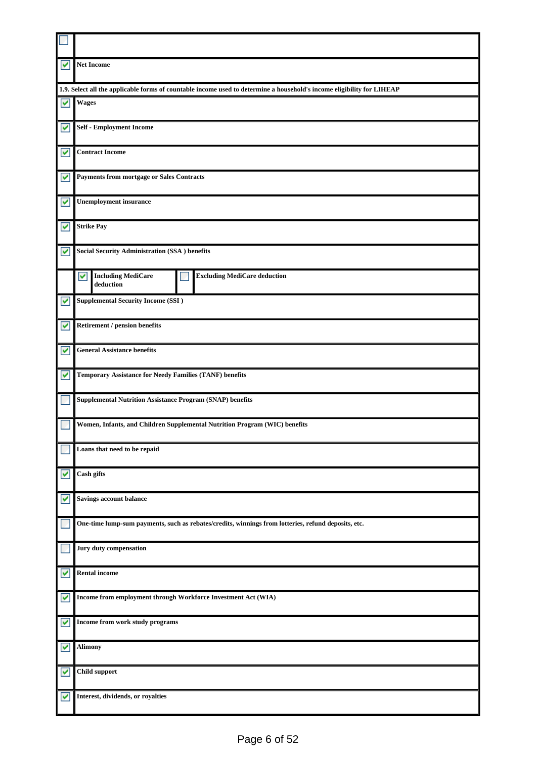| | |
|---|---|
| ☐ | |
| ☑ | Net Income |

**1.9. Select all the applicable forms of countable income used to determine a household's income eligibility for LIHEAP**

| | | | |
|---|---|---|---|
| ☑ | Wages | | |
| ☑ | Self - Employment Income | | |
| ☑ | Contract Income | | |
| ☑ | Payments from mortgage or Sales Contracts | | |
| ☑ | Unemployment insurance | | |
| ☑ | Strike Pay | | |
| ☑ | Social Security Administration (SSA ) benefits | | |
| | ☑ Including MediCare deduction | ☐ | Excluding MediCare deduction |
| ☑ | Supplemental Security Income (SSI ) | | |
| ☑ | Retirement / pension benefits | | |
| ☑ | General Assistance benefits | | |
| ☑ | Temporary Assistance for Needy Families (TANF) benefits | | |
| ☐ | Supplemental Nutrition Assistance Program (SNAP) benefits | | |
| ☐ | Women, Infants, and Children Supplemental Nutrition Program (WIC) benefits | | |
| ☐ | Loans that need to be repaid | | |
| ☑ | Cash gifts | | |
| ☑ | Savings account balance | | |
| ☐ | One-time lump-sum payments, such as rebates/credits, winnings from lotteries, refund deposits, etc. | | |
| ☐ | Jury duty compensation | | |
| ☑ | Rental income | | |
| ☑ | Income from employment through Workforce Investment Act (WIA) | | |
| ☑ | Income from work study programs | | |
| ☑ | Alimony | | |
| ☑ | Child support | | |
| ☑ | Interest, dividends, or royalties | | |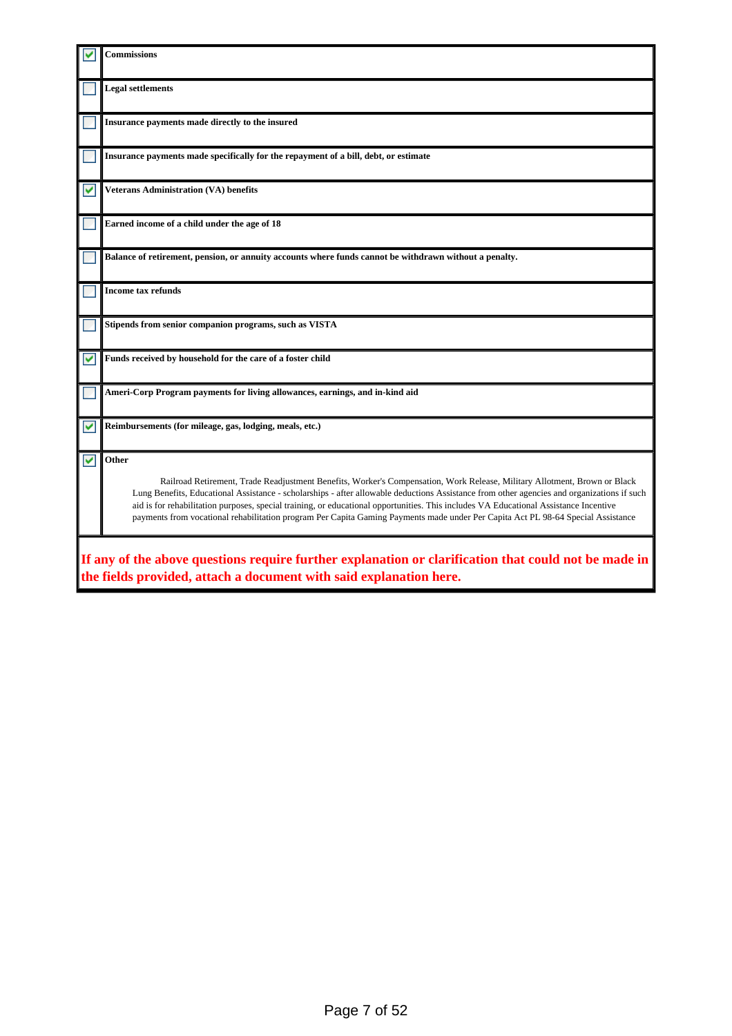| | |
|---|---|
| ☑ | **Commissions** |
| ☐ | **Legal settlements** |
| ☐ | **Insurance payments made directly to the insured** |
| ☐ | **Insurance payments made specifically for the repayment of a bill, debt, or estimate** |
| ☑ | **Veterans Administration (VA) benefits** |
| ☐ | **Earned income of a child under the age of 18** |
| ☐ | **Balance of retirement, pension, or annuity accounts where funds cannot be withdrawn without a penalty.** |
| ☐ | **Income tax refunds** |
| ☐ | **Stipends from senior companion programs, such as VISTA** |
| ☑ | **Funds received by household for the care of a foster child** |
| ☐ | **Ameri-Corp Program payments for living allowances, earnings, and in-kind aid** |
| ☑ | **Reimbursements (for mileage, gas, lodging, meals, etc.)** |
| ☑ | **Other** Railroad Retirement, Trade Readjustment Benefits, Worker's Compensation, Work Release, Military Allotment, Brown or Black Lung Benefits, Educational Assistance - scholarships - after allowable deductions Assistance from other agencies and organizations if such aid is for rehabilitation purposes, special training, or educational opportunities. This includes VA Educational Assistance Incentive payments from vocational rehabilitation program Per Capita Gaming Payments made under Per Capita Act PL 98-64 Special Assistance |

**If any of the above questions require further explanation or clarification that could not be made in the fields provided, attach a document with said explanation here.**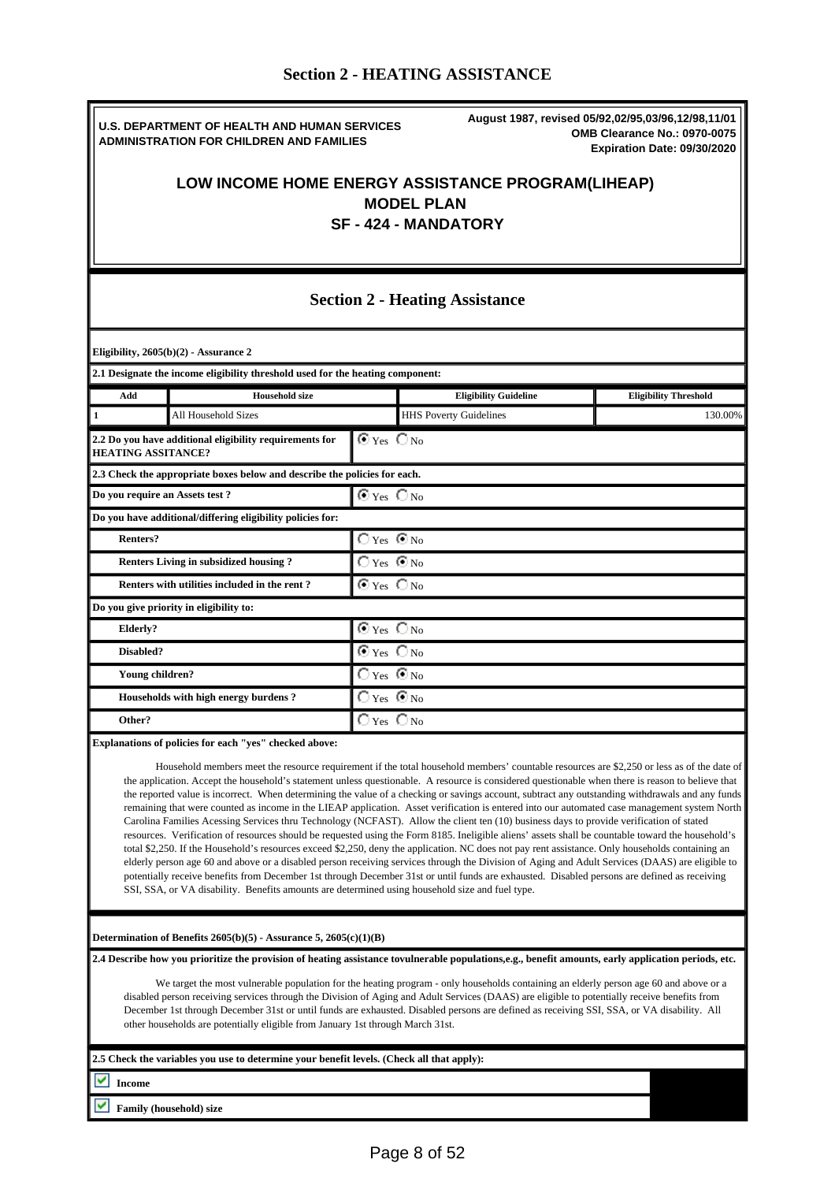## Section 2 - HEATING ASSISTANCE

**U.S. DEPARTMENT OF HEALTH AND HUMAN SERVICES**
**ADMINISTRATION FOR CHILDREN AND FAMILIES**

**August 1987, revised 05/92,02/95,03/96,12/98,11/01**
**OMB Clearance No.: 0970-0075**
**Expiration Date: 09/30/2020**

# LOW INCOME HOME ENERGY ASSISTANCE PROGRAM(LIHEAP)
# MODEL PLAN
# SF - 424 - MANDATORY

## Section 2 - Heating Assistance

**Eligibility, 2605(b)(2) - Assurance 2**

**2.1 Designate the income eligibility threshold used for the heating component:**

| Add | Household size | Eligibility Guideline | Eligibility Threshold |
|---|---|---|---|
| 1 | All Household Sizes | HHS Poverty Guidelines | 130.00% |

| | |
|---|---|
| **2.2 Do you have additional eligibility requirements for HEATING ASSITANCE?** | ◉ Yes ○ No |
| **2.3 Check the appropriate boxes below and describe the policies for each.** | |
| **Do you require an Assets test ?** | ◉ Yes ○ No |
| **Do you have additional/differing eligibility policies for:** | |
| **Renters?** | ○ Yes ◉ No |
| **Renters Living in subsidized housing ?** | ○ Yes ◉ No |
| **Renters with utilities included in the rent ?** | ◉ Yes ○ No |
| **Do you give priority in eligibility to:** | |
| **Elderly?** | ◉ Yes ○ No |
| **Disabled?** | ◉ Yes ○ No |
| **Young children?** | ○ Yes ◉ No |
| **Households with high energy burdens ?** | ○ Yes ◉ No |
| **Other?** | ○ Yes ○ No |

**Explanations of policies for each "yes" checked above:**

Household members meet the resource requirement if the total household members' countable resources are $2,250 or less as of the date of the application. Accept the household's statement unless questionable. A resource is considered questionable when there is reason to believe that the reported value is incorrect. When determining the value of a checking or savings account, subtract any outstanding withdrawals and any funds remaining that were counted as income in the LIEAP application. Asset verification is entered into our automated case management system North Carolina Families Acessing Services thru Technology (NCFAST). Allow the client ten (10) business days to provide verification of stated resources. Verification of resources should be requested using the Form 8185. Ineligible aliens' assets shall be countable toward the household's total $2,250. If the Household's resources exceed $2,250, deny the application. NC does not pay rent assistance. Only households containing an elderly person age 60 and above or a disabled person receiving services through the Division of Aging and Adult Services (DAAS) are eligible to potentially receive benefits from December 1st through December 31st or until funds are exhausted. Disabled persons are defined as receiving SSI, SSA, or VA disability. Benefits amounts are determined using household size and fuel type.

**Determination of Benefits 2605(b)(5) - Assurance 5, 2605(c)(1)(B)**

**2.4 Describe how you prioritize the provision of heating assistance tovulnerable populations,e.g., benefit amounts, early application periods, etc.**

We target the most vulnerable population for the heating program - only households containing an elderly person age 60 and above or a disabled person receiving services through the Division of Aging and Adult Services (DAAS) are eligible to potentially receive benefits from December 1st through December 31st or until funds are exhausted. Disabled persons are defined as receiving SSI, SSA, or VA disability. All other households are potentially eligible from January 1st through March 31st.

**2.5 Check the variables you use to determine your benefit levels. (Check all that apply):**

- ☑ **Income**
- ☑ **Family (household) size**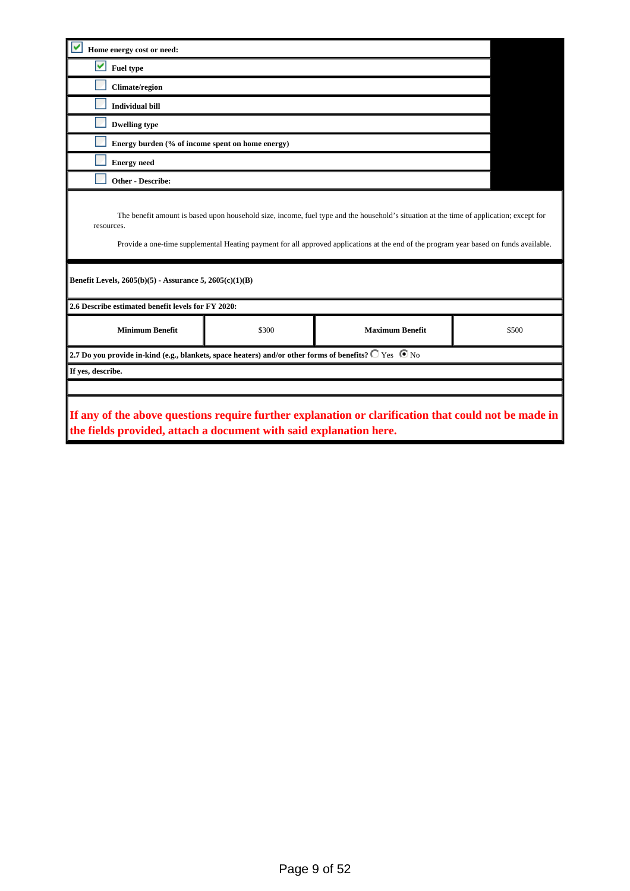- [x] **Home energy cost or need:**
  - [x] **Fuel type**
  - [ ] **Climate/region**
  - [ ] **Individual bill**
  - [ ] **Dwelling type**
  - [ ] **Energy burden (% of income spent on home energy)**
  - [ ] **Energy need**
  - [ ] **Other - Describe:**

The benefit amount is based upon household size, income, fuel type and the household's situation at the time of application; except for resources.

Provide a one-time supplemental Heating payment for all approved applications at the end of the program year based on funds available.

**Benefit Levels, 2605(b)(5) - Assurance 5, 2605(c)(1)(B)**

**2.6 Describe estimated benefit levels for FY 2020:**

| **Minimum Benefit** | $300 | **Maximum Benefit** | $500 |
|---|---|---|---|

**2.7 Do you provide in-kind (e.g., blankets, space heaters) and/or other forms of benefits?** ○ Yes ◉ No

**If yes, describe.**

**If any of the above questions require further explanation or clarification that could not be made in the fields provided, attach a document with said explanation here.**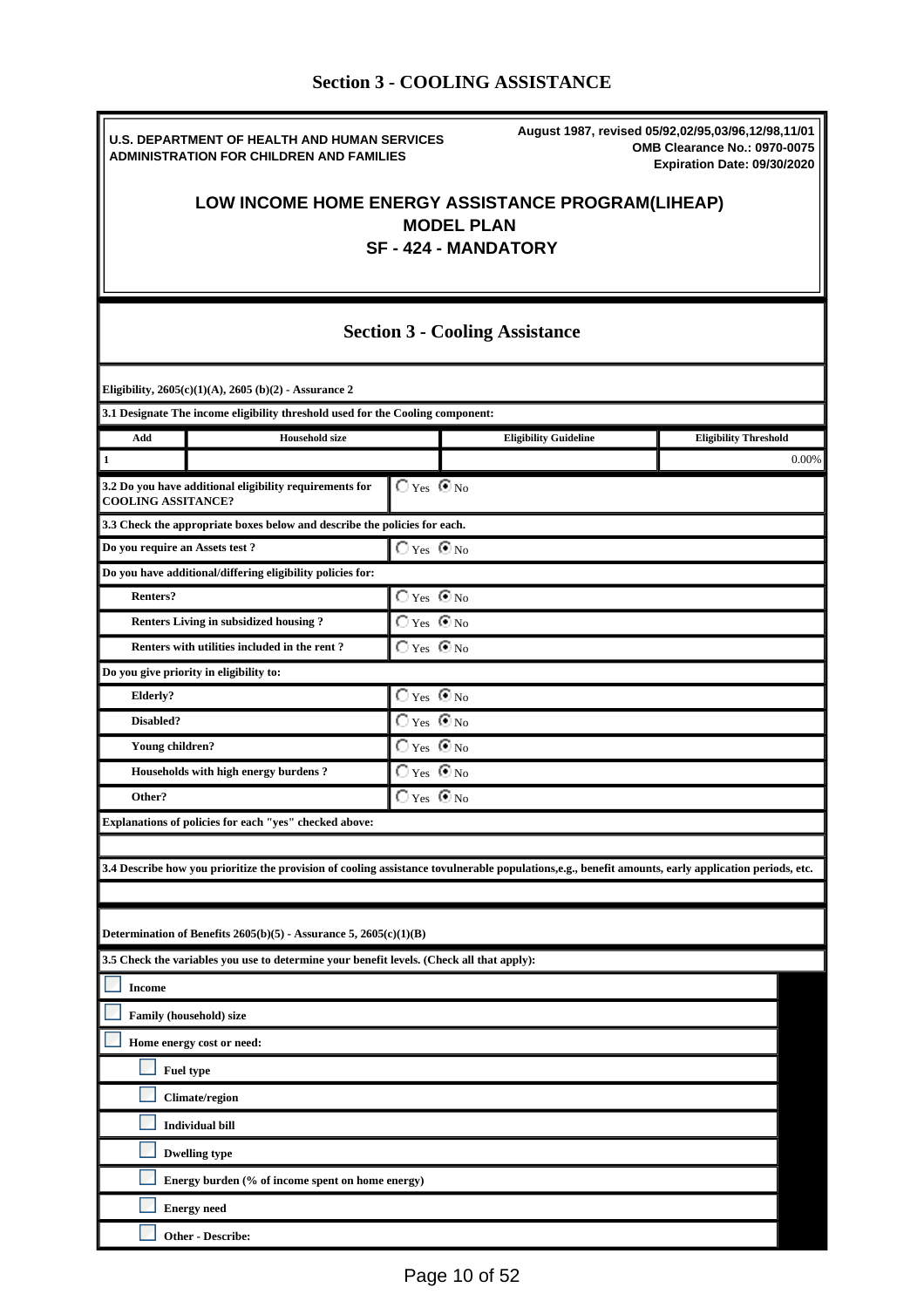## Section 3 - COOLING ASSISTANCE

**U.S. DEPARTMENT OF HEALTH AND HUMAN SERVICES**
**ADMINISTRATION FOR CHILDREN AND FAMILIES**

**August 1987, revised 05/92,02/95,03/96,12/98,11/01**
**OMB Clearance No.: 0970-0075**
**Expiration Date: 09/30/2020**

# LOW INCOME HOME ENERGY ASSISTANCE PROGRAM(LIHEAP)
# MODEL PLAN
# SF - 424 - MANDATORY

## Section 3 - Cooling Assistance

**Eligibility, 2605(c)(1)(A), 2605 (b)(2) - Assurance 2**

**3.1 Designate The income eligibility threshold used for the Cooling component:**

| Add | Household size | Eligibility Guideline | Eligibility Threshold |
|---|---|---|---|
| 1 | | | 0.00% |

**3.2 Do you have additional eligibility requirements for COOLING ASSITANCE?** ○ Yes ◉ No

**3.3 Check the appropriate boxes below and describe the policies for each.**

| | |
|---|---|
| **Do you require an Assets test ?** | ○ Yes ◉ No |
| **Do you have additional/differing eligibility policies for:** | |
| **Renters?** | ○ Yes ◉ No |
| **Renters Living in subsidized housing ?** | ○ Yes ◉ No |
| **Renters with utilities included in the rent ?** | ○ Yes ◉ No |
| **Do you give priority in eligibility to:** | |
| **Elderly?** | ○ Yes ◉ No |
| **Disabled?** | ○ Yes ◉ No |
| **Young children?** | ○ Yes ◉ No |
| **Households with high energy burdens ?** | ○ Yes ◉ No |
| **Other?** | ○ Yes ◉ No |

**Explanations of policies for each "yes" checked above:**

**3.4 Describe how you prioritize the provision of cooling assistance tovulnerable populations,e.g., benefit amounts, early application periods, etc.**

**Determination of Benefits 2605(b)(5) - Assurance 5, 2605(c)(1)(B)**

**3.5 Check the variables you use to determine your benefit levels. (Check all that apply):**

- ☐ **Income**
- ☐ **Family (household) size**
- ☐ **Home energy cost or need:**
  - ☐ **Fuel type**
  - ☐ **Climate/region**
  - ☐ **Individual bill**
  - ☐ **Dwelling type**
  - ☐ **Energy burden (% of income spent on home energy)**
  - ☐ **Energy need**
  - ☐ **Other - Describe:**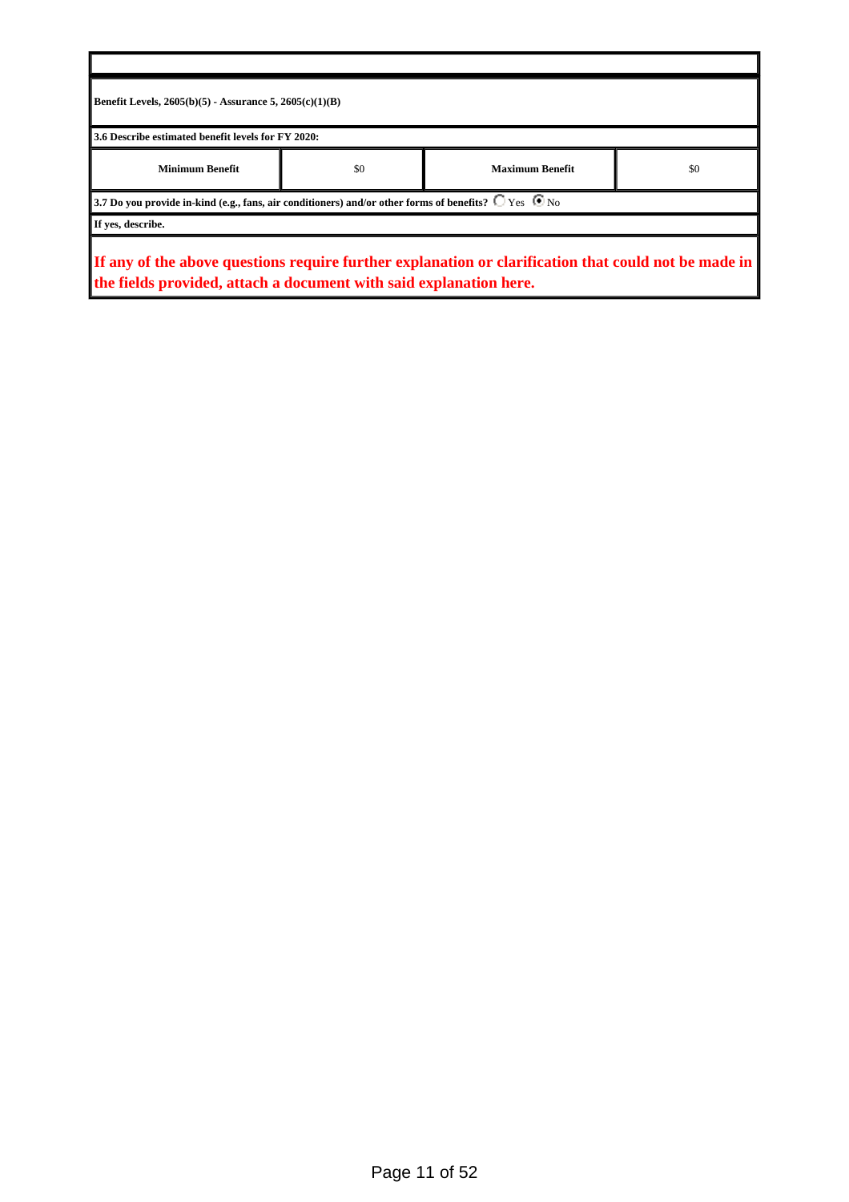**Benefit Levels, 2605(b)(5) - Assurance 5, 2605(c)(1)(B)**

**3.6 Describe estimated benefit levels for FY 2020:**

| Minimum Benefit | $0 | Maximum Benefit | $0 |
|---|---|---|---|

**3.7 Do you provide in-kind (e.g., fans, air conditioners) and/or other forms of benefits?** ○ Yes ◉ No

**If yes, describe.**

**If any of the above questions require further explanation or clarification that could not be made in the fields provided, attach a document with said explanation here.**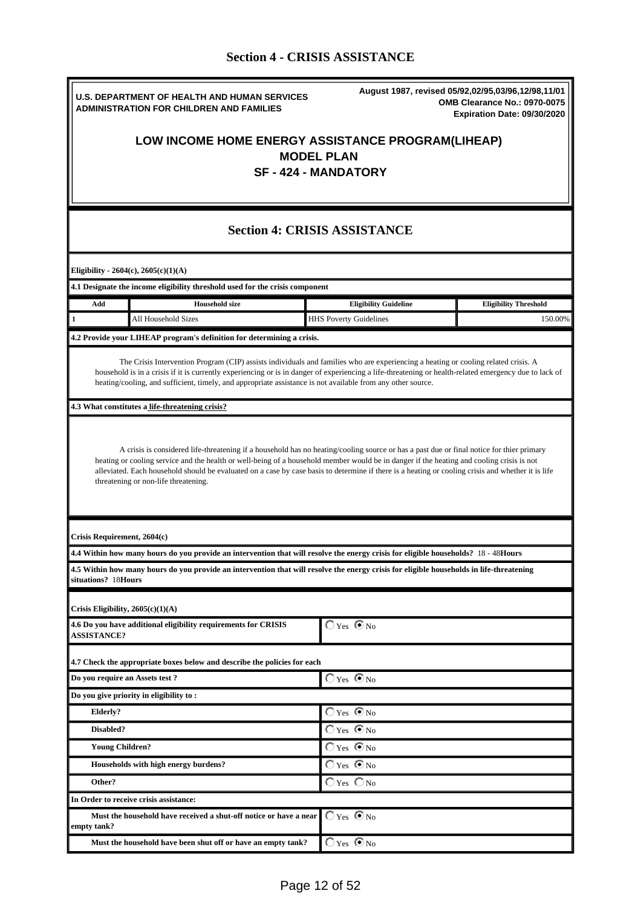# Section 4 - CRISIS ASSISTANCE

**U.S. DEPARTMENT OF HEALTH AND HUMAN SERVICES**
**ADMINISTRATION FOR CHILDREN AND FAMILIES**

**August 1987, revised 05/92,02/95,03/96,12/98,11/01**
**OMB Clearance No.: 0970-0075**
**Expiration Date: 09/30/2020**

## LOW INCOME HOME ENERGY ASSISTANCE PROGRAM(LIHEAP)
## MODEL PLAN
## SF - 424 - MANDATORY

## Section 4: CRISIS ASSISTANCE

**Eligibility - 2604(c), 2605(c)(1)(A)**

**4.1 Designate the income eligibility threshold used for the crisis component**

| Add | Household size | Eligibility Guideline | Eligibility Threshold |
|---|---|---|---|
| 1 | All Household Sizes | HHS Poverty Guidelines | 150.00% |

**4.2 Provide your LIHEAP program's definition for determining a crisis.**

The Crisis Intervention Program (CIP) assists individuals and families who are experiencing a heating or cooling related crisis. A household is in a crisis if it is currently experiencing or is in danger of experiencing a life-threatening or health-related emergency due to lack of heating/cooling, and sufficient, timely, and appropriate assistance is not available from any other source.

**4.3 What constitutes a life-threatening crisis?**

A crisis is considered life-threatening if a household has no heating/cooling source or has a past due or final notice for thier primary heating or cooling service and the health or well-being of a household member would be in danger if the heating and cooling crisis is not alleviated. Each household should be evaluated on a case by case basis to determine if there is a heating or cooling crisis and whether it is life threatening or non-life threatening.

**Crisis Requirement, 2604(c)**

**4.4 Within how many hours do you provide an intervention that will resolve the energy crisis for eligible households?** 18 - 48**Hours**

**4.5 Within how many hours do you provide an intervention that will resolve the energy crisis for eligible households in life-threatening situations?** 18**Hours**

**Crisis Eligibility, 2605(c)(1)(A)**

| | |
|---|---|
| **4.6 Do you have additional eligibility requirements for CRISIS ASSISTANCE?** | ○ Yes ◉ No |

**4.7 Check the appropriate boxes below and describe the policies for each**

| | |
|---|---|
| **Do you require an Assets test ?** | ○ Yes ◉ No |
| **Do you give priority in eligibility to :** | |
| **Elderly?** | ○ Yes ◉ No |
| **Disabled?** | ○ Yes ◉ No |
| **Young Children?** | ○ Yes ◉ No |
| **Households with high energy burdens?** | ○ Yes ◉ No |
| **Other?** | ○ Yes ○ No |
| **In Order to receive crisis assistance:** | |
| **Must the household have received a shut-off notice or have a near empty tank?** | ○ Yes ◉ No |
| **Must the household have been shut off or have an empty tank?** | ○ Yes ◉ No |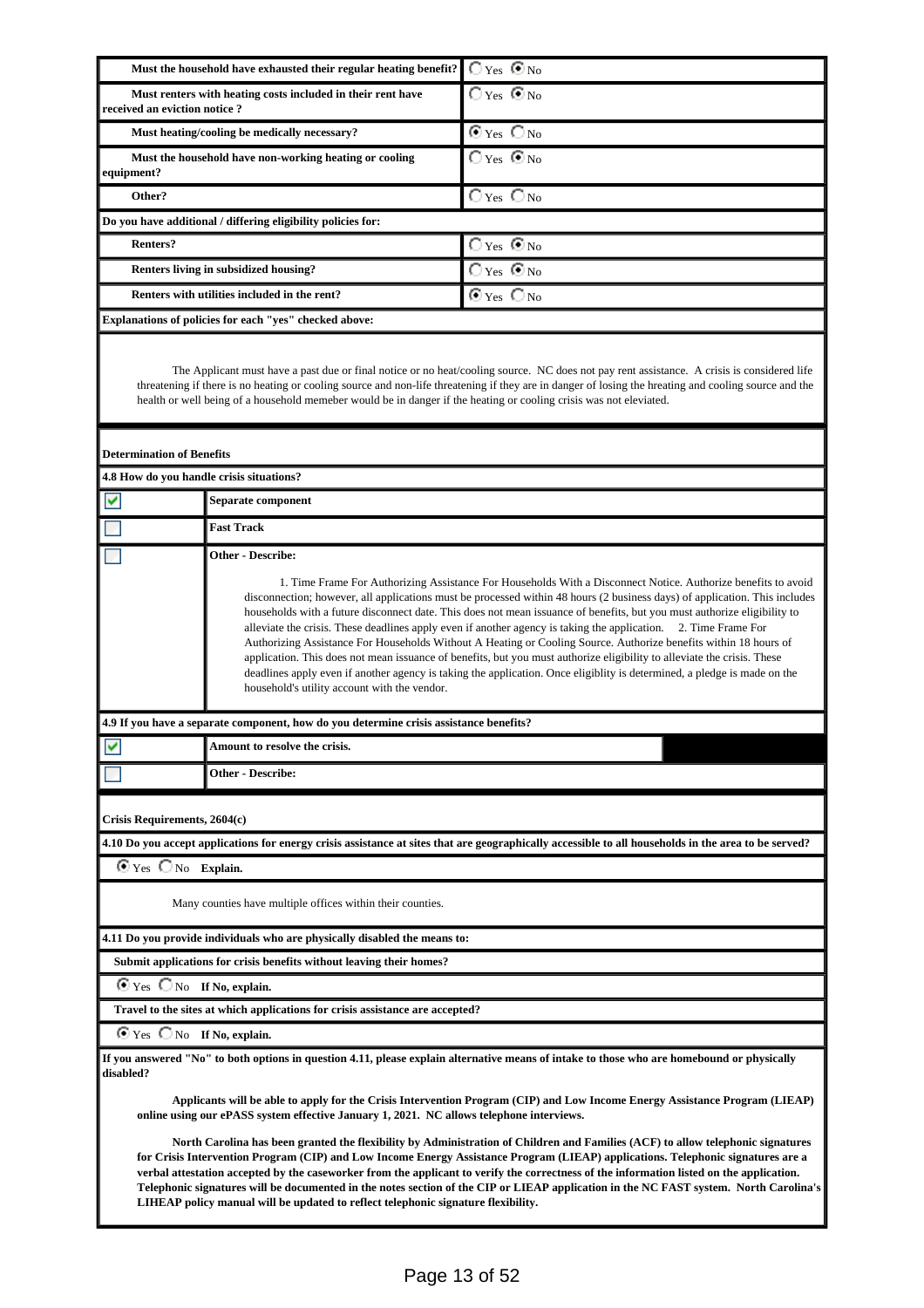| Question | Answer |
|---|---|
| **Must the household have exhausted their regular heating benefit?** | ○ Yes ◉ No |
| **Must renters with heating costs included in their rent have received an eviction notice ?** | ○ Yes ◉ No |
| **Must heating/cooling be medically necessary?** | ◉ Yes ○ No |
| **Must the household have non-working heating or cooling equipment?** | ○ Yes ◉ No |
| **Other?** | ○ Yes ○ No |

**Do you have additional / differing eligibility policies for:**

| Category | Answer |
|---|---|
| **Renters?** | ○ Yes ◉ No |
| **Renters living in subsidized housing?** | ○ Yes ◉ No |
| **Renters with utilities included in the rent?** | ◉ Yes ○ No |

**Explanations of policies for each "yes" checked above:**

The Applicant must have a past due or final notice or no heat/cooling source. NC does not pay rent assistance. A crisis is considered life threatening if there is no heating or cooling source and non-life threatening if they are in danger of losing the hreating and cooling source and the health or well being of a household memeber would be in danger if the heating or cooling crisis was not elevated.

**Determination of Benefits**

**4.8 How do you handle crisis situations?**

| | |
|---|---|
| ☑ | **Separate component** |
| ☐ | **Fast Track** |
| ☐ | **Other - Describe:** 1. Time Frame For Authorizing Assistance For Households With a Disconnect Notice. Authorize benefits to avoid disconnection; however, all applications must be processed within 48 hours (2 business days) of application. This includes households with a future disconnect date. This does not mean issuance of benefits, but you must authorize eligibility to alleviate the crisis. These deadlines apply even if another agency is taking the application. 2. Time Frame For Authorizing Assistance For Households Without A Heating or Cooling Source. Authorize benefits within 18 hours of application. This does not mean issuance of benefits, but you must authorize eligibility to alleviate the crisis. These deadlines apply even if another agency is taking the application. Once eligiblity is determined, a pledge is made on the household's utility account with the vendor. |

**4.9 If you have a separate component, how do you determine crisis assistance benefits?**

| | |
|---|---|
| ☑ | **Amount to resolve the crisis.** |
| ☐ | **Other - Describe:** |

**Crisis Requirements, 2604(c)**

**4.10 Do you accept applications for energy crisis assistance at sites that are geographically accessible to all households in the area to be served?**

◉ Yes ○ No **Explain.**

Many counties have multiple offices within their counties.

**4.11 Do you provide individuals who are physically disabled the means to:**

**Submit applications for crisis benefits without leaving their homes?**

◉ Yes ○ No **If No, explain.**

**Travel to the sites at which applications for crisis assistance are accepted?**

◉ Yes ○ No **If No, explain.**

**If you answered "No" to both options in question 4.11, please explain alternative means of intake to those who are homebound or physically disabled?**

**Applicants will be able to apply for the Crisis Intervention Program (CIP) and Low Income Energy Assistance Program (LIEAP) online using our ePASS system effective January 1, 2021. NC allows telephone interviews.**

**North Carolina has been granted the flexibility by Administration of Children and Families (ACF) to allow telephonic signatures for Crisis Intervention Program (CIP) and Low Income Energy Assistance Program (LIEAP) applications. Telephonic signatures are a verbal attestation accepted by the caseworker from the applicant to verify the correctness of the information listed on the application. Telephonic signatures will be documented in the notes section of the CIP or LIEAP application in the NC FAST system. North Carolina's LIHEAP policy manual will be updated to reflect telephonic signature flexibility.**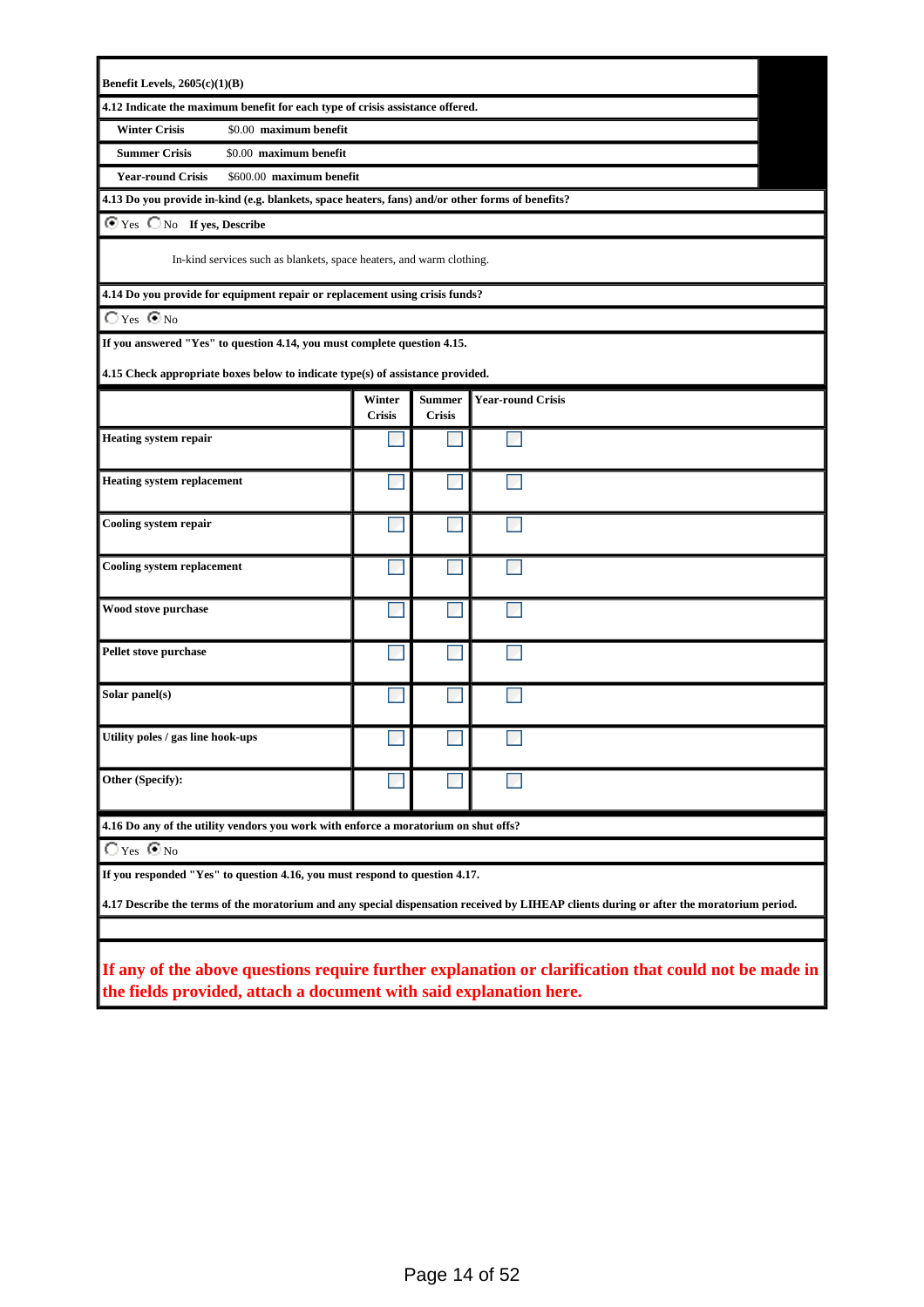**Benefit Levels, 2605(c)(1)(B)**

**4.12 Indicate the maximum benefit for each type of crisis assistance offered.**

| | | |
|---|---|---|
| **Winter Crisis** | $0.00 | **maximum benefit** |
| **Summer Crisis** | $0.00 | **maximum benefit** |
| **Year-round Crisis** | $600.00 | **maximum benefit** |

**4.13 Do you provide in-kind (e.g. blankets, space heaters, fans) and/or other forms of benefits?**

☒ Yes ☐ No **If yes, Describe**

In-kind services such as blankets, space heaters, and warm clothing.

**4.14 Do you provide for equipment repair or replacement using crisis funds?**

☐ Yes ☒ No

**If you answered "Yes" to question 4.14, you must complete question 4.15.**

**4.15 Check appropriate boxes below to indicate type(s) of assistance provided.**

| | Winter Crisis | Summer Crisis | Year-round Crisis |
|---|---|---|---|
| **Heating system repair** | ☐ | ☐ | ☐ |
| **Heating system replacement** | ☐ | ☐ | ☐ |
| **Cooling system repair** | ☐ | ☐ | ☐ |
| **Cooling system replacement** | ☐ | ☐ | ☐ |
| **Wood stove purchase** | ☐ | ☐ | ☐ |
| **Pellet stove purchase** | ☐ | ☐ | ☐ |
| **Solar panel(s)** | ☐ | ☐ | ☐ |
| **Utility poles / gas line hook-ups** | ☐ | ☐ | ☐ |
| **Other (Specify):** | ☐ | ☐ | ☐ |

**4.16 Do any of the utility vendors you work with enforce a moratorium on shut offs?**

☐ Yes ☒ No

**If you responded "Yes" to question 4.16, you must respond to question 4.17.**

**4.17 Describe the terms of the moratorium and any special dispensation received by LIHEAP clients during or after the moratorium period.**

**If any of the above questions require further explanation or clarification that could not be made in the fields provided, attach a document with said explanation here.**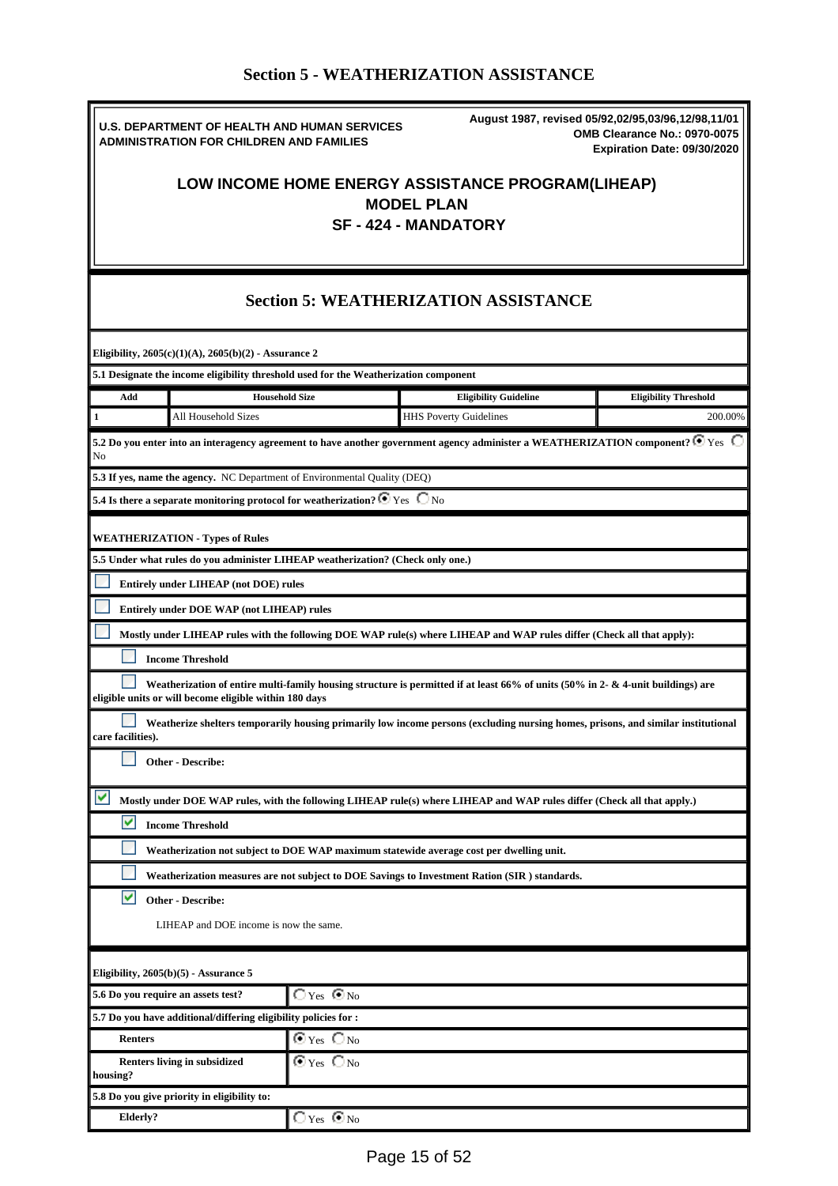# Section 5 - WEATHERIZATION ASSISTANCE

**U.S. DEPARTMENT OF HEALTH AND HUMAN SERVICES**
**ADMINISTRATION FOR CHILDREN AND FAMILIES**

**August 1987, revised 05/92,02/95,03/96,12/98,11/01**
**OMB Clearance No.: 0970-0075**
**Expiration Date: 09/30/2020**

## LOW INCOME HOME ENERGY ASSISTANCE PROGRAM(LIHEAP)
## MODEL PLAN
## SF - 424 - MANDATORY

## Section 5: WEATHERIZATION ASSISTANCE

**Eligibility, 2605(c)(1)(A), 2605(b)(2) - Assurance 2**

**5.1 Designate the income eligibility threshold used for the Weatherization component**

| Add | Household Size | Eligibility Guideline | Eligibility Threshold |
|---|---|---|---|
| 1 | All Household Sizes | HHS Poverty Guidelines | 200.00% |

**5.2 Do you enter into an interagency agreement to have another government agency administer a WEATHERIZATION component?** (●) Yes ( ) No

**5.3 If yes, name the agency.** NC Department of Environmental Quality (DEQ)

**5.4 Is there a separate monitoring protocol for weatherization?** (●) Yes ( ) No

**WEATHERIZATION - Types of Rules**

**5.5 Under what rules do you administer LIHEAP weatherization? (Check only one.)**

- [ ] **Entirely under LIHEAP (not DOE) rules**
- [ ] **Entirely under DOE WAP (not LIHEAP) rules**
- [ ] **Mostly under LIHEAP rules with the following DOE WAP rule(s) where LIHEAP and WAP rules differ (Check all that apply):**
  - [ ] **Income Threshold**
  - [ ] **Weatherization of entire multi-family housing structure is permitted if at least 66% of units (50% in 2- & 4-unit buildings) are eligible units or will become eligible within 180 days**
  - [ ] **Weatherize shelters temporarily housing primarily low income persons (excluding nursing homes, prisons, and similar institutional care facilities).**
  - [ ] **Other - Describe:**
- [x] **Mostly under DOE WAP rules, with the following LIHEAP rule(s) where LIHEAP and WAP rules differ (Check all that apply.)**
  - [x] **Income Threshold**
  - [ ] **Weatherization not subject to DOE WAP maximum statewide average cost per dwelling unit.**
  - [ ] **Weatherization measures are not subject to DOE Savings to Investment Ration (SIR ) standards.**
  - [x] **Other - Describe:**

    LIHEAP and DOE income is now the same.

**Eligibility, 2605(b)(5) - Assurance 5**

| | |
|---|---|
| **5.6 Do you require an assets test?** | ( ) Yes (●) No |

**5.7 Do you have additional/differing eligibility policies for :**

| | |
|---|---|
| **Renters** | (●) Yes ( ) No |
| **Renters living in subsidized housing?** | (●) Yes ( ) No |

**5.8 Do you give priority in eligibility to:**

| | |
|---|---|
| **Elderly?** | ( ) Yes (●) No |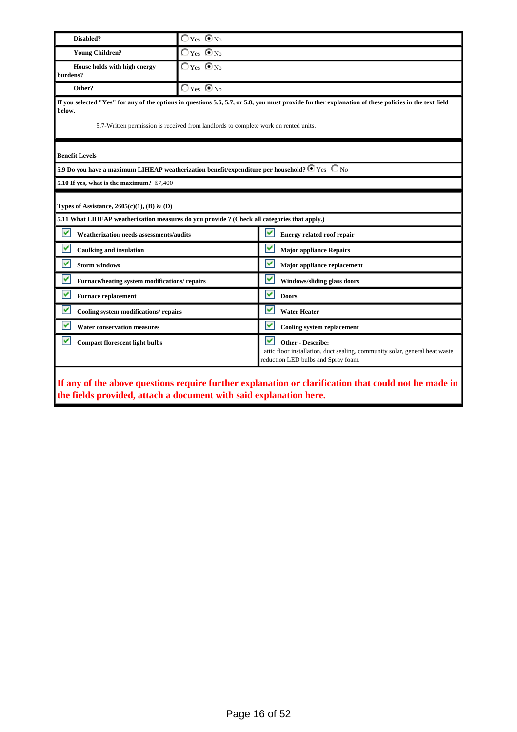| | |
|---|---|
| **Disabled?** | ◯ Yes ◉ No |
| **Young Children?** | ◯ Yes ◉ No |
| **House holds with high energy burdens?** | ◯ Yes ◉ No |
| **Other?** | ◯ Yes ◉ No |

**If you selected "Yes" for any of the options in questions 5.6, 5.7, or 5.8, you must provide further explanation of these policies in the text field below.**

5.7-Written permission is received from landlords to complete work on rented units.

**Benefit Levels**

**5.9 Do you have a maximum LIHEAP weatherization benefit/expenditure per household?** ◉ Yes ◯ No

**5.10 If yes, what is the maximum?** $7,400

**Types of Assistance, 2605(c)(1), (B) & (D)**

**5.11 What LIHEAP weatherization measures do you provide ? (Check all categories that apply.)**

| | |
|---|---|
| ☑ **Weatherization needs assessments/audits** | ☑ **Energy related roof repair** |
| ☑ **Caulking and insulation** | ☑ **Major appliance Repairs** |
| ☑ **Storm windows** | ☑ **Major appliance replacement** |
| ☑ **Furnace/heating system modifications/ repairs** | ☑ **Windows/sliding glass doors** |
| ☑ **Furnace replacement** | ☑ **Doors** |
| ☑ **Cooling system modifications/ repairs** | ☑ **Water Heater** |
| ☑ **Water conservation measures** | ☑ **Cooling system replacement** |
| ☑ **Compact florescent light bulbs** | ☑ **Other - Describe:** attic floor installation, duct sealing, community solar, general heat waste reduction LED bulbs and Spray foam. |

**If any of the above questions require further explanation or clarification that could not be made in the fields provided, attach a document with said explanation here.**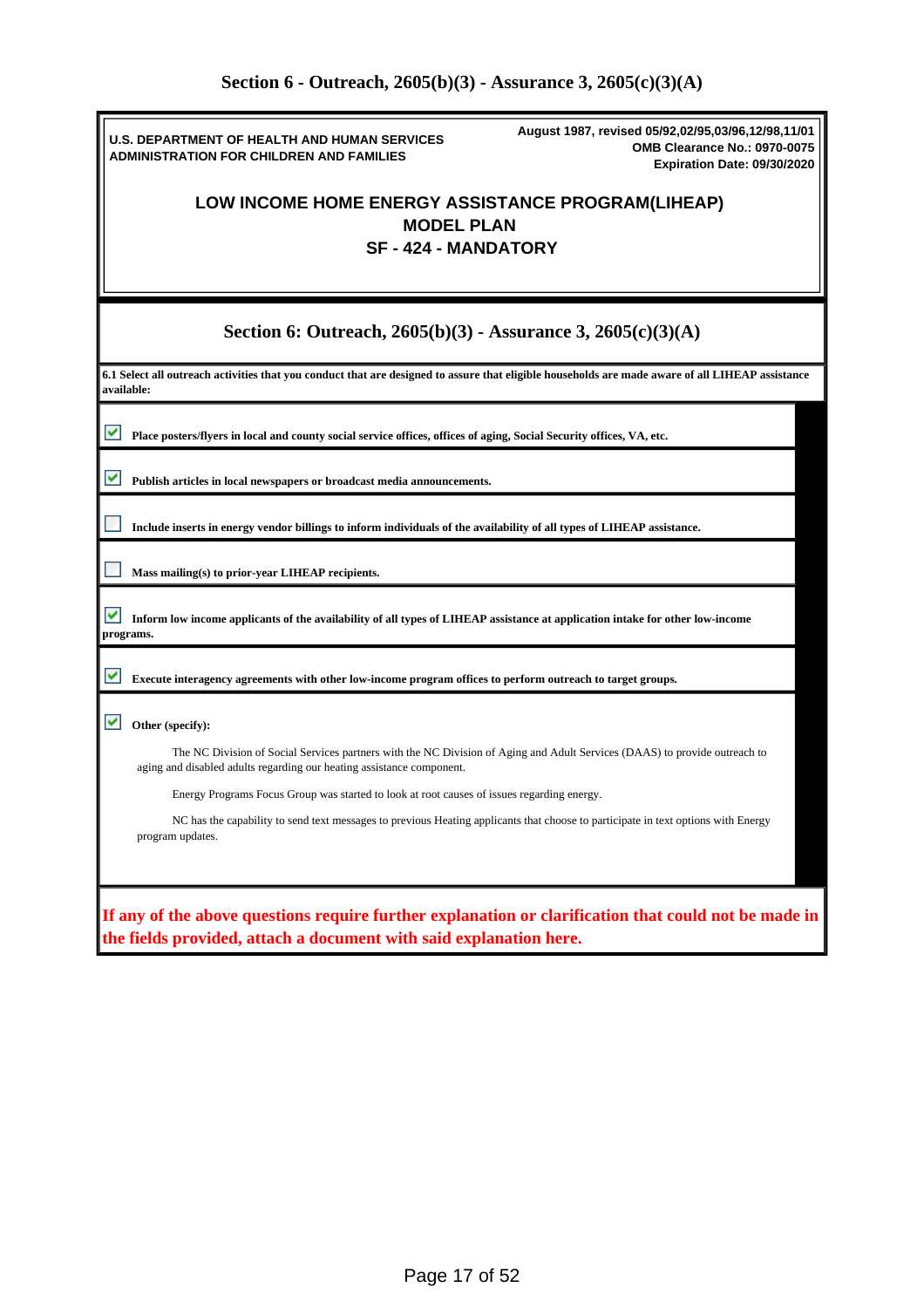## Section 6 - Outreach, 2605(b)(3) - Assurance 3, 2605(c)(3)(A)

**U.S. DEPARTMENT OF HEALTH AND HUMAN SERVICES**
**ADMINISTRATION FOR CHILDREN AND FAMILIES**

**August 1987, revised 05/92,02/95,03/96,12/98,11/01**
**OMB Clearance No.: 0970-0075**
**Expiration Date: 09/30/2020**

**LOW INCOME HOME ENERGY ASSISTANCE PROGRAM(LIHEAP)**
**MODEL PLAN**
**SF - 424 - MANDATORY**

## Section 6: Outreach, 2605(b)(3) - Assurance 3, 2605(c)(3)(A)

**6.1 Select all outreach activities that you conduct that are designed to assure that eligible households are made aware of all LIHEAP assistance available:**

- [x] **Place posters/flyers in local and county social service offices, offices of aging, Social Security offices, VA, etc.**
- [x] **Publish articles in local newspapers or broadcast media announcements.**
- [ ] **Include inserts in energy vendor billings to inform individuals of the availability of all types of LIHEAP assistance.**
- [ ] **Mass mailing(s) to prior-year LIHEAP recipients.**
- [x] **Inform low income applicants of the availability of all types of LIHEAP assistance at application intake for other low-income programs.**
- [x] **Execute interagency agreements with other low-income program offices to perform outreach to target groups.**
- [x] **Other (specify):**

The NC Division of Social Services partners with the NC Division of Aging and Adult Services (DAAS) to provide outreach to aging and disabled adults regarding our heating assistance component.

Energy Programs Focus Group was started to look at root causes of issues regarding energy.

NC has the capability to send text messages to previous Heating applicants that choose to participate in text options with Energy program updates.

**If any of the above questions require further explanation or clarification that could not be made in the fields provided, attach a document with said explanation here.**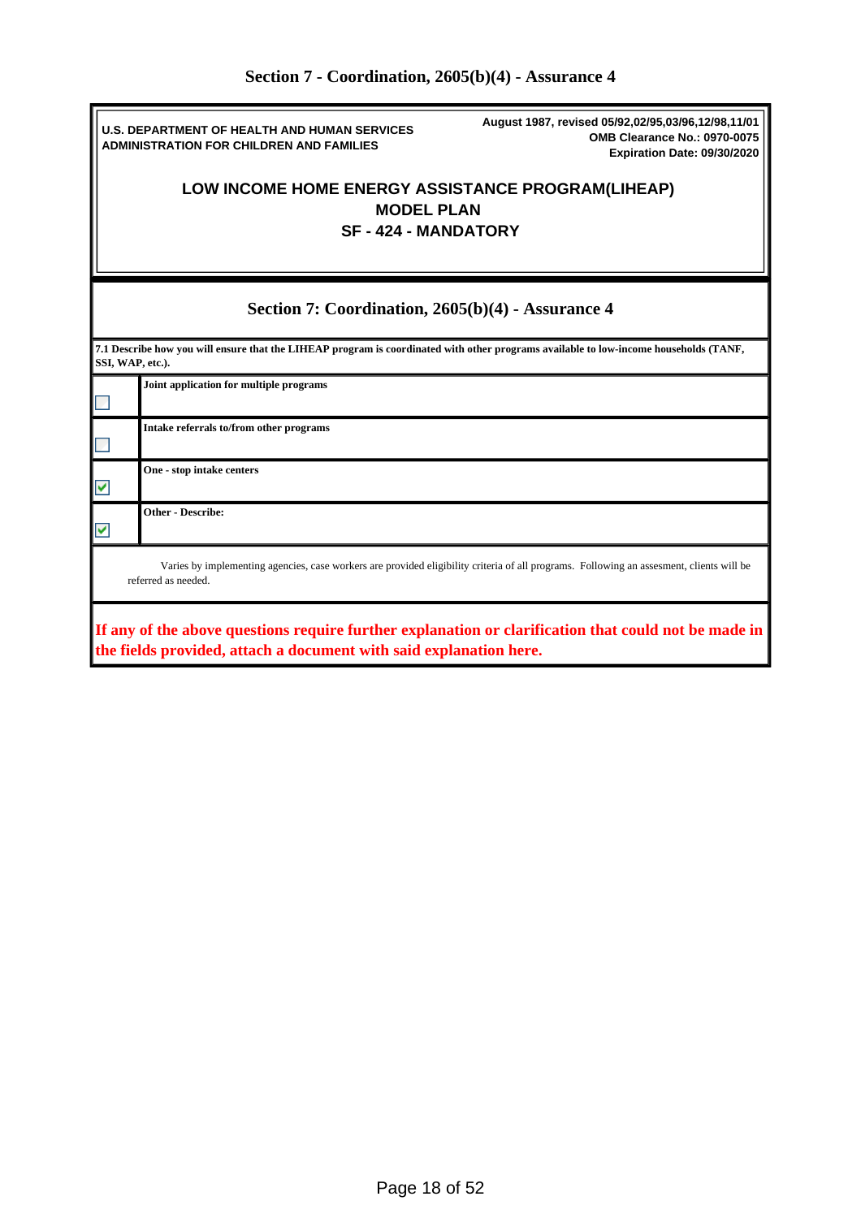# Section 7 - Coordination, 2605(b)(4) - Assurance 4

U.S. DEPARTMENT OF HEALTH AND HUMAN SERVICES
ADMINISTRATION FOR CHILDREN AND FAMILIES

August 1987, revised 05/92,02/95,03/96,12/98,11/01
OMB Clearance No.: 0970-0075
Expiration Date: 09/30/2020

## LOW INCOME HOME ENERGY ASSISTANCE PROGRAM(LIHEAP)
## MODEL PLAN
## SF - 424 - MANDATORY

## Section 7: Coordination, 2605(b)(4) - Assurance 4

**7.1 Describe how you will ensure that the LIHEAP program is coordinated with other programs available to low-income households (TANF, SSI, WAP, etc.).**

| | |
|---|---|
| ☐ | **Joint application for multiple programs** |
| ☐ | **Intake referrals to/from other programs** |
| ☑ | **One - stop intake centers** |
| ☑ | **Other - Describe:** |

Varies by implementing agencies, case workers are provided eligibility criteria of all programs. Following an assesment, clients will be referred as needed.

**If any of the above questions require further explanation or clarification that could not be made in the fields provided, attach a document with said explanation here.**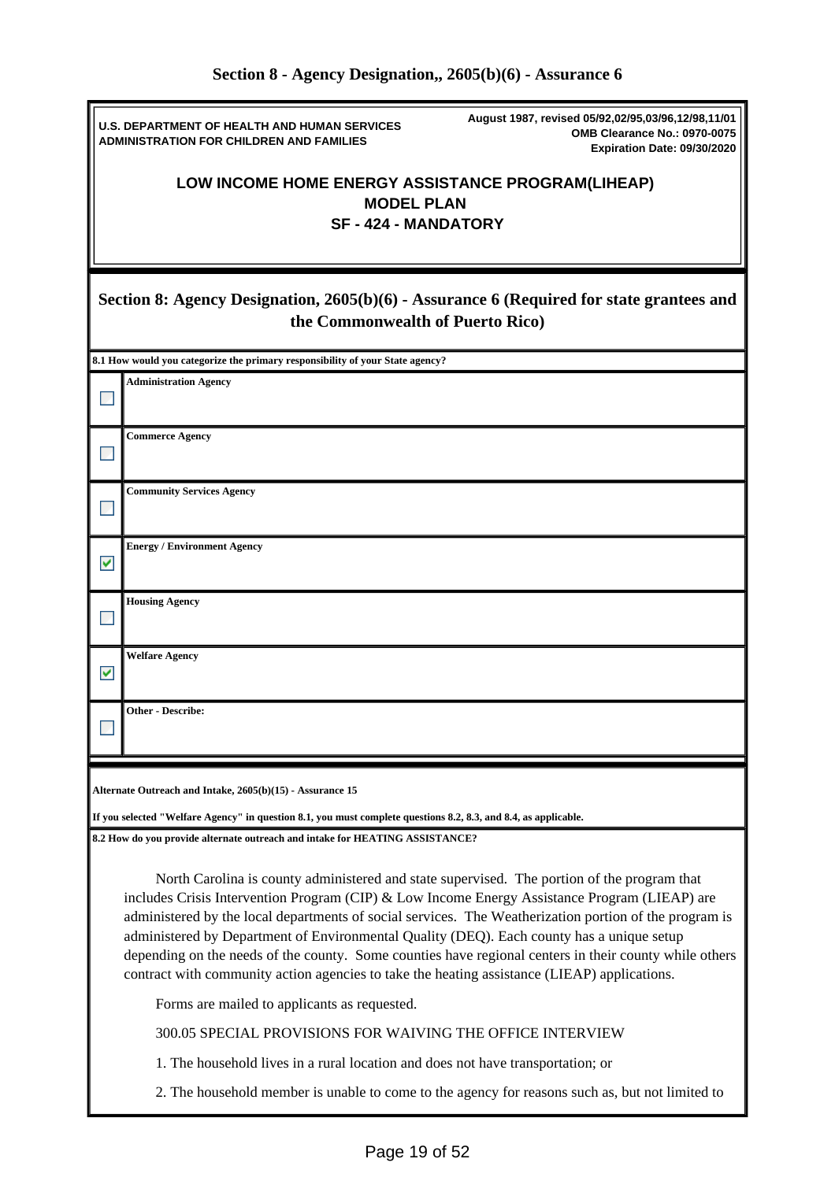## Section 8 - Agency Designation,, 2605(b)(6) - Assurance 6

**U.S. DEPARTMENT OF HEALTH AND HUMAN SERVICES**
**ADMINISTRATION FOR CHILDREN AND FAMILIES**

**August 1987, revised 05/92,02/95,03/96,12/98,11/01**
**OMB Clearance No.: 0970-0075**
**Expiration Date: 09/30/2020**

### LOW INCOME HOME ENERGY ASSISTANCE PROGRAM(LIHEAP)
### MODEL PLAN
### SF - 424 - MANDATORY

### Section 8: Agency Designation, 2605(b)(6) - Assurance 6 (Required for state grantees and the Commonwealth of Puerto Rico)

**8.1 How would you categorize the primary responsibility of your State agency?**

| | |
|---|---|
| ☐ | **Administration Agency** |
| ☐ | **Commerce Agency** |
| ☐ | **Community Services Agency** |
| ☑ | **Energy / Environment Agency** |
| ☐ | **Housing Agency** |
| ☑ | **Welfare Agency** |
| ☐ | **Other - Describe:** |

**Alternate Outreach and Intake, 2605(b)(15) - Assurance 15**

**If you selected "Welfare Agency" in question 8.1, you must complete questions 8.2, 8.3, and 8.4, as applicable.**

**8.2 How do you provide alternate outreach and intake for HEATING ASSISTANCE?**

North Carolina is county administered and state supervised. The portion of the program that includes Crisis Intervention Program (CIP) & Low Income Energy Assistance Program (LIEAP) are administered by the local departments of social services. The Weatherization portion of the program is administered by Department of Environmental Quality (DEQ). Each county has a unique setup depending on the needs of the county. Some counties have regional centers in their county while others contract with community action agencies to take the heating assistance (LIEAP) applications.

Forms are mailed to applicants as requested.

300.05 SPECIAL PROVISIONS FOR WAIVING THE OFFICE INTERVIEW

1. The household lives in a rural location and does not have transportation; or

2. The household member is unable to come to the agency for reasons such as, but not limited to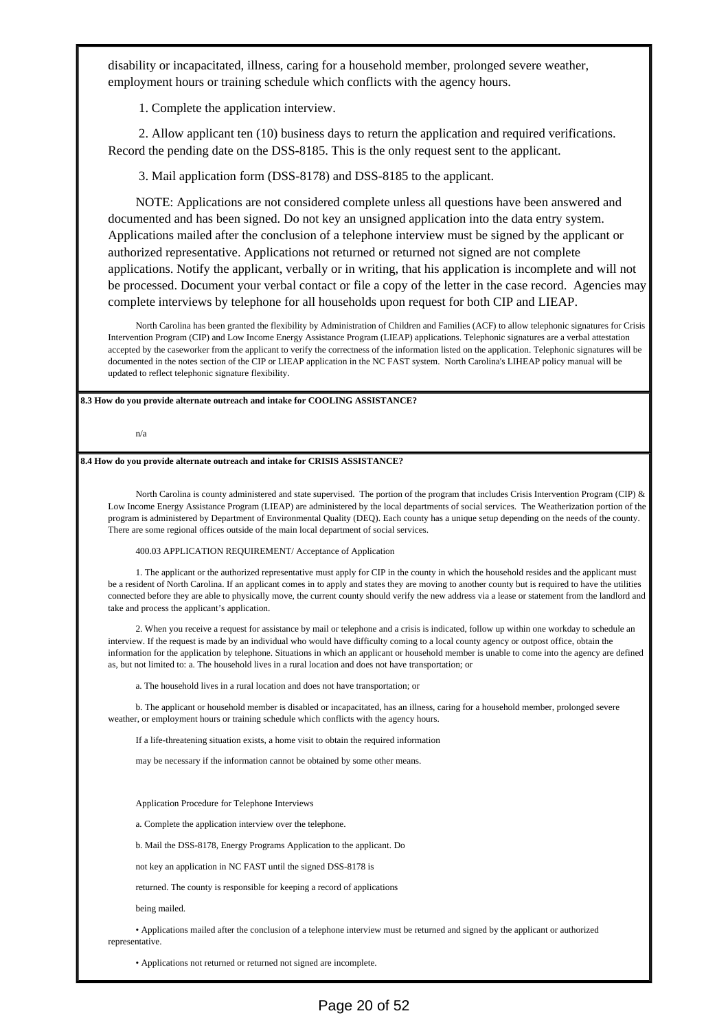disability or incapacitated, illness, caring for a household member, prolonged severe weather, employment hours or training schedule which conflicts with the agency hours.

1. Complete the application interview.

2. Allow applicant ten (10) business days to return the application and required verifications. Record the pending date on the DSS-8185. This is the only request sent to the applicant.

3. Mail application form (DSS-8178) and DSS-8185 to the applicant.

NOTE: Applications are not considered complete unless all questions have been answered and documented and has been signed. Do not key an unsigned application into the data entry system. Applications mailed after the conclusion of a telephone interview must be signed by the applicant or authorized representative. Applications not returned or returned not signed are not complete applications. Notify the applicant, verbally or in writing, that his application is incomplete and will not be processed. Document your verbal contact or file a copy of the letter in the case record. Agencies may complete interviews by telephone for all households upon request for both CIP and LIEAP.

North Carolina has been granted the flexibility by Administration of Children and Families (ACF) to allow telephonic signatures for Crisis Intervention Program (CIP) and Low Income Energy Assistance Program (LIEAP) applications. Telephonic signatures are a verbal attestation accepted by the caseworker from the applicant to verify the correctness of the information listed on the application. Telephonic signatures will be documented in the notes section of the CIP or LIEAP application in the NC FAST system. North Carolina's LIHEAP policy manual will be updated to reflect telephonic signature flexibility.

**8.3 How do you provide alternate outreach and intake for COOLING ASSISTANCE?**

n/a

**8.4 How do you provide alternate outreach and intake for CRISIS ASSISTANCE?**

North Carolina is county administered and state supervised. The portion of the program that includes Crisis Intervention Program (CIP) & Low Income Energy Assistance Program (LIEAP) are administered by the local departments of social services. The Weatherization portion of the program is administered by Department of Environmental Quality (DEQ). Each county has a unique setup depending on the needs of the county. There are some regional offices outside of the main local department of social services.

400.03 APPLICATION REQUIREMENT/ Acceptance of Application

1. The applicant or the authorized representative must apply for CIP in the county in which the household resides and the applicant must be a resident of North Carolina. If an applicant comes in to apply and states they are moving to another county but is required to have the utilities connected before they are able to physically move, the current county should verify the new address via a lease or statement from the landlord and take and process the applicant's application.

2. When you receive a request for assistance by mail or telephone and a crisis is indicated, follow up within one workday to schedule an interview. If the request is made by an individual who would have difficulty coming to a local county agency or outpost office, obtain the information for the application by telephone. Situations in which an applicant or household member is unable to come into the agency are defined as, but not limited to: a. The household lives in a rural location and does not have transportation; or

a. The household lives in a rural location and does not have transportation; or

b. The applicant or household member is disabled or incapacitated, has an illness, caring for a household member, prolonged severe weather, or employment hours or training schedule which conflicts with the agency hours.

If a life-threatening situation exists, a home visit to obtain the required information

may be necessary if the information cannot be obtained by some other means.

Application Procedure for Telephone Interviews

a. Complete the application interview over the telephone.

b. Mail the DSS-8178, Energy Programs Application to the applicant. Do

not key an application in NC FAST until the signed DSS-8178 is

returned. The county is responsible for keeping a record of applications

being mailed.

- Applications mailed after the conclusion of a telephone interview must be returned and signed by the applicant or authorized representative.
- Applications not returned or returned not signed are incomplete.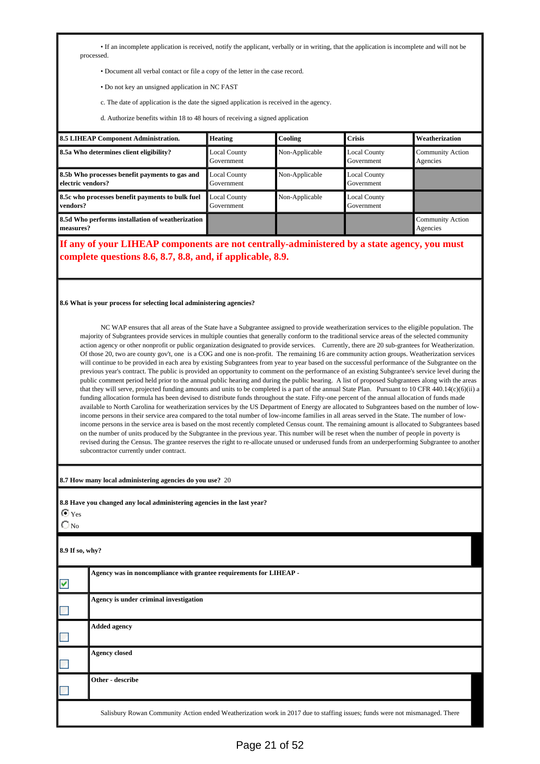• If an incomplete application is received, notify the applicant, verbally or in writing, that the application is incomplete and will not be processed.

• Document all verbal contact or file a copy of the letter in the case record.

• Do not key an unsigned application in NC FAST

c. The date of application is the date the signed application is received in the agency.

d. Authorize benefits within 18 to 48 hours of receiving a signed application

| 8.5 LIHEAP Component Administration. | Heating | Cooling | Crisis | Weatherization |
|---|---|---|---|---|
| 8.5a Who determines client eligibility? | Local County Government | Non-Applicable | Local County Government | Community Action Agencies |
| 8.5b Who processes benefit payments to gas and electric vendors? | Local County Government | Non-Applicable | Local County Government | |
| 8.5c who processes benefit payments to bulk fuel vendors? | Local County Government | Non-Applicable | Local County Government | |
| 8.5d Who performs installation of weatherization measures? | | | | Community Action Agencies |

**If any of your LIHEAP components are not centrally-administered by a state agency, you must complete questions 8.6, 8.7, 8.8, and, if applicable, 8.9.**

**8.6 What is your process for selecting local administering agencies?**

NC WAP ensures that all areas of the State have a Subgrantee assigned to provide weatherization services to the eligible population. The majority of Subgrantees provide services in multiple counties that generally conform to the traditional service areas of the selected community action agency or other nonprofit or public organization designated to provide services. Currently, there are 20 sub-grantees for Weatherization. Of those 20, two are county gov't, one is a COG and one is non-profit. The remaining 16 are community action groups. Weatherization services will continue to be provided in each area by existing Subgrantees from year to year based on the successful performance of the Subgrantee on the previous year's contract. The public is provided an opportunity to comment on the performance of an existing Subgrantee's service level during the public comment period held prior to the annual public hearing and during the public hearing. A list of proposed Subgrantees along with the areas that they will serve, projected funding amounts and units to be completed is a part of the annual State Plan. Pursuant to 10 CFR 440.14(c)(6)(ii) a funding allocation formula has been devised to distribute funds throughout the state. Fifty-one percent of the annual allocation of funds made available to North Carolina for weatherization services by the US Department of Energy are allocated to Subgrantees based on the number of low-income persons in their service area compared to the total number of low-income families in all areas served in the State. The number of low-income persons in the service area is based on the most recently completed Census count. The remaining amount is allocated to Subgrantees based on the number of units produced by the Subgrantee in the previous year. This number will be reset when the number of people in poverty is revised during the Census. The grantee reserves the right to re-allocate unused or underused funds from an underperforming Subgrantee to another subcontractor currently under contract.

**8.7 How many local administering agencies do you use?** 20

**8.8 Have you changed any local administering agencies in the last year?**

- (•) Yes
- ( ) No

**8.9 If so, why?**

| | |
|---|---|
| ☑ | **Agency was in noncompliance with grantee requirements for LIHEAP -** |
| ☐ | **Agency is under criminal investigation** |
| ☐ | **Added agency** |
| ☐ | **Agency closed** |
| ☐ | **Other - describe** |

Salisbury Rowan Community Action ended Weatherization work in 2017 due to staffing issues; funds were not mismanaged. There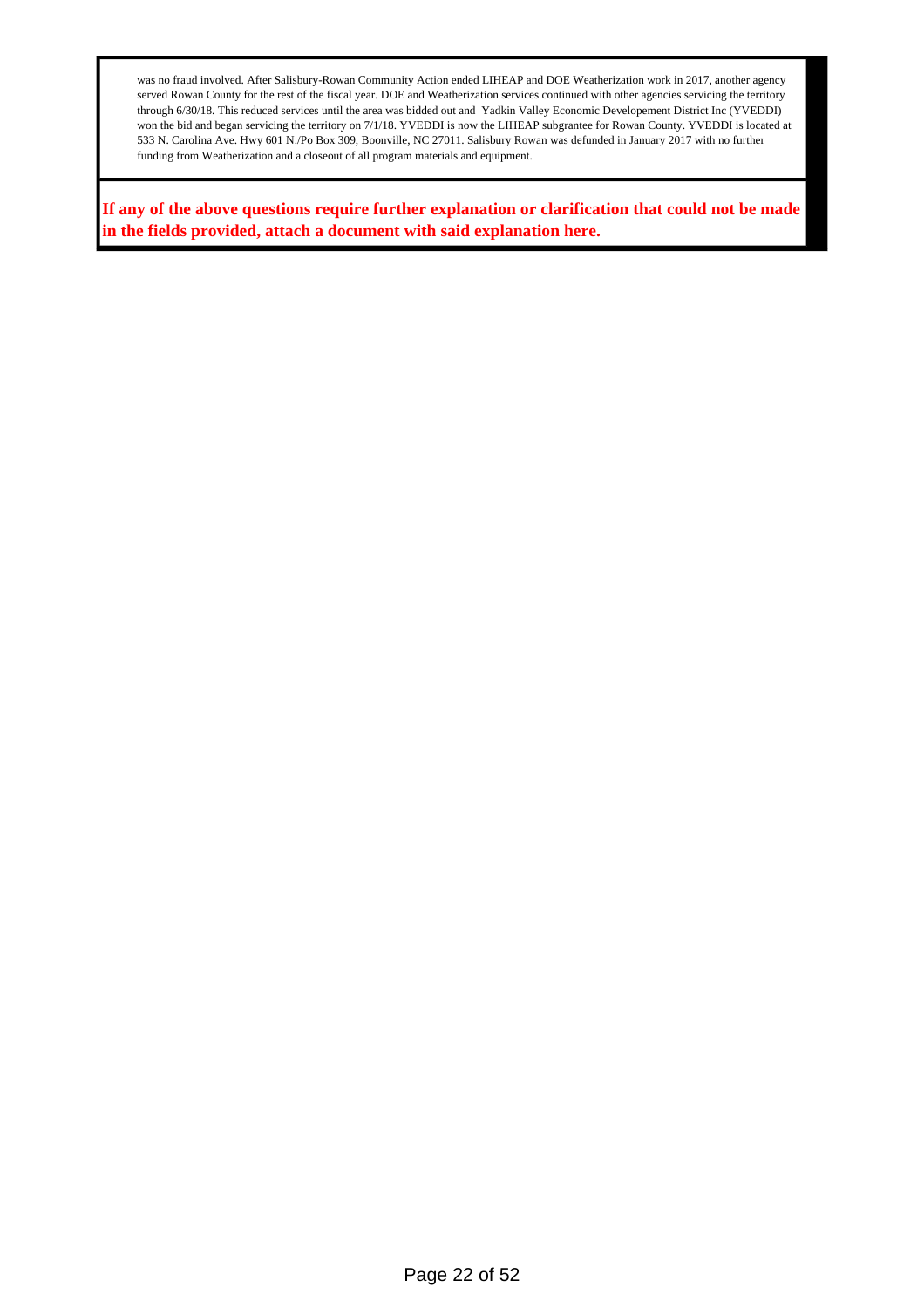was no fraud involved. After Salisbury-Rowan Community Action ended LIHEAP and DOE Weatherization work in 2017, another agency served Rowan County for the rest of the fiscal year. DOE and Weatherization services continued with other agencies servicing the territory through 6/30/18. This reduced services until the area was bidded out and Yadkin Valley Economic Developement District Inc (YVEDDI) won the bid and began servicing the territory on 7/1/18. YVEDDI is now the LIHEAP subgrantee for Rowan County. YVEDDI is located at 533 N. Carolina Ave. Hwy 601 N./Po Box 309, Boonville, NC 27011. Salisbury Rowan was defunded in January 2017 with no further funding from Weatherization and a closeout of all program materials and equipment.

**If any of the above questions require further explanation or clarification that could not be made in the fields provided, attach a document with said explanation here.**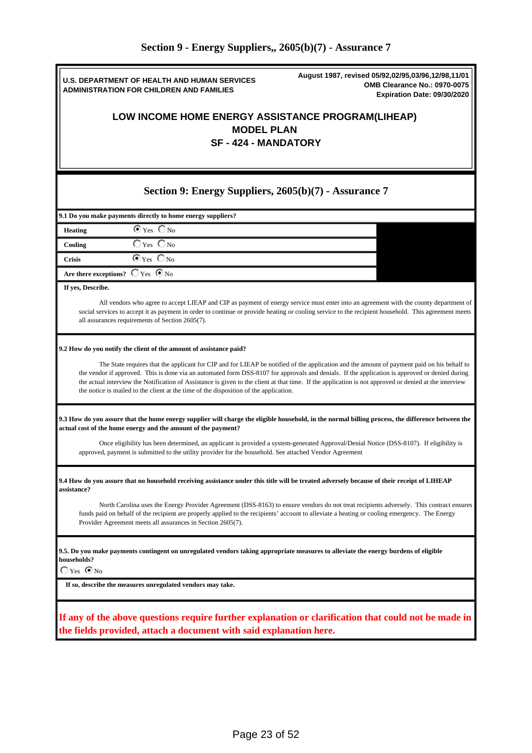## Section 9 - Energy Suppliers,, 2605(b)(7) - Assurance 7

**U.S. DEPARTMENT OF HEALTH AND HUMAN SERVICES**
**ADMINISTRATION FOR CHILDREN AND FAMILIES**

**August 1987, revised 05/92,02/95,03/96,12/98,11/01**
**OMB Clearance No.: 0970-0075**
**Expiration Date: 09/30/2020**

### LOW INCOME HOME ENERGY ASSISTANCE PROGRAM(LIHEAP)
### MODEL PLAN
### SF - 424 - MANDATORY

## Section 9: Energy Suppliers, 2605(b)(7) - Assurance 7

**9.1 Do you make payments directly to home energy suppliers?**

| | |
|---|---|
| **Heating** | ◉ Yes ○ No |
| **Cooling** | ○ Yes ○ No |
| **Crisis** | ◉ Yes ○ No |
| **Are there exceptions?** | ○ Yes ◉ No |

**If yes, Describe.**

All vendors who agree to accept LIEAP and CIP as payment of energy service must enter into an agreement with the county department of social services to accept it as payment in order to continue or provide heating or cooling service to the recipient household. This agreement meets all assurances requirements of Section 2605(7).

**9.2 How do you notify the client of the amount of assistance paid?**

The State requires that the applicant for CIP and for LIEAP be notified of the application and the amount of payment paid on his behalf to the vendor if approved. This is done via an automated form DSS-8107 for approvals and denials. If the application is approved or denied during the actual interview the Notification of Assistance is given to the client at that time. If the application is not approved or denied at the interview the notice is mailed to the client at the time of the disposition of the application.

**9.3 How do you assure that the home energy supplier will charge the eligible household, in the normal billing process, the difference between the actual cost of the home energy and the amount of the payment?**

Once eligibility has been determined, an applicant is provided a system-generated Approval/Denial Notice (DSS-8107). If eligibility is approved, payment is submitted to the utility provider for the household. See attached Vendor Agreement

**9.4 How do you assure that no household receiving assistance under this title will be treated adversely because of their receipt of LIHEAP assistance?**

North Carolina uses the Energy Provider Agreement (DSS-8163) to ensure vendors do not treat recipients adversely. This contract ensures funds paid on behalf of the recipient are properly applied to the recipients' account to alleviate a heating or cooling emergency. The Energy Provider Agreement meets all assurances in Section 2605(7).

**9.5. Do you make payments contingent on unregulated vendors taking appropriate measures to alleviate the energy burdens of eligible households?**

○ Yes ◉ No

**If so, describe the measures unregulated vendors may take.**

**If any of the above questions require further explanation or clarification that could not be made in the fields provided, attach a document with said explanation here.**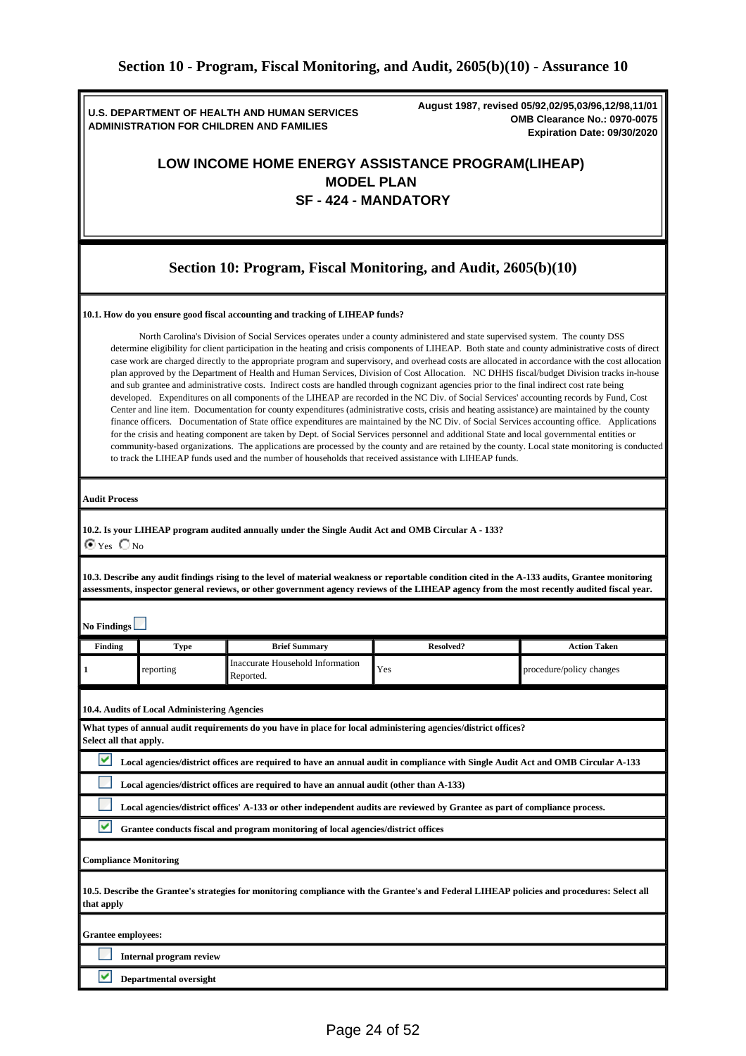## Section 10 - Program, Fiscal Monitoring, and Audit, 2605(b)(10) - Assurance 10

**U.S. DEPARTMENT OF HEALTH AND HUMAN SERVICES**
**ADMINISTRATION FOR CHILDREN AND FAMILIES**

**August 1987, revised 05/92,02/95,03/96,12/98,11/01**
**OMB Clearance No.: 0970-0075**
**Expiration Date: 09/30/2020**

**LOW INCOME HOME ENERGY ASSISTANCE PROGRAM(LIHEAP)**
**MODEL PLAN**
**SF - 424 - MANDATORY**

## Section 10: Program, Fiscal Monitoring, and Audit, 2605(b)(10)

**10.1. How do you ensure good fiscal accounting and tracking of LIHEAP funds?**

North Carolina's Division of Social Services operates under a county administered and state supervised system. The county DSS determine eligibility for client participation in the heating and crisis components of LIHEAP. Both state and county administrative costs of direct case work are charged directly to the appropriate program and supervisory, and overhead costs are allocated in accordance with the cost allocation plan approved by the Department of Health and Human Services, Division of Cost Allocation. NC DHHS fiscal/budget Division tracks in-house and sub grantee and administrative costs. Indirect costs are handled through cognizant agencies prior to the final indirect cost rate being developed. Expenditures on all components of the LIHEAP are recorded in the NC Div. of Social Services' accounting records by Fund, Cost Center and line item. Documentation for county expenditures (administrative costs, crisis and heating assistance) are maintained by the county finance officers. Documentation of State office expenditures are maintained by the NC Div. of Social Services accounting office. Applications for the crisis and heating component are taken by Dept. of Social Services personnel and additional State and local governmental entities or community-based organizations. The applications are processed by the county and are retained by the county. Local state monitoring is conducted to track the LIHEAP funds used and the number of households that received assistance with LIHEAP funds.

**Audit Process**

**10.2. Is your LIHEAP program audited annually under the Single Audit Act and OMB Circular A - 133?**

◉ Yes ○ No

**10.3. Describe any audit findings rising to the level of material weakness or reportable condition cited in the A-133 audits, Grantee monitoring assessments, inspector general reviews, or other government agency reviews of the LIHEAP agency from the most recently audited fiscal year.**

**No Findings** ☐

| Finding | Type | Brief Summary | Resolved? | Action Taken |
|---|---|---|---|---|
| 1 | reporting | Inaccurate Household Information Reported. | Yes | procedure/policy changes |

**10.4. Audits of Local Administering Agencies**

**What types of annual audit requirements do you have in place for local administering agencies/district offices? Select all that apply.**

- ☑ **Local agencies/district offices are required to have an annual audit in compliance with Single Audit Act and OMB Circular A-133**
- ☐ **Local agencies/district offices are required to have an annual audit (other than A-133)**
- ☐ **Local agencies/district offices' A-133 or other independent audits are reviewed by Grantee as part of compliance process.**
- ☑ **Grantee conducts fiscal and program monitoring of local agencies/district offices**

**Compliance Monitoring**

**10.5. Describe the Grantee's strategies for monitoring compliance with the Grantee's and Federal LIHEAP policies and procedures: Select all that apply**

**Grantee employees:**

- ☐ **Internal program review**
- ☑ **Departmental oversight**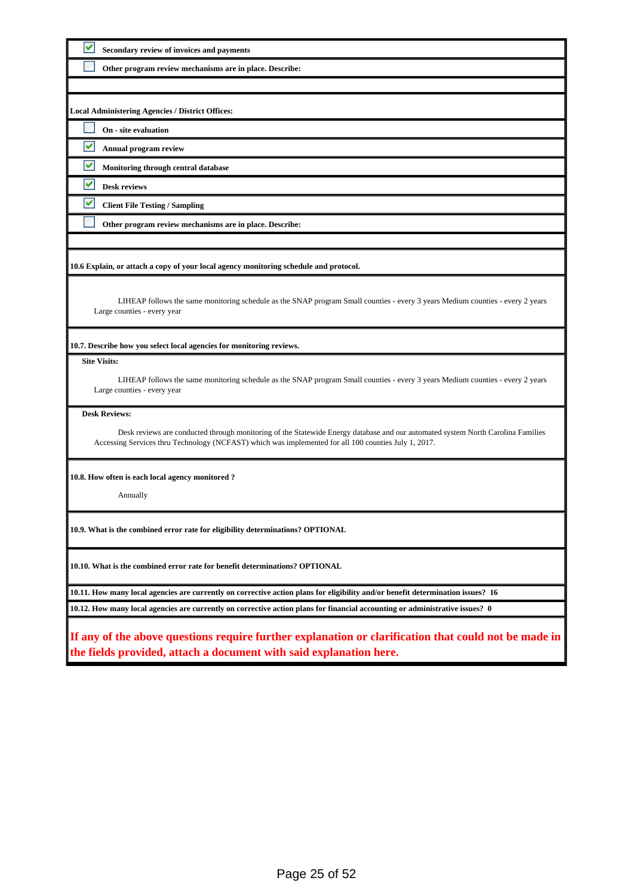- [x] **Secondary review of invoices and payments**
- [ ] **Other program review mechanisms are in place. Describe:**

**Local Administering Agencies / District Offices:**

- [ ] **On - site evaluation**
- [x] **Annual program review**
- [x] **Monitoring through central database**
- [x] **Desk reviews**
- [x] **Client File Testing / Sampling**
- [ ] **Other program review mechanisms are in place. Describe:**

**10.6 Explain, or attach a copy of your local agency monitoring schedule and protocol.**

LIHEAP follows the same monitoring schedule as the SNAP program Small counties - every 3 years Medium counties - every 2 years Large counties - every year

**10.7. Describe how you select local agencies for monitoring reviews.**

**Site Visits:**

LIHEAP follows the same monitoring schedule as the SNAP program Small counties - every 3 years Medium counties - every 2 years Large counties - every year

**Desk Reviews:**

Desk reviews are conducted through monitoring of the Statewide Energy database and our automated system North Carolina Families Accessing Services thru Technology (NCFAST) which was implemented for all 100 counties July 1, 2017.

**10.8. How often is each local agency monitored ?**

Annually

**10.9. What is the combined error rate for eligibility determinations? OPTIONAL**

**10.10. What is the combined error rate for benefit determinations? OPTIONAL**

**10.11. How many local agencies are currently on corrective action plans for eligibility and/or benefit determination issues? 16**

**10.12. How many local agencies are currently on corrective action plans for financial accounting or administrative issues? 0**

**If any of the above questions require further explanation or clarification that could not be made in the fields provided, attach a document with said explanation here.**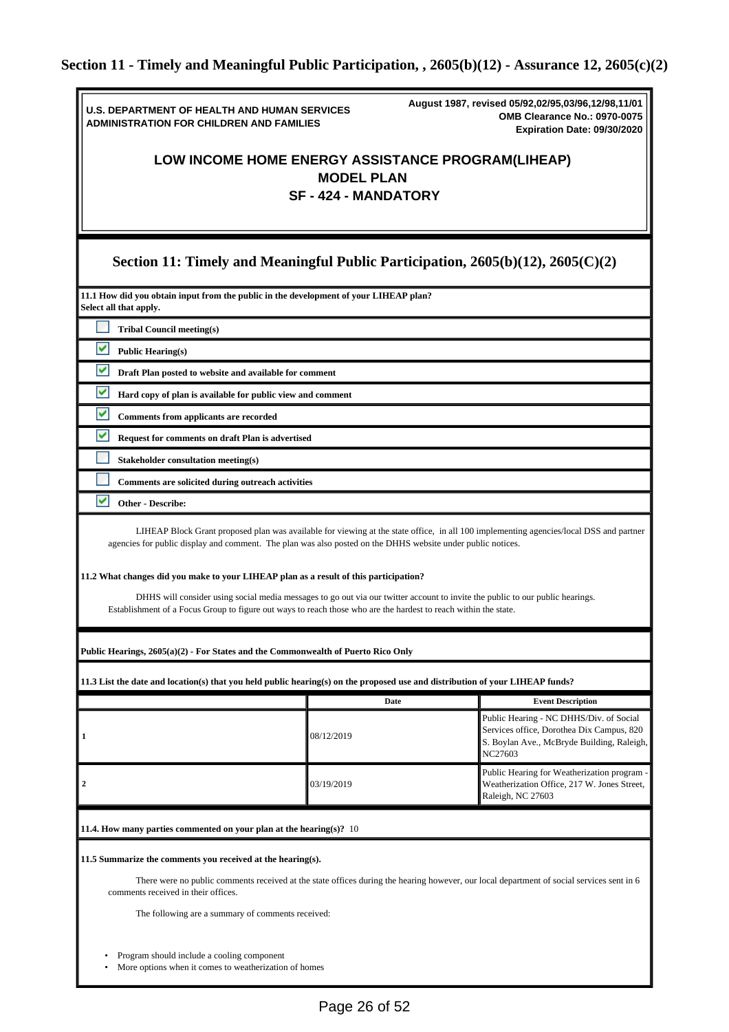## Section 11 - Timely and Meaningful Public Participation, , 2605(b)(12) - Assurance 12, 2605(c)(2)

**U.S. DEPARTMENT OF HEALTH AND HUMAN SERVICES**
**ADMINISTRATION FOR CHILDREN AND FAMILIES**

**August 1987, revised 05/92,02/95,03/96,12/98,11/01**
**OMB Clearance No.: 0970-0075**
**Expiration Date: 09/30/2020**

### LOW INCOME HOME ENERGY ASSISTANCE PROGRAM(LIHEAP)
### MODEL PLAN
### SF - 424 - MANDATORY

### Section 11: Timely and Meaningful Public Participation, 2605(b)(12), 2605(C)(2)

**11.1 How did you obtain input from the public in the development of your LIHEAP plan? Select all that apply.**

- [ ] **Tribal Council meeting(s)**
- [x] **Public Hearing(s)**
- [x] **Draft Plan posted to website and available for comment**
- [x] **Hard copy of plan is available for public view and comment**
- [x] **Comments from applicants are recorded**
- [x] **Request for comments on draft Plan is advertised**
- [ ] **Stakeholder consultation meeting(s)**
- [ ] **Comments are solicited during outreach activities**
- [x] **Other - Describe:**

LIHEAP Block Grant proposed plan was available for viewing at the state office, in all 100 implementing agencies/local DSS and partner agencies for public display and comment. The plan was also posted on the DHHS website under public notices.

**11.2 What changes did you make to your LIHEAP plan as a result of this participation?**

DHHS will consider using social media messages to go out via our twitter account to invite the public to our public hearings. Establishment of a Focus Group to figure out ways to reach those who are the hardest to reach within the state.

**Public Hearings, 2605(a)(2) - For States and the Commonwealth of Puerto Rico Only**

**11.3 List the date and location(s) that you held public hearing(s) on the proposed use and distribution of your LIHEAP funds?**

| | Date | Event Description |
|---|---|---|
| 1 | 08/12/2019 | Public Hearing - NC DHHS/Div. of Social Services office, Dorothea Dix Campus, 820 S. Boylan Ave., McBryde Building, Raleigh, NC27603 |
| 2 | 03/19/2019 | Public Hearing for Weatherization program - Weatherization Office, 217 W. Jones Street, Raleigh, NC 27603 |

**11.4. How many parties commented on your plan at the hearing(s)?** 10

**11.5 Summarize the comments you received at the hearing(s).**

There were no public comments received at the state offices during the hearing however, our local department of social services sent in 6 comments received in their offices.

The following are a summary of comments received:

- Program should include a cooling component
- More options when it comes to weatherization of homes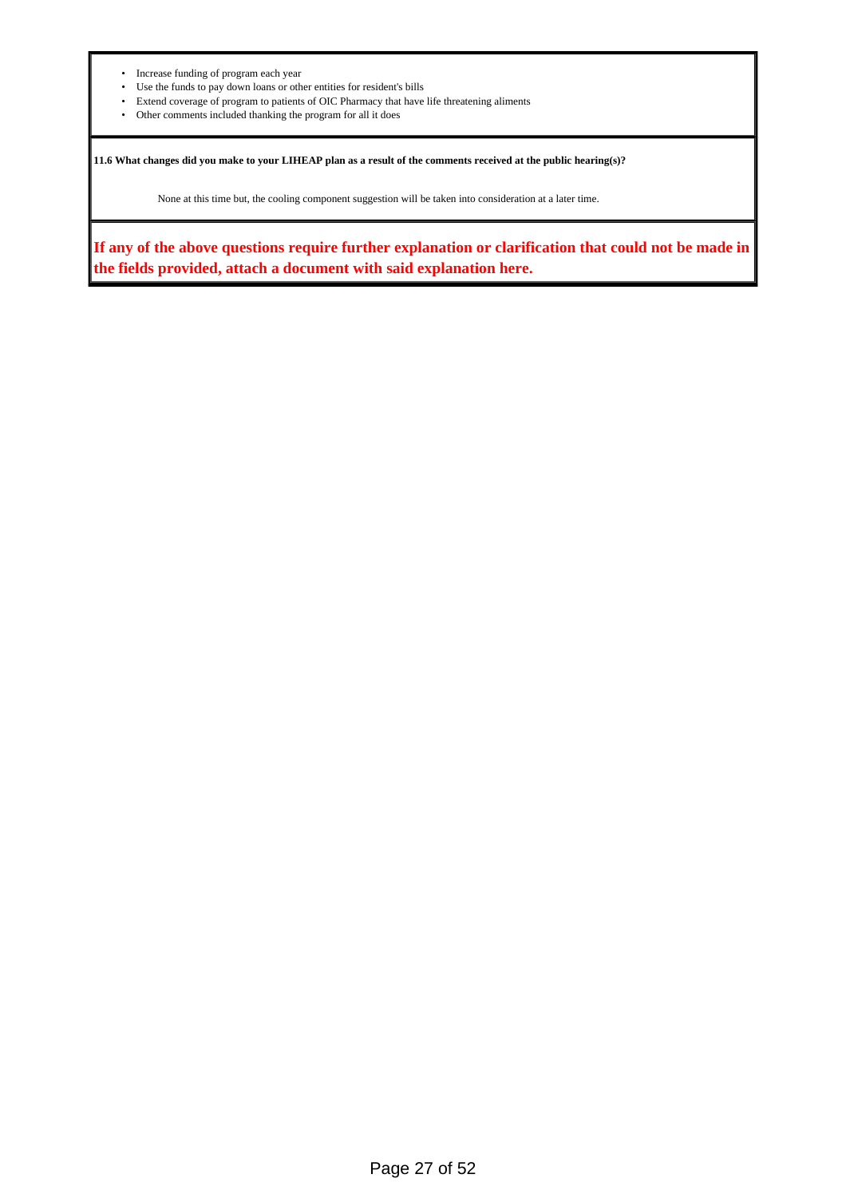- Increase funding of program each year
- Use the funds to pay down loans or other entities for resident's bills
- Extend coverage of program to patients of OIC Pharmacy that have life threatening aliments
- Other comments included thanking the program for all it does

**11.6 What changes did you make to your LIHEAP plan as a result of the comments received at the public hearing(s)?**

None at this time but, the cooling component suggestion will be taken into consideration at a later time.

**If any of the above questions require further explanation or clarification that could not be made in the fields provided, attach a document with said explanation here.**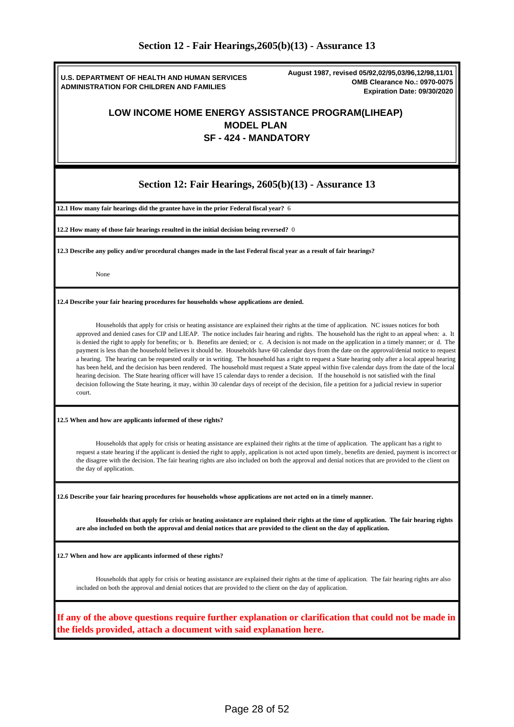# Section 12 - Fair Hearings,2605(b)(13) - Assurance 13

**U.S. DEPARTMENT OF HEALTH AND HUMAN SERVICES**
**ADMINISTRATION FOR CHILDREN AND FAMILIES**

**August 1987, revised 05/92,02/95,03/96,12/98,11/01**
**OMB Clearance No.: 0970-0075**
**Expiration Date: 09/30/2020**

## LOW INCOME HOME ENERGY ASSISTANCE PROGRAM(LIHEAP)
## MODEL PLAN
## SF - 424 - MANDATORY

## Section 12: Fair Hearings, 2605(b)(13) - Assurance 13

**12.1 How many fair hearings did the grantee have in the prior Federal fiscal year?** 6

**12.2 How many of those fair hearings resulted in the initial decision being reversed?** 0

**12.3 Describe any policy and/or procedural changes made in the last Federal fiscal year as a result of fair hearings?**

None

**12.4 Describe your fair hearing procedures for households whose applications are denied.**

Households that apply for crisis or heating assistance are explained their rights at the time of application. NC issues notices for both approved and denied cases for CIP and LIEAP. The notice includes fair hearing and rights. The household has the right to an appeal when: a. It is denied the right to apply for benefits; or b. Benefits are denied; or c. A decision is not made on the application in a timely manner; or d. The payment is less than the household believes it should be. Households have 60 calendar days from the date on the approval/denial notice to request a hearing. The hearing can be requested orally or in writing. The household has a right to request a State hearing only after a local appeal hearing has been held, and the decision has been rendered. The household must request a State appeal within five calendar days from the date of the local hearing decision. The State hearing officer will have 15 calendar days to render a decision. If the household is not satisfied with the final decision following the State hearing, it may, within 30 calendar days of receipt of the decision, file a petition for a judicial review in superior court.

**12.5 When and how are applicants informed of these rights?**

Households that apply for crisis or heating assistance are explained their rights at the time of application. The applicant has a right to request a state hearing if the applicant is denied the right to apply, application is not acted upon timely, benefits are denied, payment is incorrect or the disagree with the decision. The fair hearing rights are also included on both the approval and denial notices that are provided to the client on the day of application.

**12.6 Describe your fair hearing procedures for households whose applications are not acted on in a timely manner.**

**Households that apply for crisis or heating assistance are explained their rights at the time of application. The fair hearing rights are also included on both the approval and denial notices that are provided to the client on the day of application.**

**12.7 When and how are applicants informed of these rights?**

Households that apply for crisis or heating assistance are explained their rights at the time of application. The fair hearing rights are also included on both the approval and denial notices that are provided to the client on the day of application.

**If any of the above questions require further explanation or clarification that could not be made in the fields provided, attach a document with said explanation here.**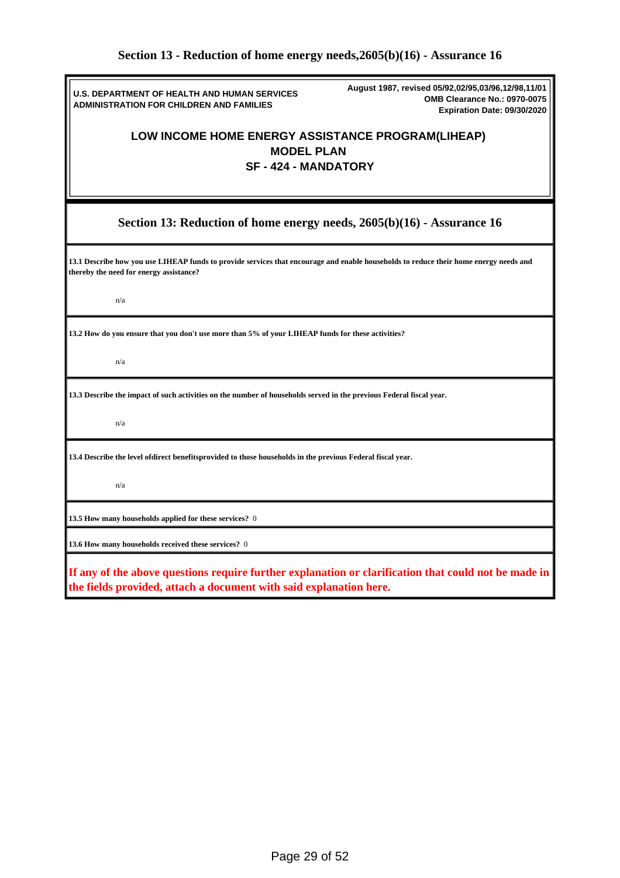# Section 13 - Reduction of home energy needs,2605(b)(16) - Assurance 16

**U.S. DEPARTMENT OF HEALTH AND HUMAN SERVICES**
**ADMINISTRATION FOR CHILDREN AND FAMILIES**

**August 1987, revised 05/92,02/95,03/96,12/98,11/01**
**OMB Clearance No.: 0970-0075**
**Expiration Date: 09/30/2020**

## LOW INCOME HOME ENERGY ASSISTANCE PROGRAM(LIHEAP)
## MODEL PLAN
## SF - 424 - MANDATORY

## Section 13: Reduction of home energy needs, 2605(b)(16) - Assurance 16

**13.1 Describe how you use LIHEAP funds to provide services that encourage and enable households to reduce their home energy needs and thereby the need for energy assistance?**

n/a

**13.2 How do you ensure that you don't use more than 5% of your LIHEAP funds for these activities?**

n/a

**13.3 Describe the impact of such activities on the number of households served in the previous Federal fiscal year.**

n/a

**13.4 Describe the level ofdirect benefitsprovided to those households in the previous Federal fiscal year.**

n/a

**13.5 How many households applied for these services?** 0

**13.6 How many households received these services?** 0

**If any of the above questions require further explanation or clarification that could not be made in the fields provided, attach a document with said explanation here.**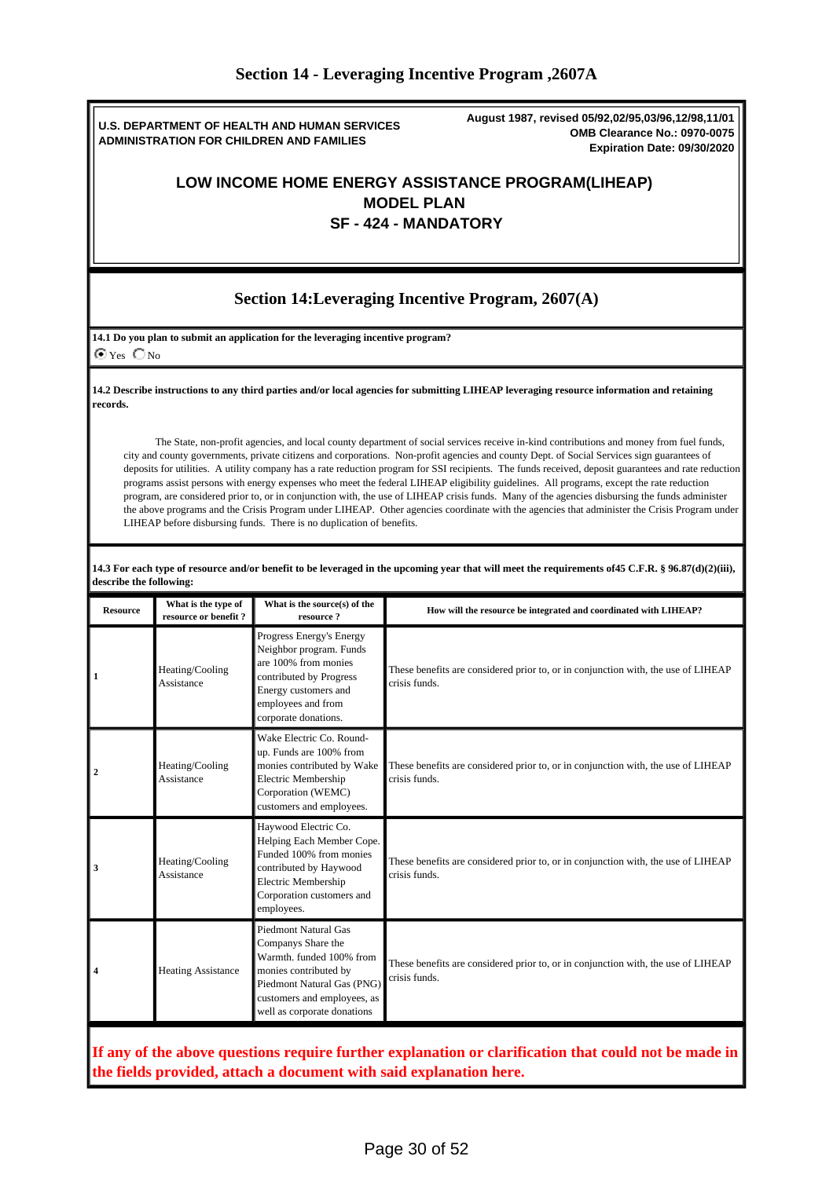## Section 14 - Leveraging Incentive Program ,2607A

**U.S. DEPARTMENT OF HEALTH AND HUMAN SERVICES**
**ADMINISTRATION FOR CHILDREN AND FAMILIES**

**August 1987, revised 05/92,02/95,03/96,12/98,11/01**
**OMB Clearance No.: 0970-0075**
**Expiration Date: 09/30/2020**

# LOW INCOME HOME ENERGY ASSISTANCE PROGRAM(LIHEAP) MODEL PLAN SF - 424 - MANDATORY

## Section 14:Leveraging Incentive Program, 2607(A)

**14.1 Do you plan to submit an application for the leveraging incentive program?**

◉ Yes ○ No

**14.2 Describe instructions to any third parties and/or local agencies for submitting LIHEAP leveraging resource information and retaining records.**

The State, non-profit agencies, and local county department of social services receive in-kind contributions and money from fuel funds, city and county governments, private citizens and corporations. Non-profit agencies and county Dept. of Social Services sign guarantees of deposits for utilities. A utility company has a rate reduction program for SSI recipients. The funds received, deposit guarantees and rate reduction programs assist persons with energy expenses who meet the federal LIHEAP eligibility guidelines. All programs, except the rate reduction program, are considered prior to, or in conjunction with, the use of LIHEAP crisis funds. Many of the agencies disbursing the funds administer the above programs and the Crisis Program under LIHEAP. Other agencies coordinate with the agencies that administer the Crisis Program under LIHEAP before disbursing funds. There is no duplication of benefits.

**14.3 For each type of resource and/or benefit to be leveraged in the upcoming year that will meet the requirements of45 C.F.R. § 96.87(d)(2)(iii), describe the following:**

| Resource | What is the type of resource or benefit ? | What is the source(s) of the resource ? | How will the resource be integrated and coordinated with LIHEAP? |
|---|---|---|---|
| 1 | Heating/Cooling Assistance | Progress Energy's Energy Neighbor program. Funds are 100% from monies contributed by Progress Energy customers and employees and from corporate donations. | These benefits are considered prior to, or in conjunction with, the use of LIHEAP crisis funds. |
| 2 | Heating/Cooling Assistance | Wake Electric Co. Round-up. Funds are 100% from monies contributed by Wake Electric Membership Corporation (WEMC) customers and employees. | These benefits are considered prior to, or in conjunction with, the use of LIHEAP crisis funds. |
| 3 | Heating/Cooling Assistance | Haywood Electric Co. Helping Each Member Cope. Funded 100% from monies contributed by Haywood Electric Membership Corporation customers and employees. | These benefits are considered prior to, or in conjunction with, the use of LIHEAP crisis funds. |
| 4 | Heating Assistance | Piedmont Natural Gas Companys Share the Warmth. funded 100% from monies contributed by Piedmont Natural Gas (PNG) customers and employees, as well as corporate donations | These benefits are considered prior to, or in conjunction with, the use of LIHEAP crisis funds. |

**If any of the above questions require further explanation or clarification that could not be made in the fields provided, attach a document with said explanation here.**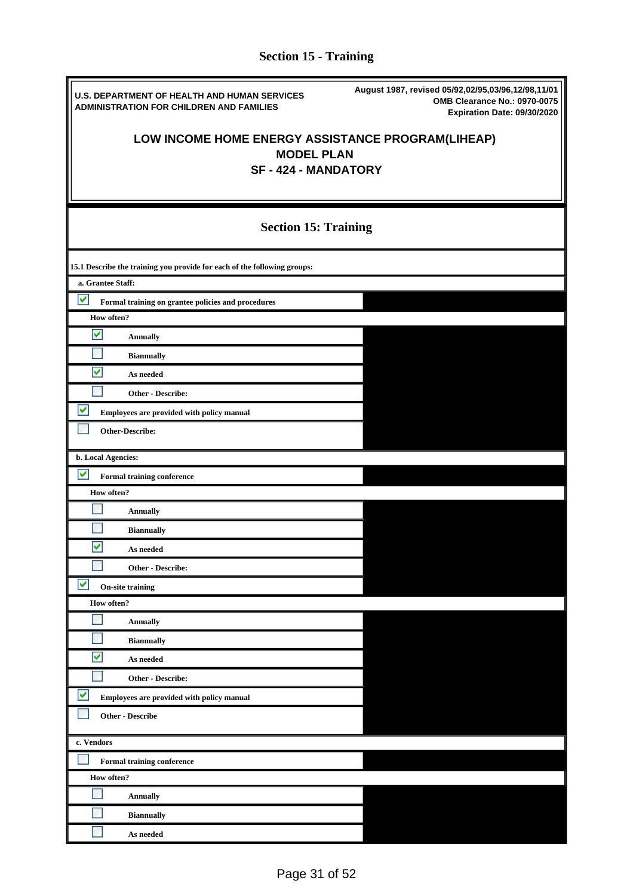# Section 15 - Training

**U.S. DEPARTMENT OF HEALTH AND HUMAN SERVICES**
**ADMINISTRATION FOR CHILDREN AND FAMILIES**

**August 1987, revised 05/92,02/95,03/96,12/98,11/01**
**OMB Clearance No.: 0970-0075**
**Expiration Date: 09/30/2020**

## LOW INCOME HOME ENERGY ASSISTANCE PROGRAM(LIHEAP)
## MODEL PLAN
## SF - 424 - MANDATORY

## Section 15: Training

**15.1 Describe the training you provide for each of the following groups:**

**a. Grantee Staff:**

- [x] **Formal training on grantee policies and procedures**
  - **How often?**
    - [x] **Annually**
    - [ ] **Biannually**
    - [x] **As needed**
    - [ ] **Other - Describe:**
- [x] **Employees are provided with policy manual**
- [ ] **Other-Describe:**

**b. Local Agencies:**

- [x] **Formal training conference**
  - **How often?**
    - [ ] **Annually**
    - [ ] **Biannually**
    - [x] **As needed**
    - [ ] **Other - Describe:**
- [x] **On-site training**
  - **How often?**
    - [ ] **Annually**
    - [ ] **Biannually**
    - [x] **As needed**
    - [ ] **Other - Describe:**
- [x] **Employees are provided with policy manual**
- [ ] **Other - Describe**

**c. Vendors**

- [ ] **Formal training conference**
  - **How often?**
    - [ ] **Annually**
    - [ ] **Biannually**
    - [ ] **As needed**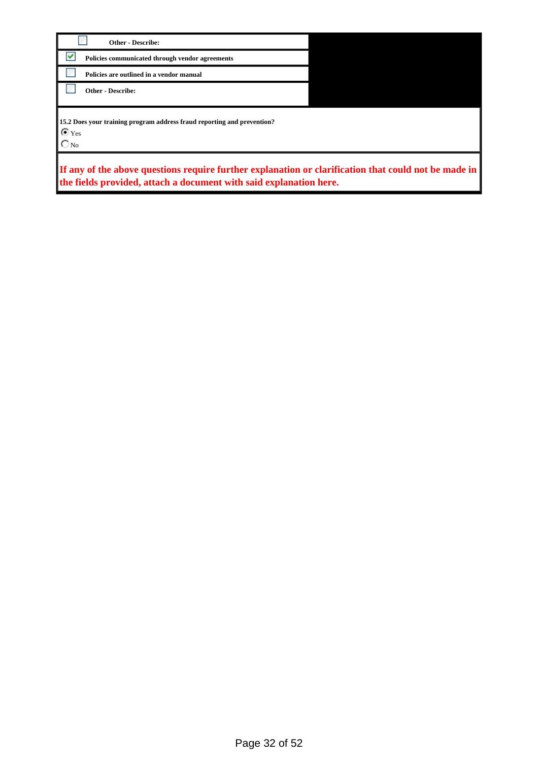- [ ] **Other - Describe:**
- [x] **Policies communicated through vendor agreements**
- [ ] **Policies are outlined in a vendor manual**
- [ ] **Other - Describe:**

**15.2 Does your training program address fraud reporting and prevention?**

- (•) Yes
- ( ) No

**If any of the above questions require further explanation or clarification that could not be made in the fields provided, attach a document with said explanation here.**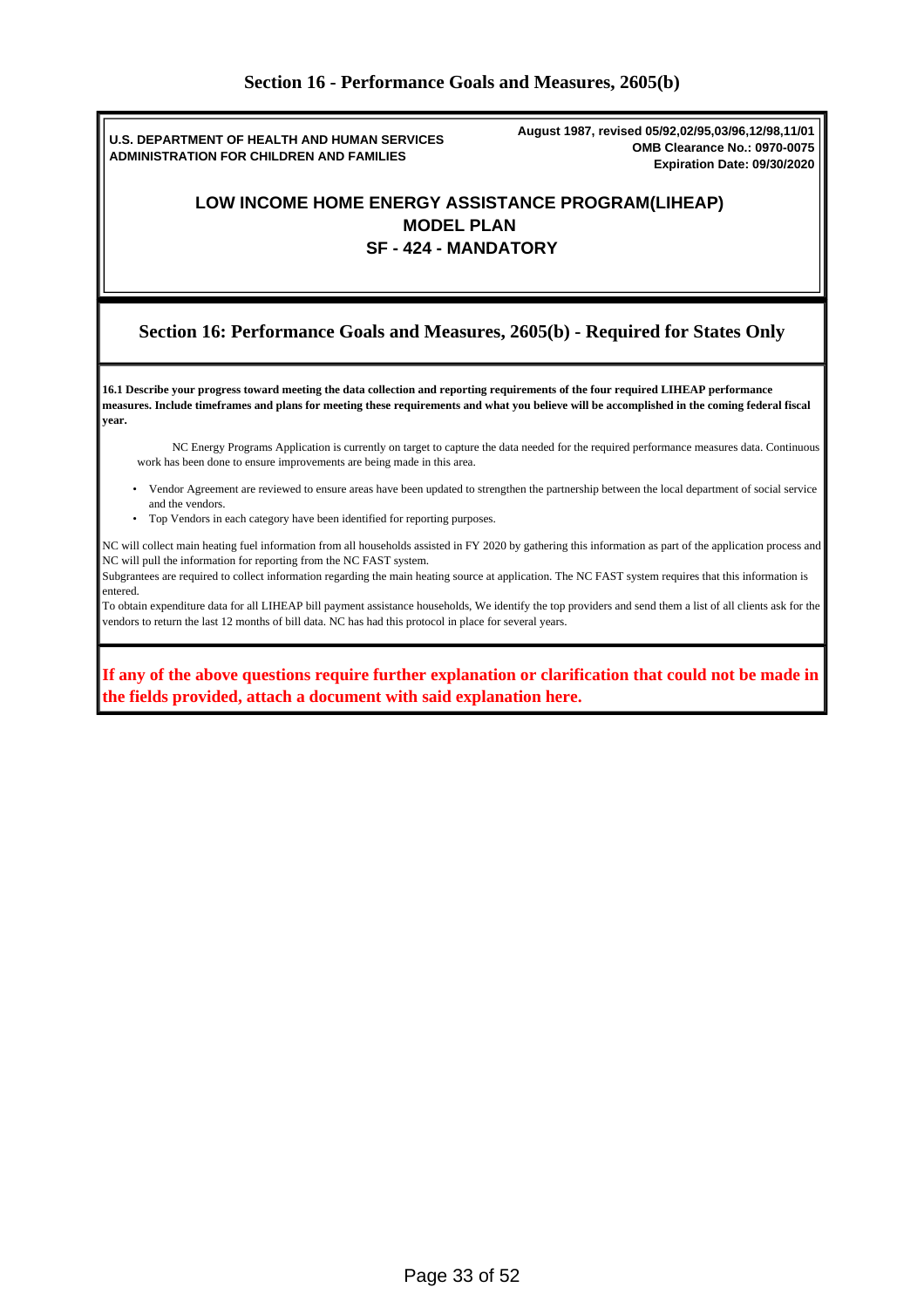# Section 16 - Performance Goals and Measures, 2605(b)

**U.S. DEPARTMENT OF HEALTH AND HUMAN SERVICES**
**ADMINISTRATION FOR CHILDREN AND FAMILIES**

**August 1987, revised 05/92,02/95,03/96,12/98,11/01**
**OMB Clearance No.: 0970-0075**
**Expiration Date: 09/30/2020**

## LOW INCOME HOME ENERGY ASSISTANCE PROGRAM(LIHEAP)
## MODEL PLAN
## SF - 424 - MANDATORY

## Section 16: Performance Goals and Measures, 2605(b) - Required for States Only

**16.1 Describe your progress toward meeting the data collection and reporting requirements of the four required LIHEAP performance measures. Include timeframes and plans for meeting these requirements and what you believe will be accomplished in the coming federal fiscal year.**

NC Energy Programs Application is currently on target to capture the data needed for the required performance measures data. Continuous work has been done to ensure improvements are being made in this area.

- Vendor Agreement are reviewed to ensure areas have been updated to strengthen the partnership between the local department of social service and the vendors.
- Top Vendors in each category have been identified for reporting purposes.

NC will collect main heating fuel information from all households assisted in FY 2020 by gathering this information as part of the application process and NC will pull the information for reporting from the NC FAST system.
Subgrantees are required to collect information regarding the main heating source at application. The NC FAST system requires that this information is entered.
To obtain expenditure data for all LIHEAP bill payment assistance households, We identify the top providers and send them a list of all clients ask for the vendors to return the last 12 months of bill data. NC has had this protocol in place for several years.

**If any of the above questions require further explanation or clarification that could not be made in the fields provided, attach a document with said explanation here.**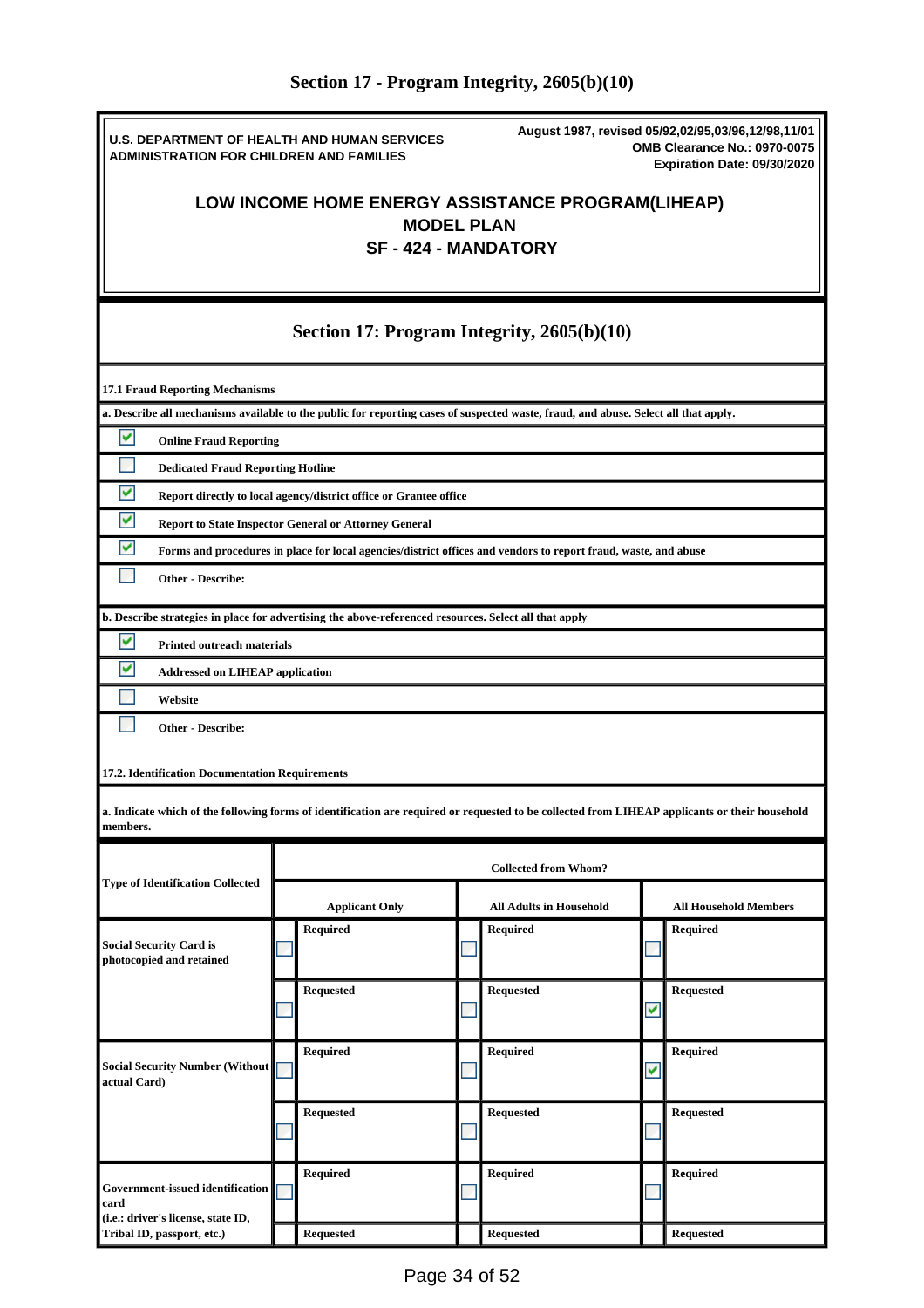## Section 17 - Program Integrity, 2605(b)(10)

U.S. DEPARTMENT OF HEALTH AND HUMAN SERVICES
ADMINISTRATION FOR CHILDREN AND FAMILIES

August 1987, revised 05/92,02/95,03/96,12/98,11/01
OMB Clearance No.: 0970-0075
Expiration Date: 09/30/2020

**LOW INCOME HOME ENERGY ASSISTANCE PROGRAM(LIHEAP)**
**MODEL PLAN**
**SF - 424 - MANDATORY**

### Section 17: Program Integrity, 2605(b)(10)

**17.1 Fraud Reporting Mechanisms**

**a. Describe all mechanisms available to the public for reporting cases of suspected waste, fraud, and abuse. Select all that apply.**

- [x] Online Fraud Reporting
- [ ] Dedicated Fraud Reporting Hotline
- [x] Report directly to local agency/district office or Grantee office
- [x] Report to State Inspector General or Attorney General
- [x] Forms and procedures in place for local agencies/district offices and vendors to report fraud, waste, and abuse
- [ ] Other - Describe:

**b. Describe strategies in place for advertising the above-referenced resources. Select all that apply**

- [x] Printed outreach materials
- [x] Addressed on LIHEAP application
- [ ] Website
- [ ] Other - Describe:

**17.2. Identification Documentation Requirements**

**a. Indicate which of the following forms of identification are required or requested to be collected from LIHEAP applicants or their household members.**

| Type of Identification Collected | Collected from Whom? | | |
|---|---|---|---|
| | Applicant Only | All Adults in Household | All Household Members |
| Social Security Card is photocopied and retained | [ ] Required | [ ] Required | [ ] Required |
| | [ ] Requested | [ ] Requested | [x] Requested |
| Social Security Number (Without actual Card) | [ ] Required | [ ] Required | [x] Required |
| | [ ] Requested | [ ] Requested | [ ] Requested |
| Government-issued identification card (i.e.: driver's license, state ID, Tribal ID, passport, etc.) | [ ] Required | [ ] Required | [ ] Required |
| | [ ] Requested | [ ] Requested | [ ] Requested |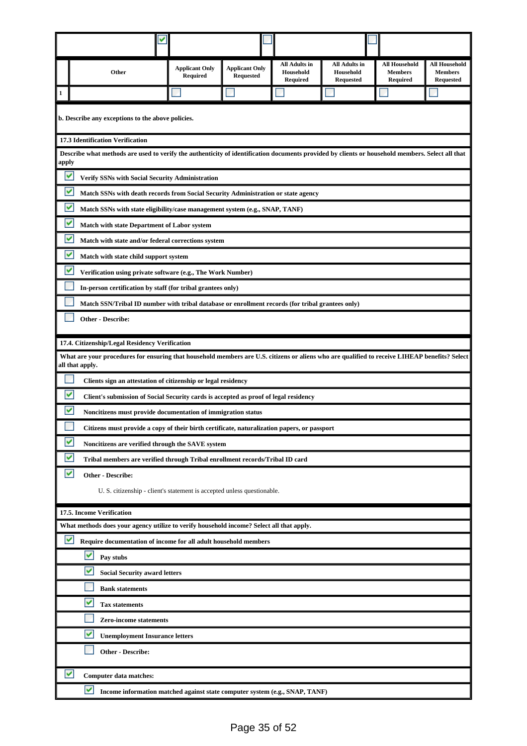| ☑ | | ☐ | | ☐ | |
|---|---|---|---|---|---|

| | Other | Applicant Only Required | Applicant Only Requested | All Adults in Household Required | All Adults in Household Requested | All Household Members Required | All Household Members Requested |
|---|---|---|---|---|---|---|---|
| 1 | | ☐ | ☐ | ☐ | ☐ | ☐ | ☐ |

**b. Describe any exceptions to the above policies.**

**17.3 Identification Verification**

**Describe what methods are used to verify the authenticity of identification documents provided by clients or household members. Select all that apply**

- ☑ **Verify SSNs with Social Security Administration**
- ☑ **Match SSNs with death records from Social Security Administration or state agency**
- ☑ **Match SSNs with state eligibility/case management system (e.g., SNAP, TANF)**
- ☑ **Match with state Department of Labor system**
- ☑ **Match with state and/or federal corrections system**
- ☑ **Match with state child support system**
- ☑ **Verification using private software (e.g., The Work Number)**
- ☐ **In-person certification by staff (for tribal grantees only)**
- ☐ **Match SSN/Tribal ID number with tribal database or enrollment records (for tribal grantees only)**
- ☐ **Other - Describe:**

**17.4. Citizenship/Legal Residency Verification**

**What are your procedures for ensuring that household members are U.S. citizens or aliens who are qualified to receive LIHEAP benefits? Select all that apply.**

- ☐ **Clients sign an attestation of citizenship or legal residency**
- ☑ **Client's submission of Social Security cards is accepted as proof of legal residency**
- ☑ **Noncitizens must provide documentation of immigration status**
- ☐ **Citizens must provide a copy of their birth certificate, naturalization papers, or passport**
- ☑ **Noncitizens are verified through the SAVE system**
- ☑ **Tribal members are verified through Tribal enrollment records/Tribal ID card**
- ☑ **Other - Describe:**

  U. S. citizenship - client's statement is accepted unless questionable.

**17.5. Income Verification**

**What methods does your agency utilize to verify household income? Select all that apply.**

- ☑ **Require documentation of income for all adult household members**
  - ☑ **Pay stubs**
  - ☑ **Social Security award letters**
  - ☐ **Bank statements**
  - ☑ **Tax statements**
  - ☐ **Zero-income statements**
  - ☑ **Unemployment Insurance letters**
  - ☐ **Other - Describe:**
- ☑ **Computer data matches:**
  - ☑ **Income information matched against state computer system (e.g., SNAP, TANF)**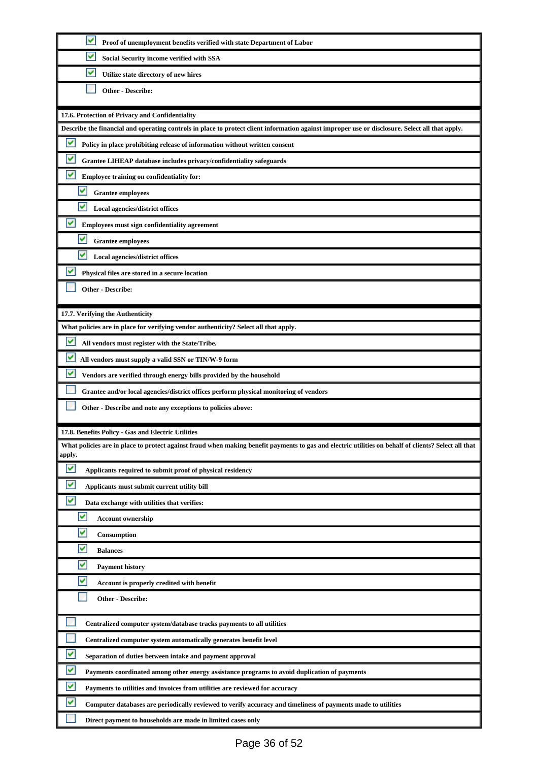- [x] Proof of unemployment benefits verified with state Department of Labor
- [x] Social Security income verified with SSA
- [x] Utilize state directory of new hires
- [ ] Other - Describe:

**17.6. Protection of Privacy and Confidentiality**

Describe the financial and operating controls in place to protect client information against improper use or disclosure. Select all that apply.

- [x] Policy in place prohibiting release of information without written consent
- [x] Grantee LIHEAP database includes privacy/confidentiality safeguards
- [x] Employee training on confidentiality for:
  - [x] Grantee employees
  - [x] Local agencies/district offices
- [x] Employees must sign confidentiality agreement
  - [x] Grantee employees
  - [x] Local agencies/district offices
- [x] Physical files are stored in a secure location
- [ ] Other - Describe:

**17.7. Verifying the Authenticity**

What policies are in place for verifying vendor authenticity? Select all that apply.

- [x] All vendors must register with the State/Tribe.
- [x] All vendors must supply a valid SSN or TIN/W-9 form
- [x] Vendors are verified through energy bills provided by the household
- [ ] Grantee and/or local agencies/district offices perform physical monitoring of vendors
- [ ] Other - Describe and note any exceptions to policies above:

**17.8. Benefits Policy - Gas and Electric Utilities**

What policies are in place to protect against fraud when making benefit payments to gas and electric utilities on behalf of clients? Select all that apply.

- [x] Applicants required to submit proof of physical residency
- [x] Applicants must submit current utility bill
- [x] Data exchange with utilities that verifies:
  - [x] Account ownership
  - [x] Consumption
  - [x] Balances
  - [x] Payment history
  - [x] Account is properly credited with benefit
  - [ ] Other - Describe:
- [ ] Centralized computer system/database tracks payments to all utilities
- [ ] Centralized computer system automatically generates benefit level
- [x] Separation of duties between intake and payment approval
- [x] Payments coordinated among other energy assistance programs to avoid duplication of payments
- [x] Payments to utilities and invoices from utilities are reviewed for accuracy
- [x] Computer databases are periodically reviewed to verify accuracy and timeliness of payments made to utilities
- [ ] Direct payment to households are made in limited cases only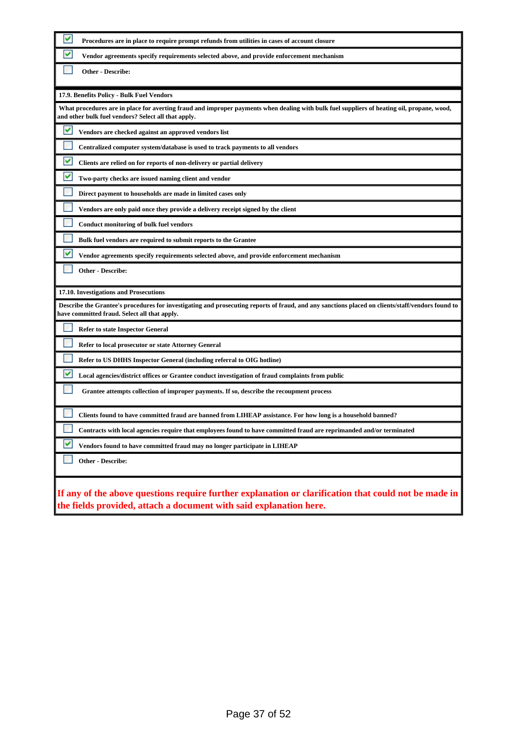- [x] Procedures are in place to require prompt refunds from utilities in cases of account closure
- [x] Vendor agreements specify requirements selected above, and provide enforcement mechanism
- [ ] Other - Describe:

**17.9. Benefits Policy - Bulk Fuel Vendors**

**What procedures are in place for averting fraud and improper payments when dealing with bulk fuel suppliers of heating oil, propane, wood, and other bulk fuel vendors? Select all that apply.**

- [x] Vendors are checked against an approved vendors list
- [ ] Centralized computer system/database is used to track payments to all vendors
- [x] Clients are relied on for reports of non-delivery or partial delivery
- [x] Two-party checks are issued naming client and vendor
- [ ] Direct payment to households are made in limited cases only
- [ ] Vendors are only paid once they provide a delivery receipt signed by the client
- [ ] Conduct monitoring of bulk fuel vendors
- [ ] Bulk fuel vendors are required to submit reports to the Grantee
- [x] Vendor agreements specify requirements selected above, and provide enforcement mechanism
- [ ] Other - Describe:

**17.10. Investigations and Prosecutions**

**Describe the Grantee's procedures for investigating and prosecuting reports of fraud, and any sanctions placed on clients/staff/vendors found to have committed fraud. Select all that apply.**

- [ ] Refer to state Inspector General
- [ ] Refer to local prosecutor or state Attorney General
- [ ] Refer to US DHHS Inspector General (including referral to OIG hotline)
- [x] Local agencies/district offices or Grantee conduct investigation of fraud complaints from public
- [ ] Grantee attempts collection of improper payments. If so, describe the recoupment process
- [ ] Clients found to have committed fraud are banned from LIHEAP assistance. For how long is a household banned?
- [ ] Contracts with local agencies require that employees found to have committed fraud are reprimanded and/or terminated
- [x] Vendors found to have committed fraud may no longer participate in LIHEAP
- [ ] Other - Describe:

**If any of the above questions require further explanation or clarification that could not be made in the fields provided, attach a document with said explanation here.**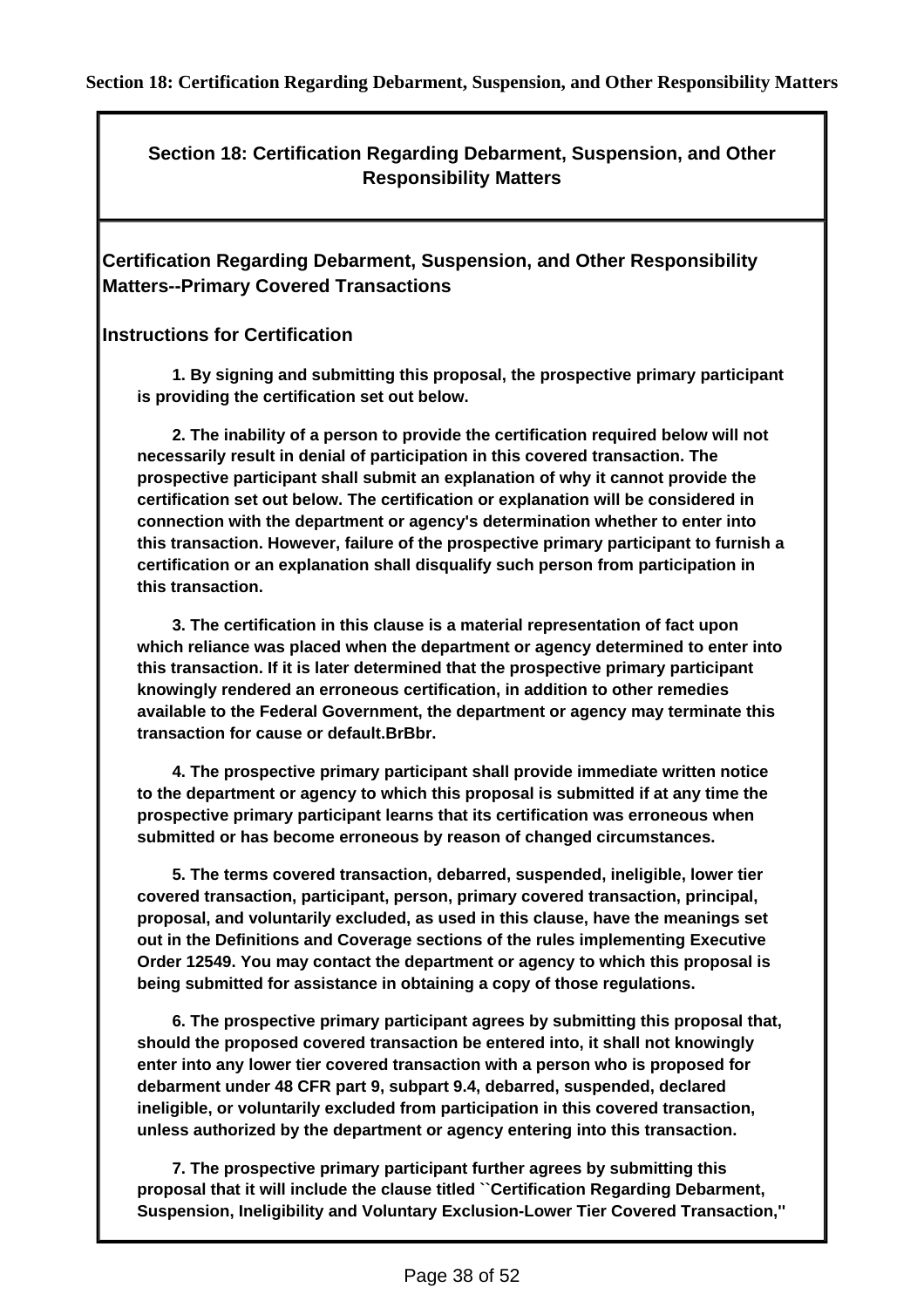# Section 18: Certification Regarding Debarment, Suspension, and Other Responsibility Matters

## Section 18: Certification Regarding Debarment, Suspension, and Other Responsibility Matters

### Certification Regarding Debarment, Suspension, and Other Responsibility Matters--Primary Covered Transactions

### Instructions for Certification

**1. By signing and submitting this proposal, the prospective primary participant is providing the certification set out below.**

**2. The inability of a person to provide the certification required below will not necessarily result in denial of participation in this covered transaction. The prospective participant shall submit an explanation of why it cannot provide the certification set out below. The certification or explanation will be considered in connection with the department or agency's determination whether to enter into this transaction. However, failure of the prospective primary participant to furnish a certification or an explanation shall disqualify such person from participation in this transaction.**

**3. The certification in this clause is a material representation of fact upon which reliance was placed when the department or agency determined to enter into this transaction. If it is later determined that the prospective primary participant knowingly rendered an erroneous certification, in addition to other remedies available to the Federal Government, the department or agency may terminate this transaction for cause or default.BrBbr.**

**4. The prospective primary participant shall provide immediate written notice to the department or agency to which this proposal is submitted if at any time the prospective primary participant learns that its certification was erroneous when submitted or has become erroneous by reason of changed circumstances.**

**5. The terms covered transaction, debarred, suspended, ineligible, lower tier covered transaction, participant, person, primary covered transaction, principal, proposal, and voluntarily excluded, as used in this clause, have the meanings set out in the Definitions and Coverage sections of the rules implementing Executive Order 12549. You may contact the department or agency to which this proposal is being submitted for assistance in obtaining a copy of those regulations.**

**6. The prospective primary participant agrees by submitting this proposal that, should the proposed covered transaction be entered into, it shall not knowingly enter into any lower tier covered transaction with a person who is proposed for debarment under 48 CFR part 9, subpart 9.4, debarred, suspended, declared ineligible, or voluntarily excluded from participation in this covered transaction, unless authorized by the department or agency entering into this transaction.**

**7. The prospective primary participant further agrees by submitting this proposal that it will include the clause titled ``Certification Regarding Debarment, Suspension, Ineligibility and Voluntary Exclusion-Lower Tier Covered Transaction,''**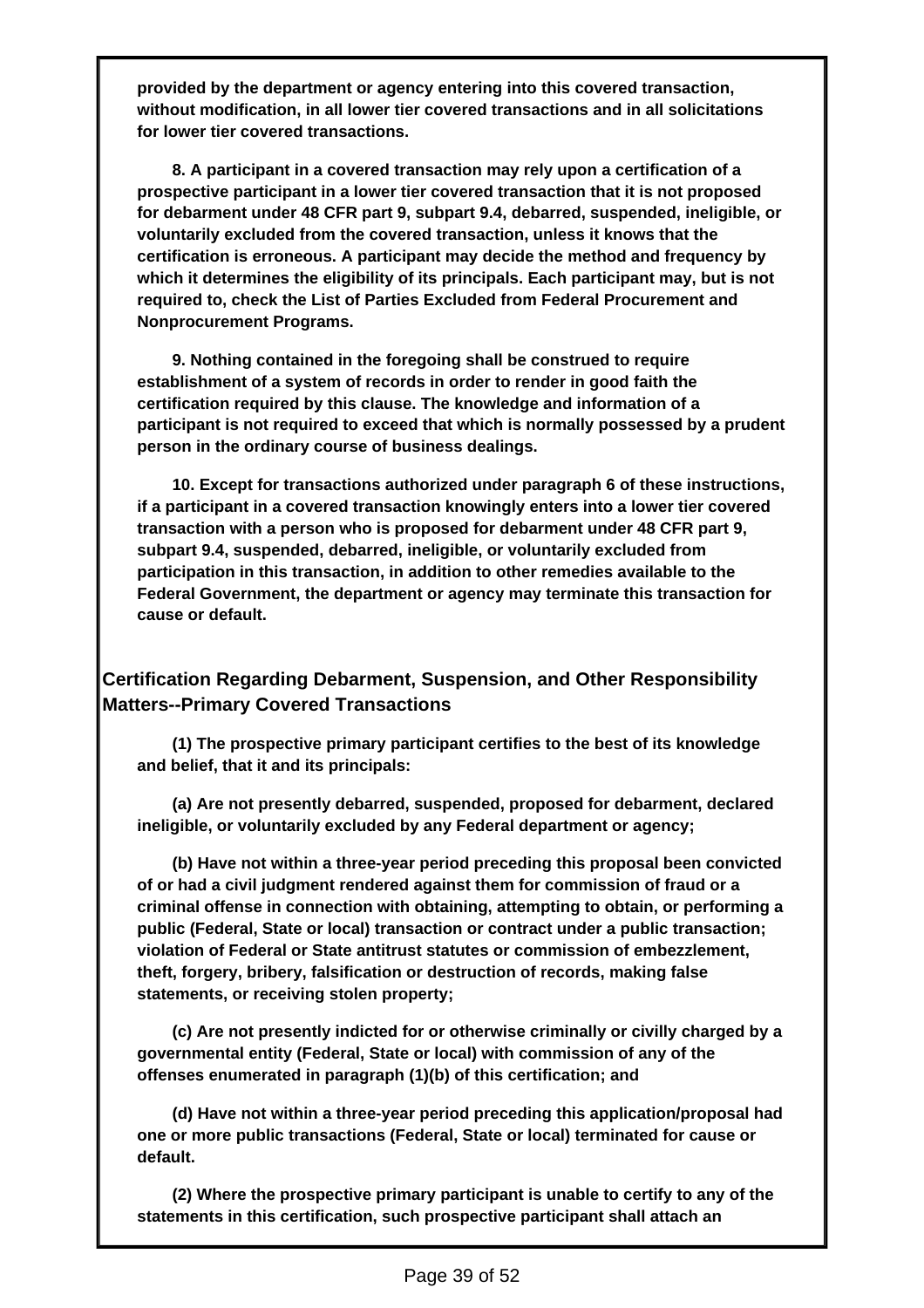**provided by the department or agency entering into this covered transaction, without modification, in all lower tier covered transactions and in all solicitations for lower tier covered transactions.**

**8. A participant in a covered transaction may rely upon a certification of a prospective participant in a lower tier covered transaction that it is not proposed for debarment under 48 CFR part 9, subpart 9.4, debarred, suspended, ineligible, or voluntarily excluded from the covered transaction, unless it knows that the certification is erroneous. A participant may decide the method and frequency by which it determines the eligibility of its principals. Each participant may, but is not required to, check the List of Parties Excluded from Federal Procurement and Nonprocurement Programs.**

**9. Nothing contained in the foregoing shall be construed to require establishment of a system of records in order to render in good faith the certification required by this clause. The knowledge and information of a participant is not required to exceed that which is normally possessed by a prudent person in the ordinary course of business dealings.**

**10. Except for transactions authorized under paragraph 6 of these instructions, if a participant in a covered transaction knowingly enters into a lower tier covered transaction with a person who is proposed for debarment under 48 CFR part 9, subpart 9.4, suspended, debarred, ineligible, or voluntarily excluded from participation in this transaction, in addition to other remedies available to the Federal Government, the department or agency may terminate this transaction for cause or default.**

## Certification Regarding Debarment, Suspension, and Other Responsibility Matters--Primary Covered Transactions

**(1) The prospective primary participant certifies to the best of its knowledge and belief, that it and its principals:**

**(a) Are not presently debarred, suspended, proposed for debarment, declared ineligible, or voluntarily excluded by any Federal department or agency;**

**(b) Have not within a three-year period preceding this proposal been convicted of or had a civil judgment rendered against them for commission of fraud or a criminal offense in connection with obtaining, attempting to obtain, or performing a public (Federal, State or local) transaction or contract under a public transaction; violation of Federal or State antitrust statutes or commission of embezzlement, theft, forgery, bribery, falsification or destruction of records, making false statements, or receiving stolen property;**

**(c) Are not presently indicted for or otherwise criminally or civilly charged by a governmental entity (Federal, State or local) with commission of any of the offenses enumerated in paragraph (1)(b) of this certification; and**

**(d) Have not within a three-year period preceding this application/proposal had one or more public transactions (Federal, State or local) terminated for cause or default.**

**(2) Where the prospective primary participant is unable to certify to any of the statements in this certification, such prospective participant shall attach an**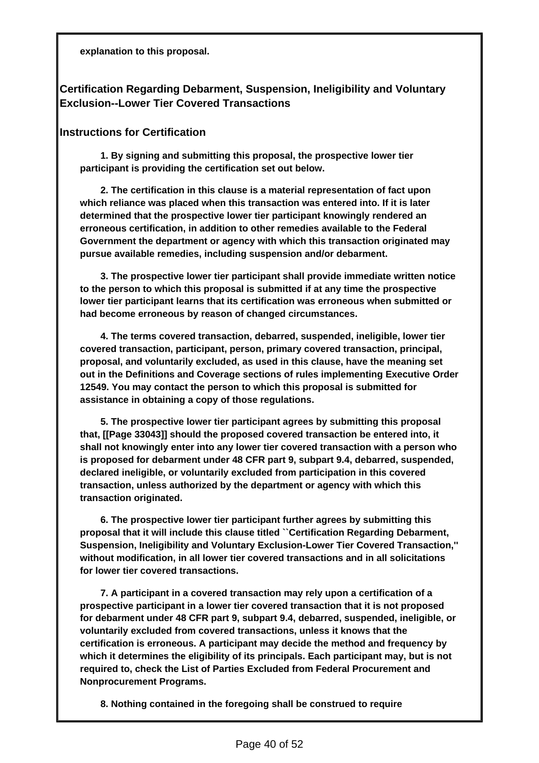**explanation to this proposal.**

## Certification Regarding Debarment, Suspension, Ineligibility and Voluntary Exclusion--Lower Tier Covered Transactions

### Instructions for Certification

**1. By signing and submitting this proposal, the prospective lower tier participant is providing the certification set out below.**

**2. The certification in this clause is a material representation of fact upon which reliance was placed when this transaction was entered into. If it is later determined that the prospective lower tier participant knowingly rendered an erroneous certification, in addition to other remedies available to the Federal Government the department or agency with which this transaction originated may pursue available remedies, including suspension and/or debarment.**

**3. The prospective lower tier participant shall provide immediate written notice to the person to which this proposal is submitted if at any time the prospective lower tier participant learns that its certification was erroneous when submitted or had become erroneous by reason of changed circumstances.**

**4. The terms covered transaction, debarred, suspended, ineligible, lower tier covered transaction, participant, person, primary covered transaction, principal, proposal, and voluntarily excluded, as used in this clause, have the meaning set out in the Definitions and Coverage sections of rules implementing Executive Order 12549. You may contact the person to which this proposal is submitted for assistance in obtaining a copy of those regulations.**

**5. The prospective lower tier participant agrees by submitting this proposal that, [[Page 33043]] should the proposed covered transaction be entered into, it shall not knowingly enter into any lower tier covered transaction with a person who is proposed for debarment under 48 CFR part 9, subpart 9.4, debarred, suspended, declared ineligible, or voluntarily excluded from participation in this covered transaction, unless authorized by the department or agency with which this transaction originated.**

**6. The prospective lower tier participant further agrees by submitting this proposal that it will include this clause titled ``Certification Regarding Debarment, Suspension, Ineligibility and Voluntary Exclusion-Lower Tier Covered Transaction,'' without modification, in all lower tier covered transactions and in all solicitations for lower tier covered transactions.**

**7. A participant in a covered transaction may rely upon a certification of a prospective participant in a lower tier covered transaction that it is not proposed for debarment under 48 CFR part 9, subpart 9.4, debarred, suspended, ineligible, or voluntarily excluded from covered transactions, unless it knows that the certification is erroneous. A participant may decide the method and frequency by which it determines the eligibility of its principals. Each participant may, but is not required to, check the List of Parties Excluded from Federal Procurement and Nonprocurement Programs.**

**8. Nothing contained in the foregoing shall be construed to require**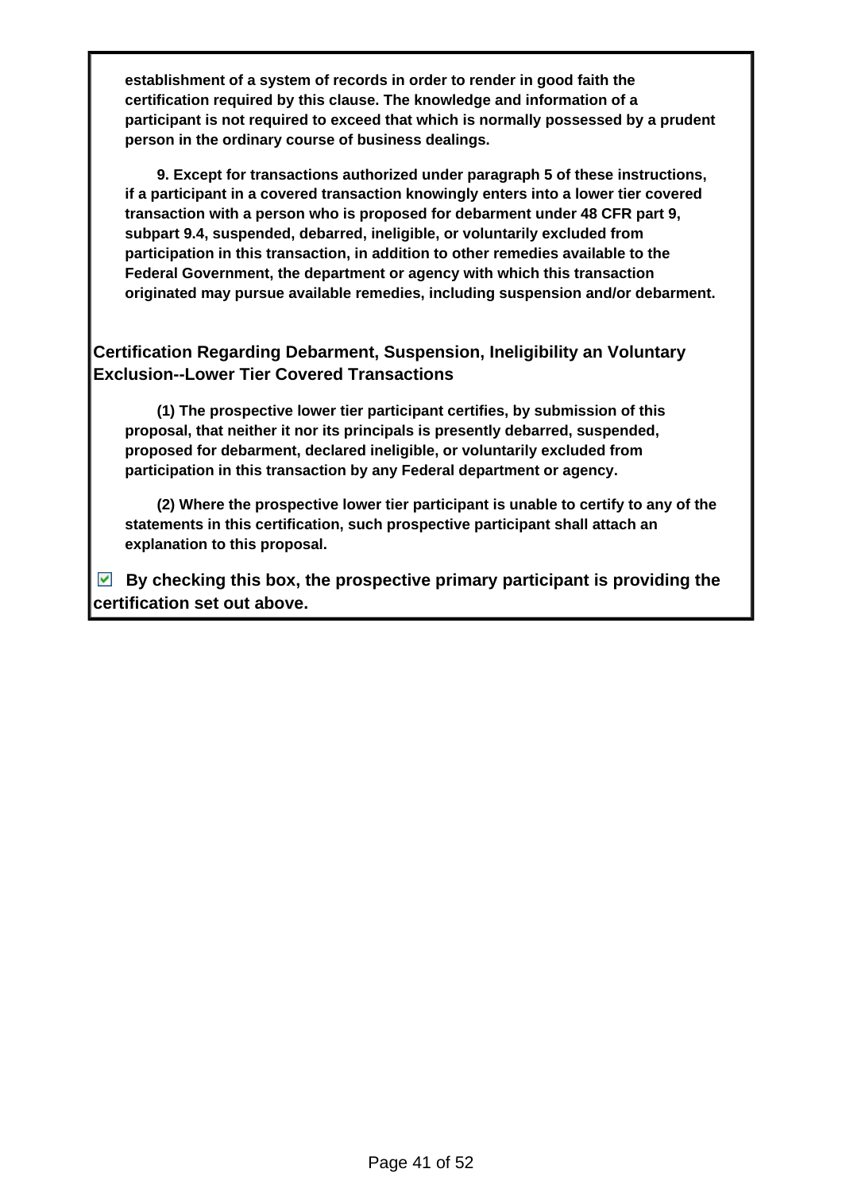**establishment of a system of records in order to render in good faith the certification required by this clause. The knowledge and information of a participant is not required to exceed that which is normally possessed by a prudent person in the ordinary course of business dealings.**

**9. Except for transactions authorized under paragraph 5 of these instructions, if a participant in a covered transaction knowingly enters into a lower tier covered transaction with a person who is proposed for debarment under 48 CFR part 9, subpart 9.4, suspended, debarred, ineligible, or voluntarily excluded from participation in this transaction, in addition to other remedies available to the Federal Government, the department or agency with which this transaction originated may pursue available remedies, including suspension and/or debarment.**

## Certification Regarding Debarment, Suspension, Ineligibility an Voluntary Exclusion--Lower Tier Covered Transactions

**(1) The prospective lower tier participant certifies, by submission of this proposal, that neither it nor its principals is presently debarred, suspended, proposed for debarment, declared ineligible, or voluntarily excluded from participation in this transaction by any Federal department or agency.**

**(2) Where the prospective lower tier participant is unable to certify to any of the statements in this certification, such prospective participant shall attach an explanation to this proposal.**

☑ **By checking this box, the prospective primary participant is providing the certification set out above.**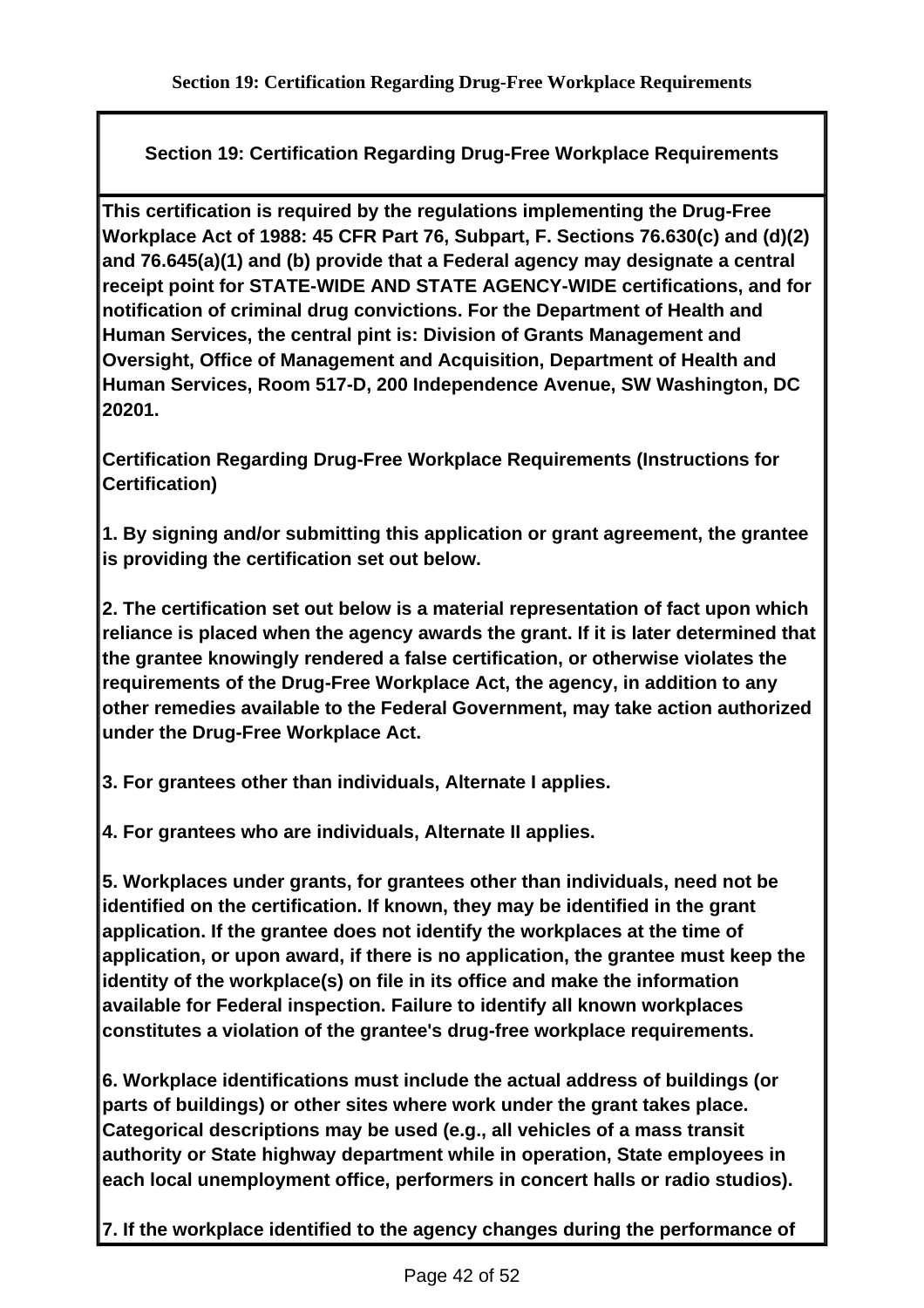# Section 19: Certification Regarding Drug-Free Workplace Requirements

## Section 19: Certification Regarding Drug-Free Workplace Requirements

**This certification is required by the regulations implementing the Drug-Free Workplace Act of 1988: 45 CFR Part 76, Subpart, F. Sections 76.630(c) and (d)(2) and 76.645(a)(1) and (b) provide that a Federal agency may designate a central receipt point for STATE-WIDE AND STATE AGENCY-WIDE certifications, and for notification of criminal drug convictions. For the Department of Health and Human Services, the central pint is: Division of Grants Management and Oversight, Office of Management and Acquisition, Department of Health and Human Services, Room 517-D, 200 Independence Avenue, SW Washington, DC 20201.**

**Certification Regarding Drug-Free Workplace Requirements (Instructions for Certification)**

**1. By signing and/or submitting this application or grant agreement, the grantee is providing the certification set out below.**

**2. The certification set out below is a material representation of fact upon which reliance is placed when the agency awards the grant. If it is later determined that the grantee knowingly rendered a false certification, or otherwise violates the requirements of the Drug-Free Workplace Act, the agency, in addition to any other remedies available to the Federal Government, may take action authorized under the Drug-Free Workplace Act.**

**3. For grantees other than individuals, Alternate I applies.**

**4. For grantees who are individuals, Alternate II applies.**

**5. Workplaces under grants, for grantees other than individuals, need not be identified on the certification. If known, they may be identified in the grant application. If the grantee does not identify the workplaces at the time of application, or upon award, if there is no application, the grantee must keep the identity of the workplace(s) on file in its office and make the information available for Federal inspection. Failure to identify all known workplaces constitutes a violation of the grantee's drug-free workplace requirements.**

**6. Workplace identifications must include the actual address of buildings (or parts of buildings) or other sites where work under the grant takes place. Categorical descriptions may be used (e.g., all vehicles of a mass transit authority or State highway department while in operation, State employees in each local unemployment office, performers in concert halls or radio studios).**

**7. If the workplace identified to the agency changes during the performance of**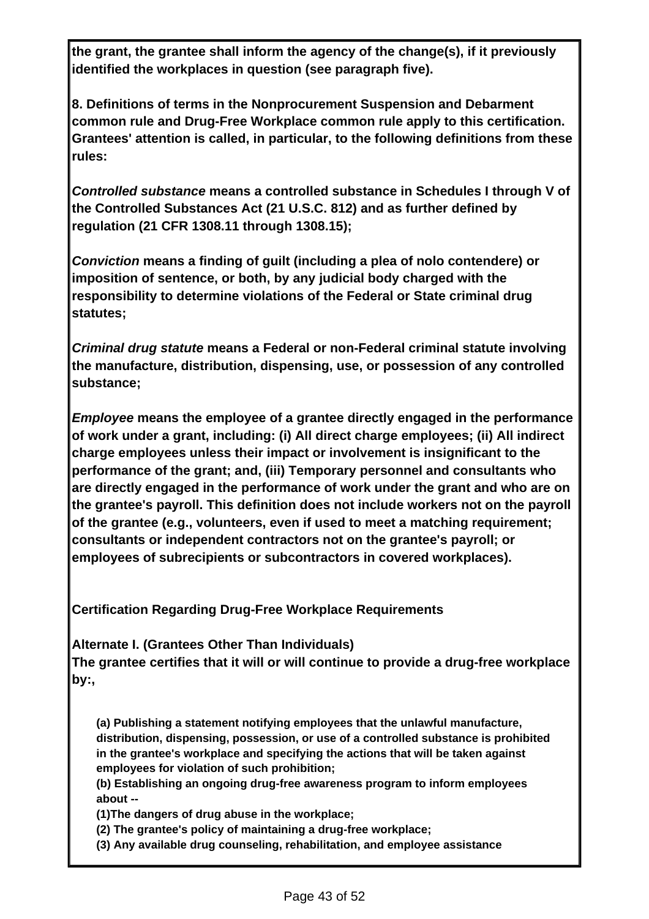**the grant, the grantee shall inform the agency of the change(s), if it previously identified the workplaces in question (see paragraph five).**

**8. Definitions of terms in the Nonprocurement Suspension and Debarment common rule and Drug-Free Workplace common rule apply to this certification. Grantees' attention is called, in particular, to the following definitions from these rules:**

***Controlled substance*** **means a controlled substance in Schedules I through V of the Controlled Substances Act (21 U.S.C. 812) and as further defined by regulation (21 CFR 1308.11 through 1308.15);**

***Conviction*** **means a finding of guilt (including a plea of nolo contendere) or imposition of sentence, or both, by any judicial body charged with the responsibility to determine violations of the Federal or State criminal drug statutes;**

***Criminal drug statute*** **means a Federal or non-Federal criminal statute involving the manufacture, distribution, dispensing, use, or possession of any controlled substance;**

***Employee*** **means the employee of a grantee directly engaged in the performance of work under a grant, including: (i) All direct charge employees; (ii) All indirect charge employees unless their impact or involvement is insignificant to the performance of the grant; and, (iii) Temporary personnel and consultants who are directly engaged in the performance of work under the grant and who are on the grantee's payroll. This definition does not include workers not on the payroll of the grantee (e.g., volunteers, even if used to meet a matching requirement; consultants or independent contractors not on the grantee's payroll; or employees of subrecipients or subcontractors in covered workplaces).**

**Certification Regarding Drug-Free Workplace Requirements**

**Alternate I. (Grantees Other Than Individuals)**
**The grantee certifies that it will or will continue to provide a drug-free workplace by:,**

**(a) Publishing a statement notifying employees that the unlawful manufacture, distribution, dispensing, possession, or use of a controlled substance is prohibited in the grantee's workplace and specifying the actions that will be taken against employees for violation of such prohibition;**
**(b) Establishing an ongoing drug-free awareness program to inform employees about --**
**(1)The dangers of drug abuse in the workplace;**
**(2) The grantee's policy of maintaining a drug-free workplace;**
**(3) Any available drug counseling, rehabilitation, and employee assistance**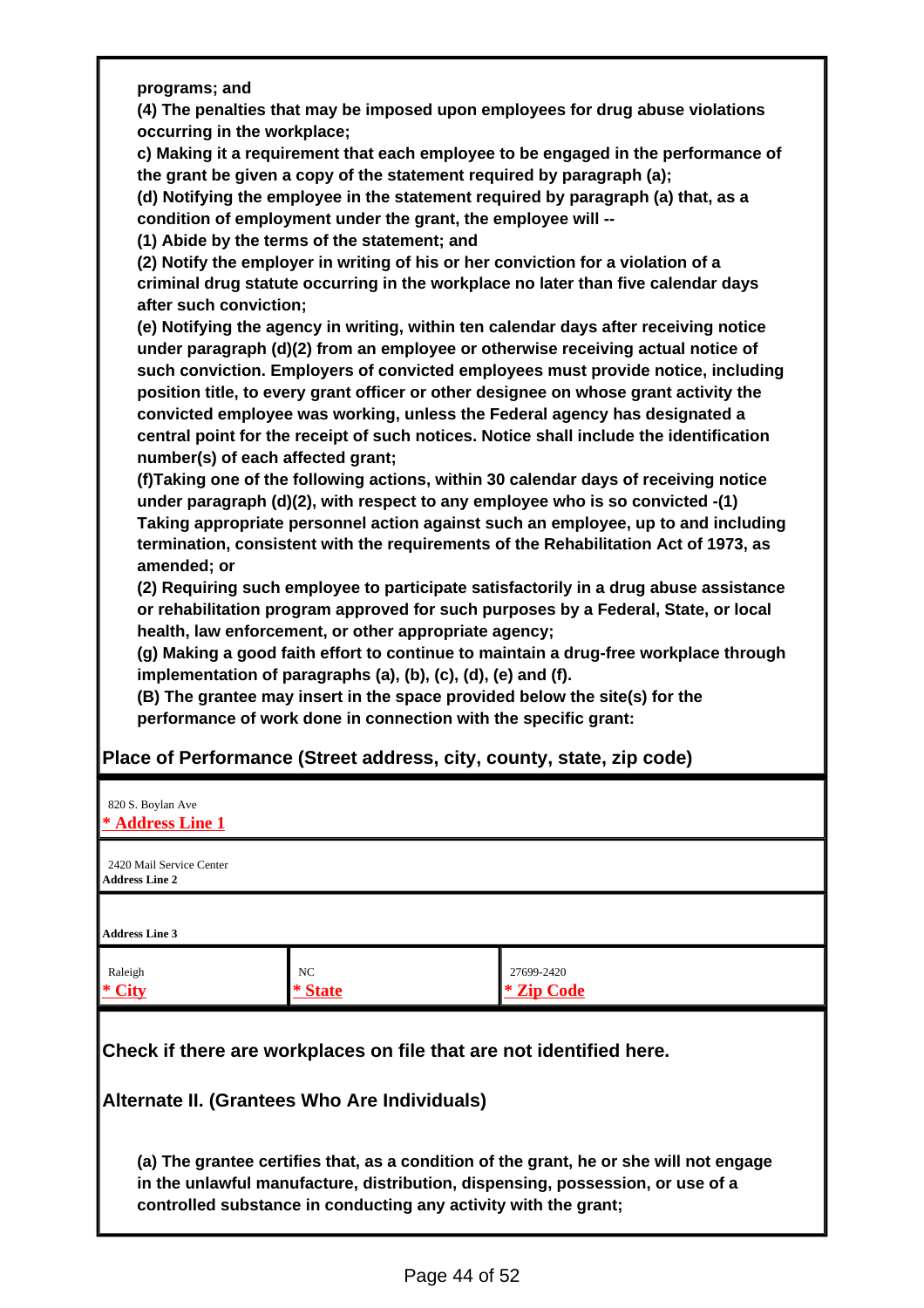**programs; and**

**(4) The penalties that may be imposed upon employees for drug abuse violations occurring in the workplace;**

**c) Making it a requirement that each employee to be engaged in the performance of the grant be given a copy of the statement required by paragraph (a);**

**(d) Notifying the employee in the statement required by paragraph (a) that, as a condition of employment under the grant, the employee will --**

**(1) Abide by the terms of the statement; and**

**(2) Notify the employer in writing of his or her conviction for a violation of a criminal drug statute occurring in the workplace no later than five calendar days after such conviction;**

**(e) Notifying the agency in writing, within ten calendar days after receiving notice under paragraph (d)(2) from an employee or otherwise receiving actual notice of such conviction. Employers of convicted employees must provide notice, including position title, to every grant officer or other designee on whose grant activity the convicted employee was working, unless the Federal agency has designated a central point for the receipt of such notices. Notice shall include the identification number(s) of each affected grant;**

**(f)Taking one of the following actions, within 30 calendar days of receiving notice under paragraph (d)(2), with respect to any employee who is so convicted -(1) Taking appropriate personnel action against such an employee, up to and including termination, consistent with the requirements of the Rehabilitation Act of 1973, as amended; or**

**(2) Requiring such employee to participate satisfactorily in a drug abuse assistance or rehabilitation program approved for such purposes by a Federal, State, or local health, law enforcement, or other appropriate agency;**

**(g) Making a good faith effort to continue to maintain a drug-free workplace through implementation of paragraphs (a), (b), (c), (d), (e) and (f).**

**(B) The grantee may insert in the space provided below the site(s) for the performance of work done in connection with the specific grant:**

## Place of Performance (Street address, city, county, state, zip code)

820 S. Boylan Ave
**\* Address Line 1**

2420 Mail Service Center
**Address Line 2**

**Address Line 3**

| Raleigh | NC | 27699-2420 |
|---|---|---|
| **\* City** | **\* State** | **\* Zip Code** |

**Check if there are workplaces on file that are not identified here.**

## Alternate II. (Grantees Who Are Individuals)

**(a) The grantee certifies that, as a condition of the grant, he or she will not engage in the unlawful manufacture, distribution, dispensing, possession, or use of a controlled substance in conducting any activity with the grant;**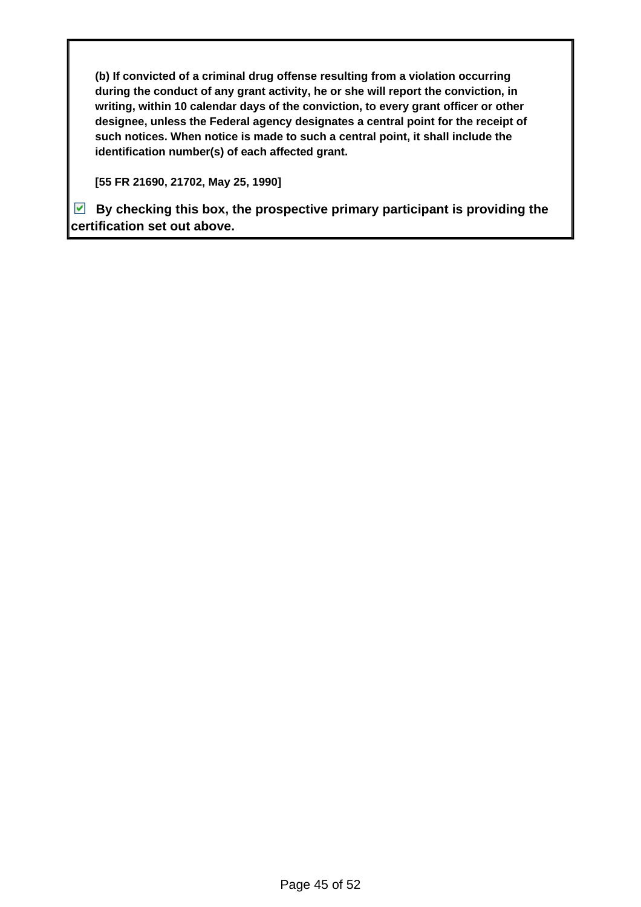**(b) If convicted of a criminal drug offense resulting from a violation occurring during the conduct of any grant activity, he or she will report the conviction, in writing, within 10 calendar days of the conviction, to every grant officer or other designee, unless the Federal agency designates a central point for the receipt of such notices. When notice is made to such a central point, it shall include the identification number(s) of each affected grant.**

**[55 FR 21690, 21702, May 25, 1990]**

☑ **By checking this box, the prospective primary participant is providing the certification set out above.**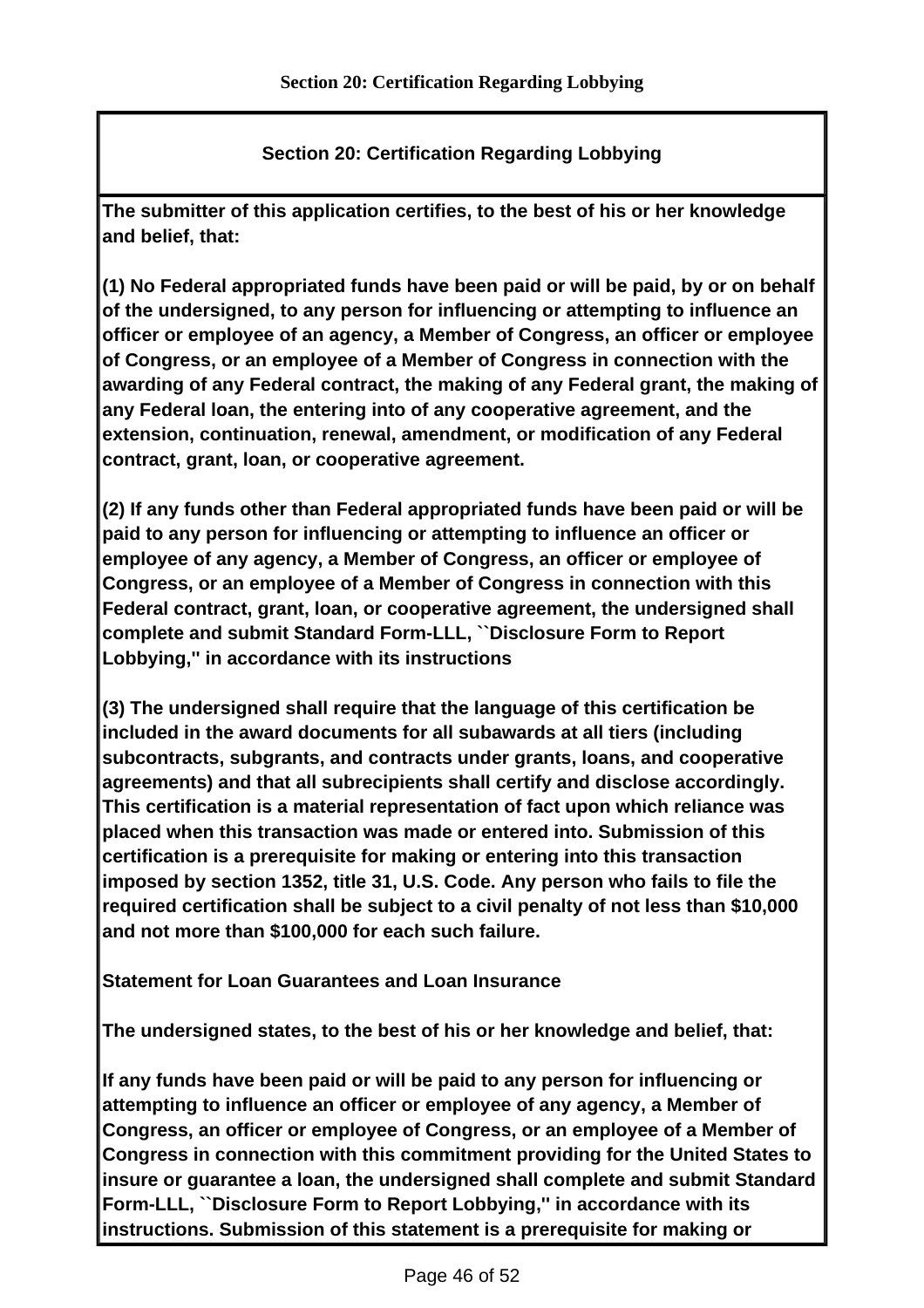## Section 20: Certification Regarding Lobbying

**Section 20: Certification Regarding Lobbying**

**The submitter of this application certifies, to the best of his or her knowledge and belief, that:**

**(1) No Federal appropriated funds have been paid or will be paid, by or on behalf of the undersigned, to any person for influencing or attempting to influence an officer or employee of an agency, a Member of Congress, an officer or employee of Congress, or an employee of a Member of Congress in connection with the awarding of any Federal contract, the making of any Federal grant, the making of any Federal loan, the entering into of any cooperative agreement, and the extension, continuation, renewal, amendment, or modification of any Federal contract, grant, loan, or cooperative agreement.**

**(2) If any funds other than Federal appropriated funds have been paid or will be paid to any person for influencing or attempting to influence an officer or employee of any agency, a Member of Congress, an officer or employee of Congress, or an employee of a Member of Congress in connection with this Federal contract, grant, loan, or cooperative agreement, the undersigned shall complete and submit Standard Form-LLL, ``Disclosure Form to Report Lobbying,'' in accordance with its instructions**

**(3) The undersigned shall require that the language of this certification be included in the award documents for all subawards at all tiers (including subcontracts, subgrants, and contracts under grants, loans, and cooperative agreements) and that all subrecipients shall certify and disclose accordingly. This certification is a material representation of fact upon which reliance was placed when this transaction was made or entered into. Submission of this certification is a prerequisite for making or entering into this transaction imposed by section 1352, title 31, U.S. Code. Any person who fails to file the required certification shall be subject to a civil penalty of not less than $10,000 and not more than $100,000 for each such failure.**

**Statement for Loan Guarantees and Loan Insurance**

**The undersigned states, to the best of his or her knowledge and belief, that:**

**If any funds have been paid or will be paid to any person for influencing or attempting to influence an officer or employee of any agency, a Member of Congress, an officer or employee of Congress, or an employee of a Member of Congress in connection with this commitment providing for the United States to insure or guarantee a loan, the undersigned shall complete and submit Standard Form-LLL, ``Disclosure Form to Report Lobbying,'' in accordance with its instructions. Submission of this statement is a prerequisite for making or**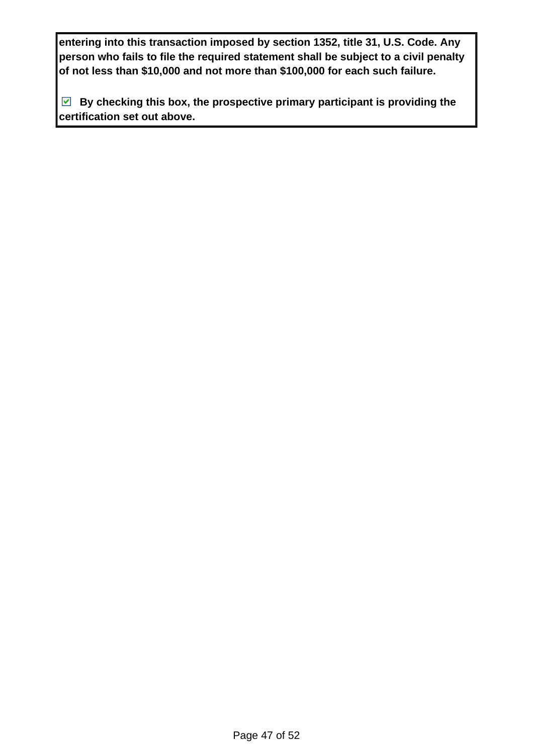**entering into this transaction imposed by section 1352, title 31, U.S. Code. Any person who fails to file the required statement shall be subject to a civil penalty of not less than $10,000 and not more than $100,000 for each such failure.**

☑ **By checking this box, the prospective primary participant is providing the certification set out above.**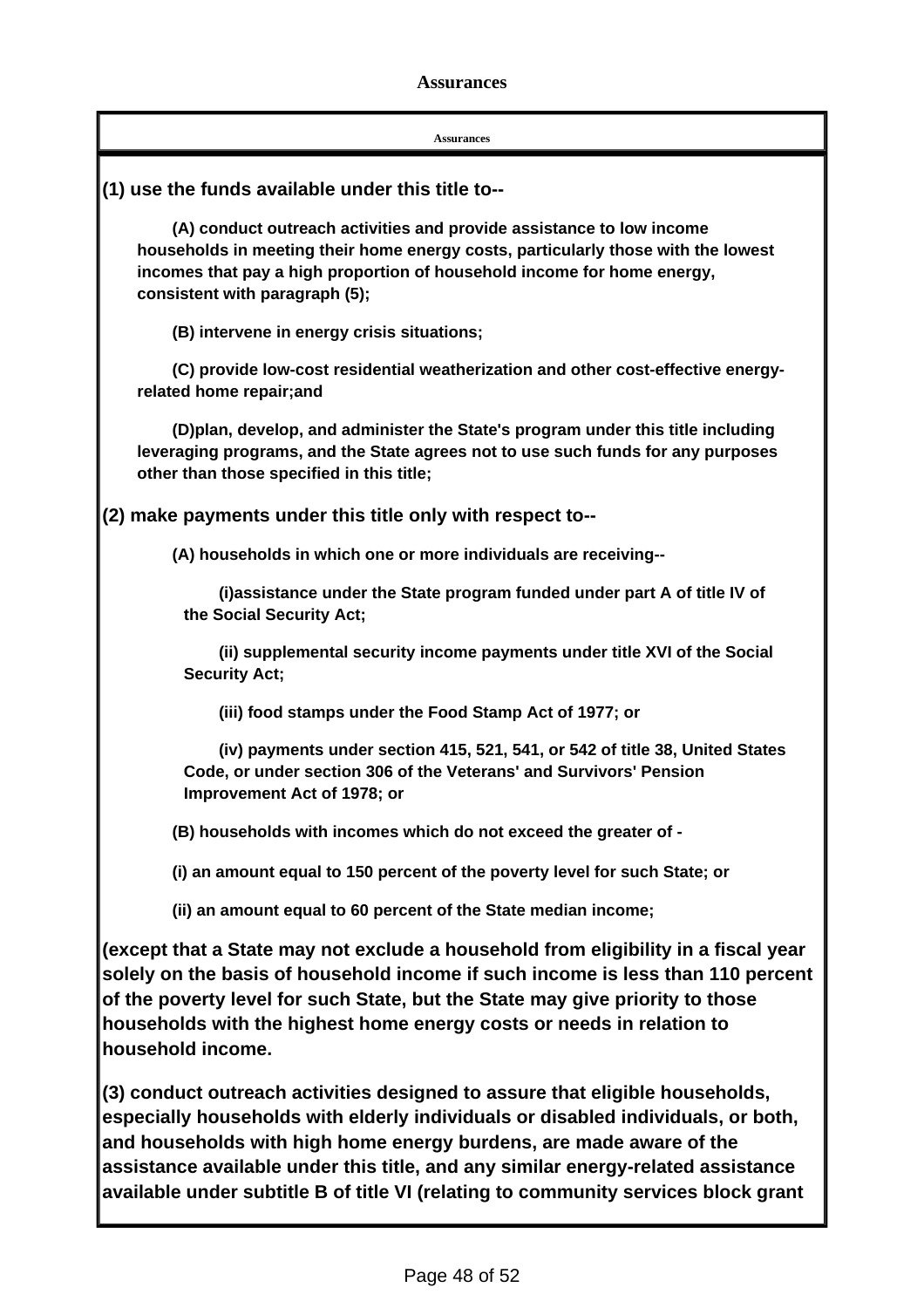# Assurances

| Assurances |
| --- |

**(1) use the funds available under this title to--**

**(A) conduct outreach activities and provide assistance to low income households in meeting their home energy costs, particularly those with the lowest incomes that pay a high proportion of household income for home energy, consistent with paragraph (5);**

**(B) intervene in energy crisis situations;**

**(C) provide low-cost residential weatherization and other cost-effective energy-related home repair;and**

**(D)plan, develop, and administer the State's program under this title including leveraging programs, and the State agrees not to use such funds for any purposes other than those specified in this title;**

**(2) make payments under this title only with respect to--**

**(A) households in which one or more individuals are receiving--**

**(i)assistance under the State program funded under part A of title IV of the Social Security Act;**

**(ii) supplemental security income payments under title XVI of the Social Security Act;**

**(iii) food stamps under the Food Stamp Act of 1977; or**

**(iv) payments under section 415, 521, 541, or 542 of title 38, United States Code, or under section 306 of the Veterans' and Survivors' Pension Improvement Act of 1978; or**

**(B) households with incomes which do not exceed the greater of -**

**(i) an amount equal to 150 percent of the poverty level for such State; or**

**(ii) an amount equal to 60 percent of the State median income;**

**(except that a State may not exclude a household from eligibility in a fiscal year solely on the basis of household income if such income is less than 110 percent of the poverty level for such State, but the State may give priority to those households with the highest home energy costs or needs in relation to household income.**

**(3) conduct outreach activities designed to assure that eligible households, especially households with elderly individuals or disabled individuals, or both, and households with high home energy burdens, are made aware of the assistance available under this title, and any similar energy-related assistance available under subtitle B of title VI (relating to community services block grant**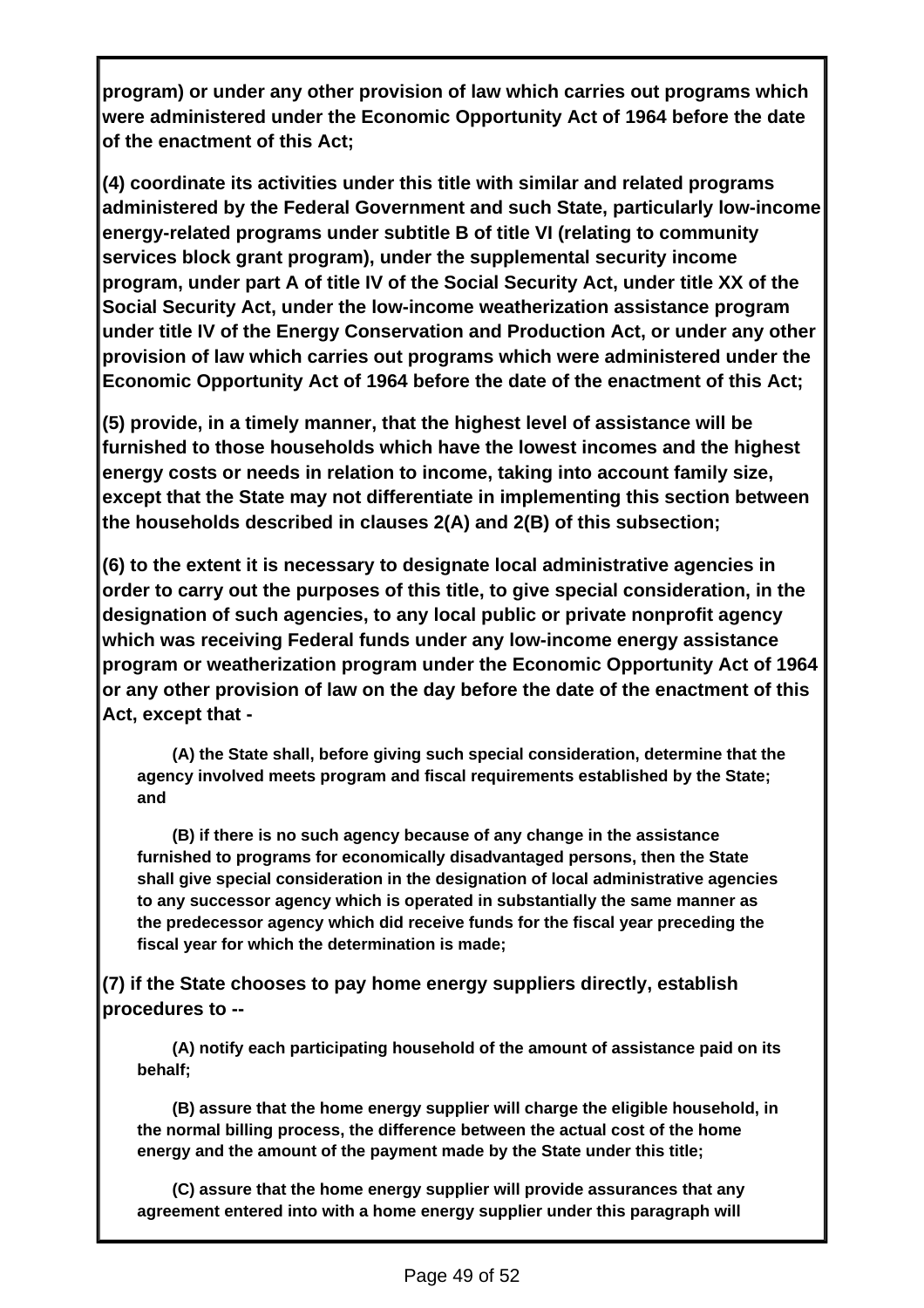**program) or under any other provision of law which carries out programs which were administered under the Economic Opportunity Act of 1964 before the date of the enactment of this Act;**

**(4) coordinate its activities under this title with similar and related programs administered by the Federal Government and such State, particularly low-income energy-related programs under subtitle B of title VI (relating to community services block grant program), under the supplemental security income program, under part A of title IV of the Social Security Act, under title XX of the Social Security Act, under the low-income weatherization assistance program under title IV of the Energy Conservation and Production Act, or under any other provision of law which carries out programs which were administered under the Economic Opportunity Act of 1964 before the date of the enactment of this Act;**

**(5) provide, in a timely manner, that the highest level of assistance will be furnished to those households which have the lowest incomes and the highest energy costs or needs in relation to income, taking into account family size, except that the State may not differentiate in implementing this section between the households described in clauses 2(A) and 2(B) of this subsection;**

**(6) to the extent it is necessary to designate local administrative agencies in order to carry out the purposes of this title, to give special consideration, in the designation of such agencies, to any local public or private nonprofit agency which was receiving Federal funds under any low-income energy assistance program or weatherization program under the Economic Opportunity Act of 1964 or any other provision of law on the day before the date of the enactment of this Act, except that -**

> **(A) the State shall, before giving such special consideration, determine that the agency involved meets program and fiscal requirements established by the State; and**
>
> **(B) if there is no such agency because of any change in the assistance furnished to programs for economically disadvantaged persons, then the State shall give special consideration in the designation of local administrative agencies to any successor agency which is operated in substantially the same manner as the predecessor agency which did receive funds for the fiscal year preceding the fiscal year for which the determination is made;**

**(7) if the State chooses to pay home energy suppliers directly, establish procedures to --**

> **(A) notify each participating household of the amount of assistance paid on its behalf;**
>
> **(B) assure that the home energy supplier will charge the eligible household, in the normal billing process, the difference between the actual cost of the home energy and the amount of the payment made by the State under this title;**
>
> **(C) assure that the home energy supplier will provide assurances that any agreement entered into with a home energy supplier under this paragraph will**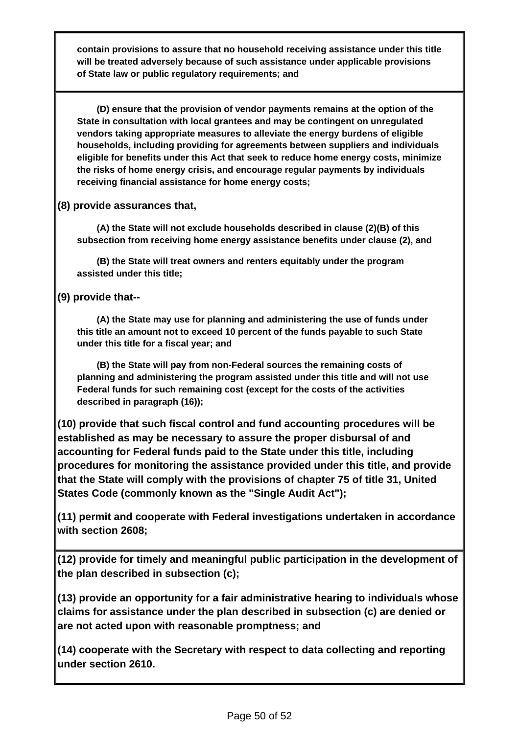**contain provisions to assure that no household receiving assistance under this title will be treated adversely because of such assistance under applicable provisions of State law or public regulatory requirements; and**

**(D) ensure that the provision of vendor payments remains at the option of the State in consultation with local grantees and may be contingent on unregulated vendors taking appropriate measures to alleviate the energy burdens of eligible households, including providing for agreements between suppliers and individuals eligible for benefits under this Act that seek to reduce home energy costs, minimize the risks of home energy crisis, and encourage regular payments by individuals receiving financial assistance for home energy costs;**

**(8) provide assurances that,**

**(A) the State will not exclude households described in clause (2)(B) of this subsection from receiving home energy assistance benefits under clause (2), and**

**(B) the State will treat owners and renters equitably under the program assisted under this title;**

**(9) provide that--**

**(A) the State may use for planning and administering the use of funds under this title an amount not to exceed 10 percent of the funds payable to such State under this title for a fiscal year; and**

**(B) the State will pay from non-Federal sources the remaining costs of planning and administering the program assisted under this title and will not use Federal funds for such remaining cost (except for the costs of the activities described in paragraph (16));**

**(10) provide that such fiscal control and fund accounting procedures will be established as may be necessary to assure the proper disbursal of and accounting for Federal funds paid to the State under this title, including procedures for monitoring the assistance provided under this title, and provide that the State will comply with the provisions of chapter 75 of title 31, United States Code (commonly known as the "Single Audit Act");**

**(11) permit and cooperate with Federal investigations undertaken in accordance with section 2608;**

**(12) provide for timely and meaningful public participation in the development of the plan described in subsection (c);**

**(13) provide an opportunity for a fair administrative hearing to individuals whose claims for assistance under the plan described in subsection (c) are denied or are not acted upon with reasonable promptness; and**

**(14) cooperate with the Secretary with respect to data collecting and reporting under section 2610.**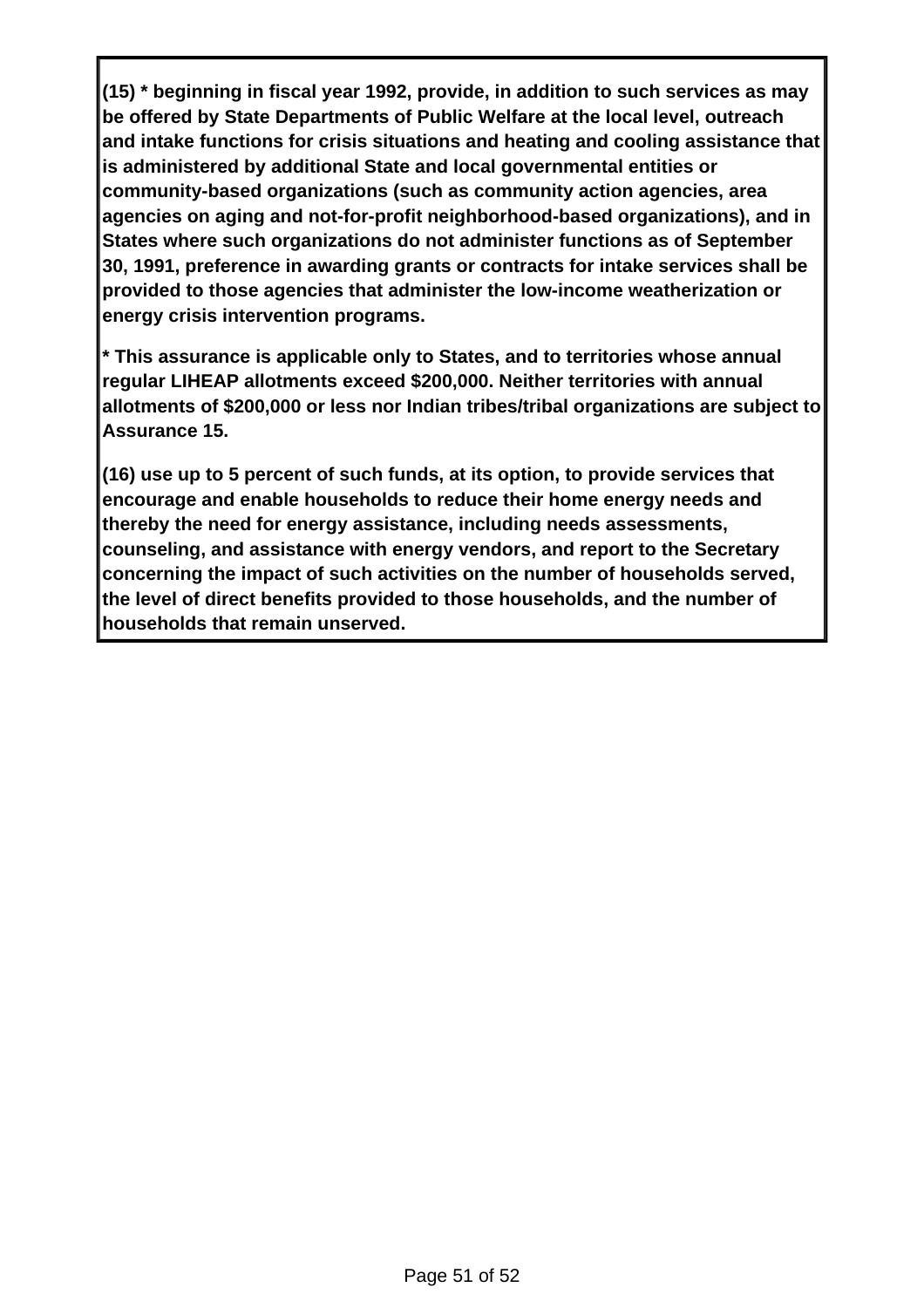**(15) * beginning in fiscal year 1992, provide, in addition to such services as may be offered by State Departments of Public Welfare at the local level, outreach and intake functions for crisis situations and heating and cooling assistance that is administered by additional State and local governmental entities or community-based organizations (such as community action agencies, area agencies on aging and not-for-profit neighborhood-based organizations), and in States where such organizations do not administer functions as of September 30, 1991, preference in awarding grants or contracts for intake services shall be provided to those agencies that administer the low-income weatherization or energy crisis intervention programs.**

**\* This assurance is applicable only to States, and to territories whose annual regular LIHEAP allotments exceed $200,000. Neither territories with annual allotments of $200,000 or less nor Indian tribes/tribal organizations are subject to Assurance 15.**

**(16) use up to 5 percent of such funds, at its option, to provide services that encourage and enable households to reduce their home energy needs and thereby the need for energy assistance, including needs assessments, counseling, and assistance with energy vendors, and report to the Secretary concerning the impact of such activities on the number of households served, the level of direct benefits provided to those households, and the number of households that remain unserved.**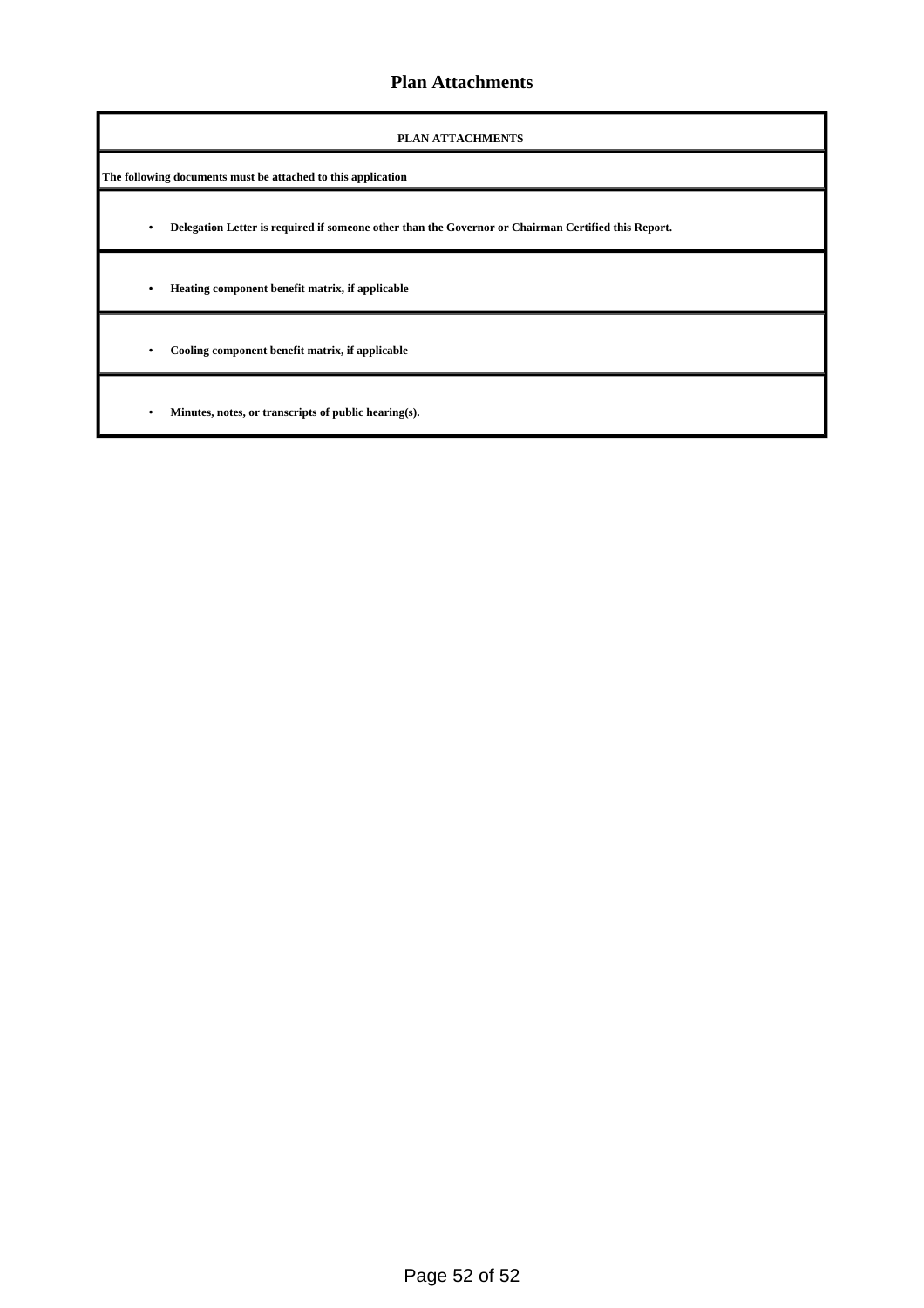## Plan Attachments

| PLAN ATTACHMENTS |
|---|
| **The following documents must be attached to this application** |
| • **Delegation Letter is required if someone other than the Governor or Chairman Certified this Report.** |
| • **Heating component benefit matrix, if applicable** |
| • **Cooling component benefit matrix, if applicable** |
| • **Minutes, notes, or transcripts of public hearing(s).** |